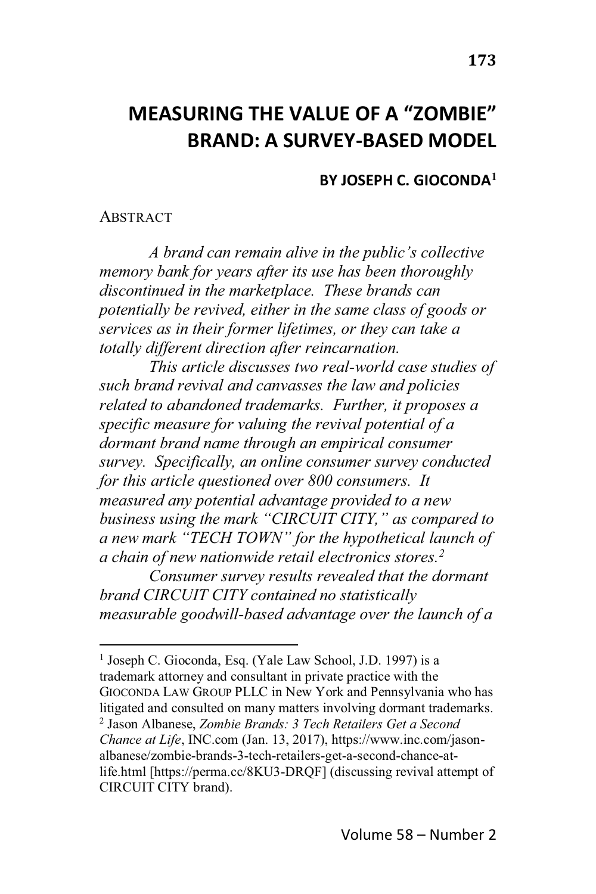# MEASURING THE VALUE OF A "ZOMBIE" BRAND: A SURVEY-BASED MODEL

**BY JOSEPH C. GIOCONDA[1]**

ABSTRACT

*A brand can remain alive in the public's collective memory bank for years after its use has been thoroughly discontinued in the marketplace. These brands can potentially be revived, either in the same class of goods or services as in their former lifetimes, or they can take a totally different direction after reincarnation.*

*This article discusses two real-world case studies of such brand revival and canvasses the law and policies related to abandoned trademarks. Further, it proposes a specific measure for valuing the revival potential of a dormant brand name through an empirical consumer survey. Specifically, an online consumer survey conducted for this article questioned over 800 consumers. It measured any potential advantage provided to a new business using the mark "CIRCUIT CITY," as compared to a new mark "TECH TOWN" for the hypothetical launch of a chain of new nationwide retail electronics stores.[2]*

*Consumer survey results revealed that the dormant brand CIRCUIT CITY contained no statistically measurable goodwill-based advantage over the launch of a*

---

[1] Joseph C. Gioconda, Esq. (Yale Law School, J.D. 1997) is a trademark attorney and consultant in private practice with the GIOCONDA LAW GROUP PLLC in New York and Pennsylvania who has litigated and consulted on many matters involving dormant trademarks.

[2] Jason Albanese, *Zombie Brands: 3 Tech Retailers Get a Second Chance at Life*, INC.com (Jan. 13, 2017), https://www.inc.com/jason-albanese/zombie-brands-3-tech-retailers-get-a-second-chance-at-life.html [https://perma.cc/8KU3-DRQF] (discussing revival attempt of CIRCUIT CITY brand).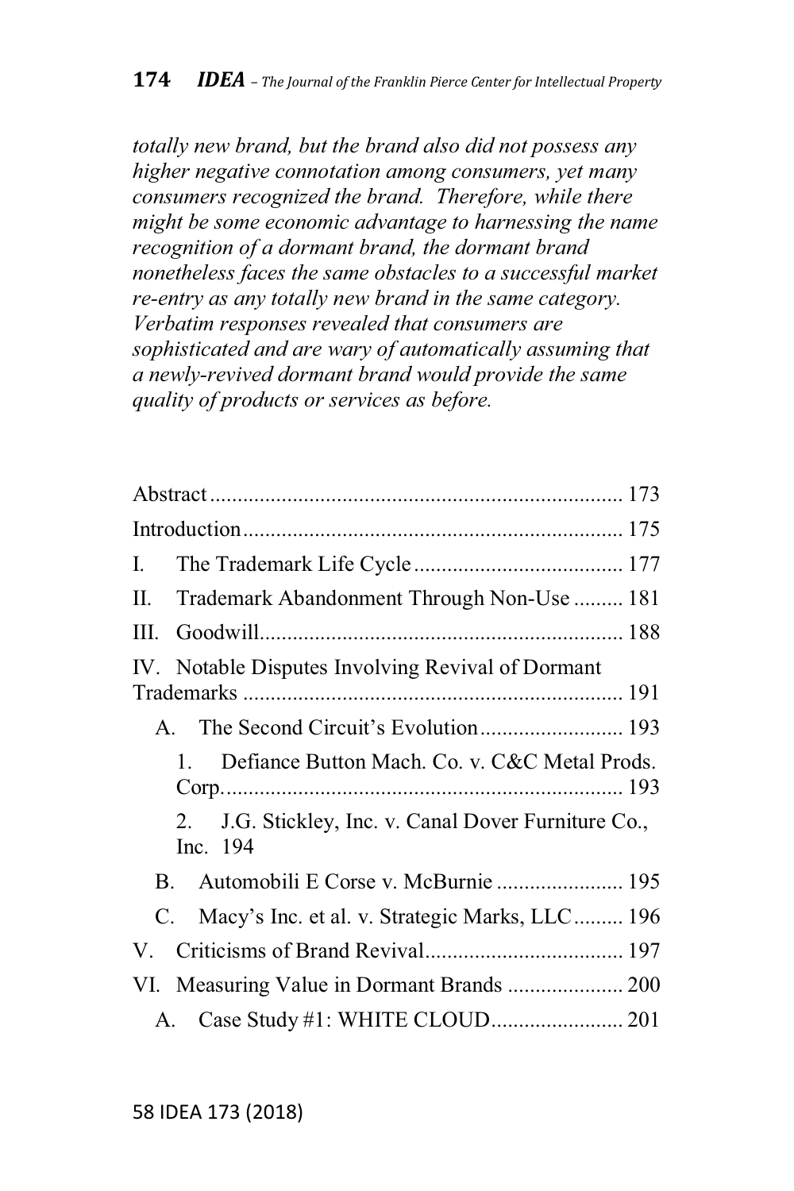*totally new brand, but the brand also did not possess any higher negative connotation among consumers, yet many consumers recognized the brand. Therefore, while there might be some economic advantage to harnessing the name recognition of a dormant brand, the dormant brand nonetheless faces the same obstacles to a successful market re-entry as any totally new brand in the same category. Verbatim responses revealed that consumers are sophisticated and are wary of automatically assuming that a newly-revived dormant brand would provide the same quality of products or services as before.*

- Abstract ........ 173
- Introduction ........ 175
- I. The Trademark Life Cycle ........ 177
- II. Trademark Abandonment Through Non-Use ........ 181
- III. Goodwill ........ 188
- IV. Notable Disputes Involving Revival of Dormant Trademarks ........ 191
  - A. The Second Circuit's Evolution ........ 193
    - 1. Defiance Button Mach. Co. v. C&C Metal Prods. Corp. ........ 193
    - 2. J.G. Stickley, Inc. v. Canal Dover Furniture Co., Inc. 194
  - B. Automobili E Corse v. McBurnie ........ 195
  - C. Macy's Inc. et al. v. Strategic Marks, LLC ........ 196
- V. Criticisms of Brand Revival ........ 197
- VI. Measuring Value in Dormant Brands ........ 200
  - A. Case Study #1: WHITE CLOUD ........ 201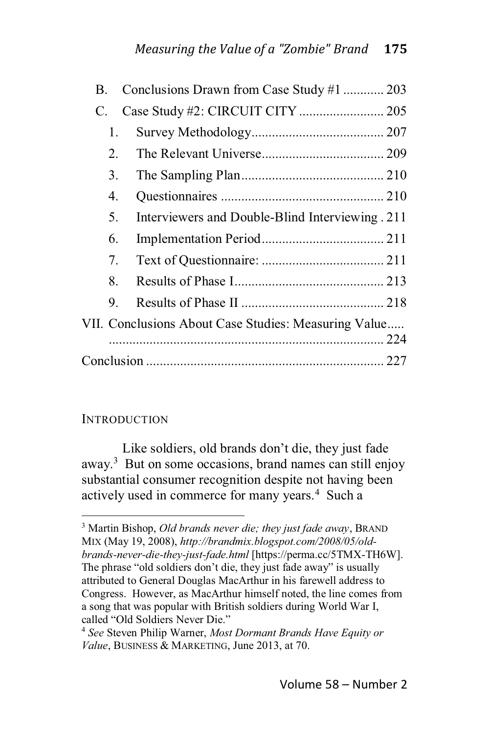B. Conclusions Drawn from Case Study #1 ............ 203

C. Case Study #2: CIRCUIT CITY ......................... 205

1. Survey Methodology....................................... 207
2. The Relevant Universe.................................... 209
3. The Sampling Plan.......................................... 210
4. Questionnaires ............................................... 210
5. Interviewers and Double-Blind Interviewing . 211
6. Implementation Period.................................... 211
7. Text of Questionnaire: .................................... 211
8. Results of Phase I............................................ 213
9. Results of Phase II .......................................... 218

VII. Conclusions About Case Studies: Measuring Value..... ................................................................................ 224

Conclusion ..................................................................... 227

## INTRODUCTION

Like soldiers, old brands don't die, they just fade away.[3] But on some occasions, brand names can still enjoy substantial consumer recognition despite not having been actively used in commerce for many years.[4] Such a

---

[3] Martin Bishop, *Old brands never die; they just fade away*, BRAND MIX (May 19, 2008), *http://brandmix.blogspot.com/2008/05/old-brands-never-die-they-just-fade.html* [https://perma.cc/5TMX-TH6W]. The phrase "old soldiers don't die, they just fade away" is usually attributed to General Douglas MacArthur in his farewell address to Congress. However, as MacArthur himself noted, the line comes from a song that was popular with British soldiers during World War I, called "Old Soldiers Never Die."

[4] *See* Steven Philip Warner, *Most Dormant Brands Have Equity or Value*, BUSINESS & MARKETING, June 2013, at 70.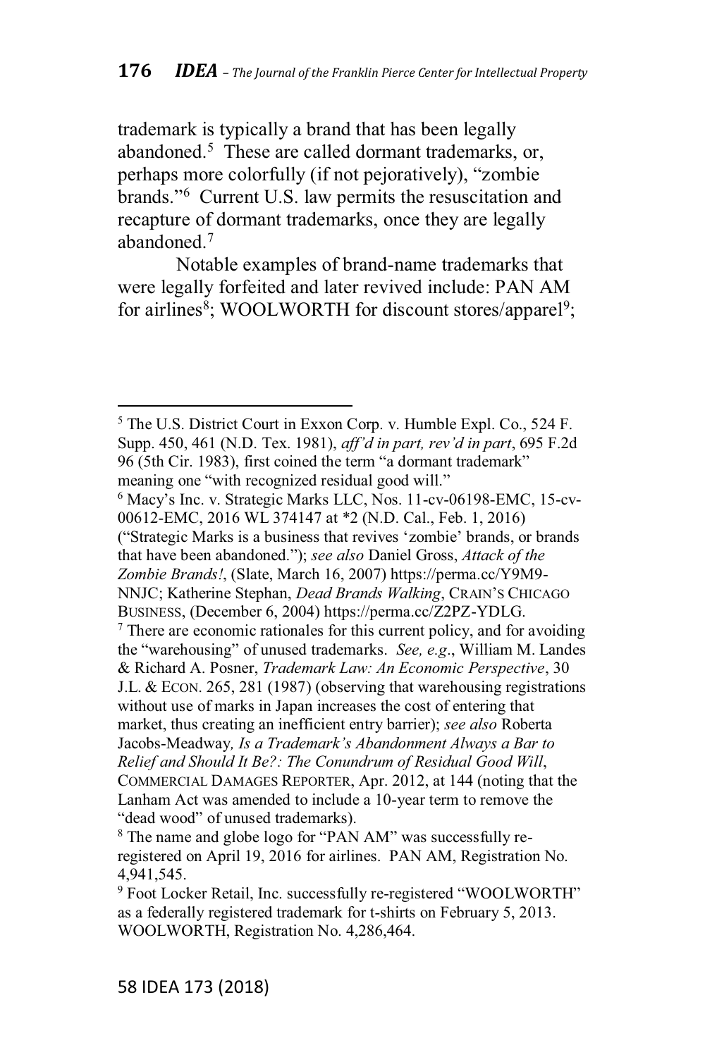trademark is typically a brand that has been legally abandoned.[5] These are called dormant trademarks, or, perhaps more colorfully (if not pejoratively), "zombie brands."[6] Current U.S. law permits the resuscitation and recapture of dormant trademarks, once they are legally abandoned.[7]

Notable examples of brand-name trademarks that were legally forfeited and later revived include: PAN AM for airlines[8]; WOOLWORTH for discount stores/apparel[9];

---

[5] The U.S. District Court in Exxon Corp. v. Humble Expl. Co., 524 F. Supp. 450, 461 (N.D. Tex. 1981), *aff'd in part, rev'd in part*, 695 F.2d 96 (5th Cir. 1983), first coined the term "a dormant trademark" meaning one "with recognized residual good will."

[6] Macy's Inc. v. Strategic Marks LLC, Nos. 11-cv-06198-EMC, 15-cv-00612-EMC, 2016 WL 374147 at *2 (N.D. Cal., Feb. 1, 2016) ("Strategic Marks is a business that revives 'zombie' brands, or brands that have been abandoned."); *see also* Daniel Gross, *Attack of the Zombie Brands!*, (Slate, March 16, 2007) https://perma.cc/Y9M9-NNJC; Katherine Stephan, *Dead Brands Walking*, CRAIN'S CHICAGO BUSINESS, (December 6, 2004) https://perma.cc/Z2PZ-YDLG.

[7] There are economic rationales for this current policy, and for avoiding the "warehousing" of unused trademarks. *See, e.g*., William M. Landes & Richard A. Posner, *Trademark Law: An Economic Perspective*, 30 J.L. & ECON. 265, 281 (1987) (observing that warehousing registrations without use of marks in Japan increases the cost of entering that market, thus creating an inefficient entry barrier); *see also* Roberta Jacobs-Meadway*, Is a Trademark's Abandonment Always a Bar to Relief and Should It Be?: The Conundrum of Residual Good Will*, COMMERCIAL DAMAGES REPORTER, Apr. 2012, at 144 (noting that the Lanham Act was amended to include a 10-year term to remove the "dead wood" of unused trademarks).

[8] The name and globe logo for "PAN AM" was successfully re-registered on April 19, 2016 for airlines. PAN AM, Registration No. 4,941,545.

[9] Foot Locker Retail, Inc. successfully re-registered "WOOLWORTH" as a federally registered trademark for t-shirts on February 5, 2013. WOOLWORTH, Registration No. 4,286,464.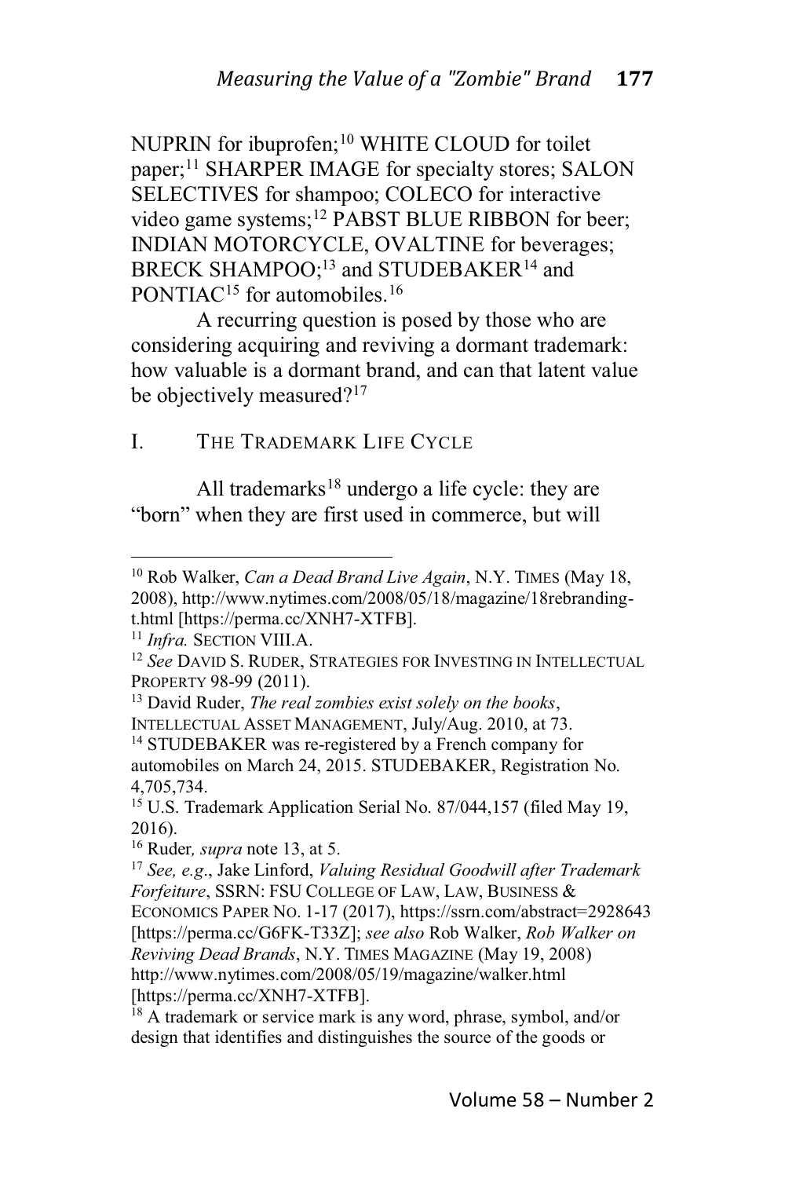NUPRIN for ibuprofen;[10] WHITE CLOUD for toilet paper;[11] SHARPER IMAGE for specialty stores; SALON SELECTIVES for shampoo; COLECO for interactive video game systems;[12] PABST BLUE RIBBON for beer; INDIAN MOTORCYCLE, OVALTINE for beverages; BRECK SHAMPOO;[13] and STUDEBAKER[14] and PONTIAC[15] for automobiles.[16]

A recurring question is posed by those who are considering acquiring and reviving a dormant trademark: how valuable is a dormant brand, and can that latent value be objectively measured?[17]

## I. THE TRADEMARK LIFE CYCLE

All trademarks[18] undergo a life cycle: they are "born" when they are first used in commerce, but will

---

[10] Rob Walker, *Can a Dead Brand Live Again*, N.Y. TIMES (May 18, 2008), http://www.nytimes.com/2008/05/18/magazine/18rebranding-t.html [https://perma.cc/XNH7-XTFB].

[11] *Infra.* SECTION VIII.A.

[12] *See* DAVID S. RUDER, STRATEGIES FOR INVESTING IN INTELLECTUAL PROPERTY 98-99 (2011).

[13] David Ruder, *The real zombies exist solely on the books*, INTELLECTUAL ASSET MANAGEMENT, July/Aug. 2010, at 73.

[14] STUDEBAKER was re-registered by a French company for automobiles on March 24, 2015. STUDEBAKER, Registration No. 4,705,734.

[15] U.S. Trademark Application Serial No. 87/044,157 (filed May 19, 2016).

[16] Ruder, *supra* note 13, at 5.

[17] *See, e.g*., Jake Linford, *Valuing Residual Goodwill after Trademark Forfeiture*, SSRN: FSU COLLEGE OF LAW, LAW, BUSINESS & ECONOMICS PAPER NO. 1-17 (2017), https://ssrn.com/abstract=2928643 [https://perma.cc/G6FK-T33Z]; *see also* Rob Walker, *Rob Walker on Reviving Dead Brands*, N.Y. TIMES MAGAZINE (May 19, 2008) http://www.nytimes.com/2008/05/19/magazine/walker.html [https://perma.cc/XNH7-XTFB].

[18] A trademark or service mark is any word, phrase, symbol, and/or design that identifies and distinguishes the source of the goods or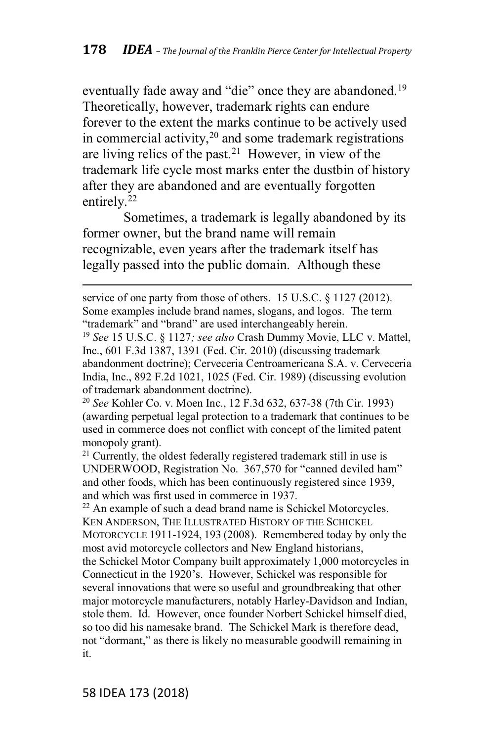eventually fade away and "die" once they are abandoned.[19] Theoretically, however, trademark rights can endure forever to the extent the marks continue to be actively used in commercial activity,[20] and some trademark registrations are living relics of the past.[21] However, in view of the trademark life cycle most marks enter the dustbin of history after they are abandoned and are eventually forgotten entirely.[22]

Sometimes, a trademark is legally abandoned by its former owner, but the brand name will remain recognizable, even years after the trademark itself has legally passed into the public domain. Although these

---

service of one party from those of others. 15 U.S.C. § 1127 (2012). Some examples include brand names, slogans, and logos. The term "trademark" and "brand" are used interchangeably herein.

[19] *See* 15 U.S.C. § 1127*; see also* Crash Dummy Movie, LLC v. Mattel, Inc., 601 F.3d 1387, 1391 (Fed. Cir. 2010) (discussing trademark abandonment doctrine); Cerveceria Centroamericana S.A. v. Cerveceria India, Inc., 892 F.2d 1021, 1025 (Fed. Cir. 1989) (discussing evolution of trademark abandonment doctrine).

[20] *See* Kohler Co. v. Moen Inc., 12 F.3d 632, 637-38 (7th Cir. 1993) (awarding perpetual legal protection to a trademark that continues to be used in commerce does not conflict with concept of the limited patent monopoly grant).

[21] Currently, the oldest federally registered trademark still in use is UNDERWOOD, Registration No. 367,570 for "canned deviled ham" and other foods, which has been continuously registered since 1939, and which was first used in commerce in 1937.

[22] An example of such a dead brand name is Schickel Motorcycles. KEN ANDERSON, THE ILLUSTRATED HISTORY OF THE SCHICKEL MOTORCYCLE 1911-1924, 193 (2008). Remembered today by only the most avid motorcycle collectors and New England historians, the Schickel Motor Company built approximately 1,000 motorcycles in Connecticut in the 1920's. However, Schickel was responsible for several innovations that were so useful and groundbreaking that other major motorcycle manufacturers, notably Harley-Davidson and Indian, stole them. Id. However, once founder Norbert Schickel himself died, so too did his namesake brand. The Schickel Mark is therefore dead, not "dormant," as there is likely no measurable goodwill remaining in it.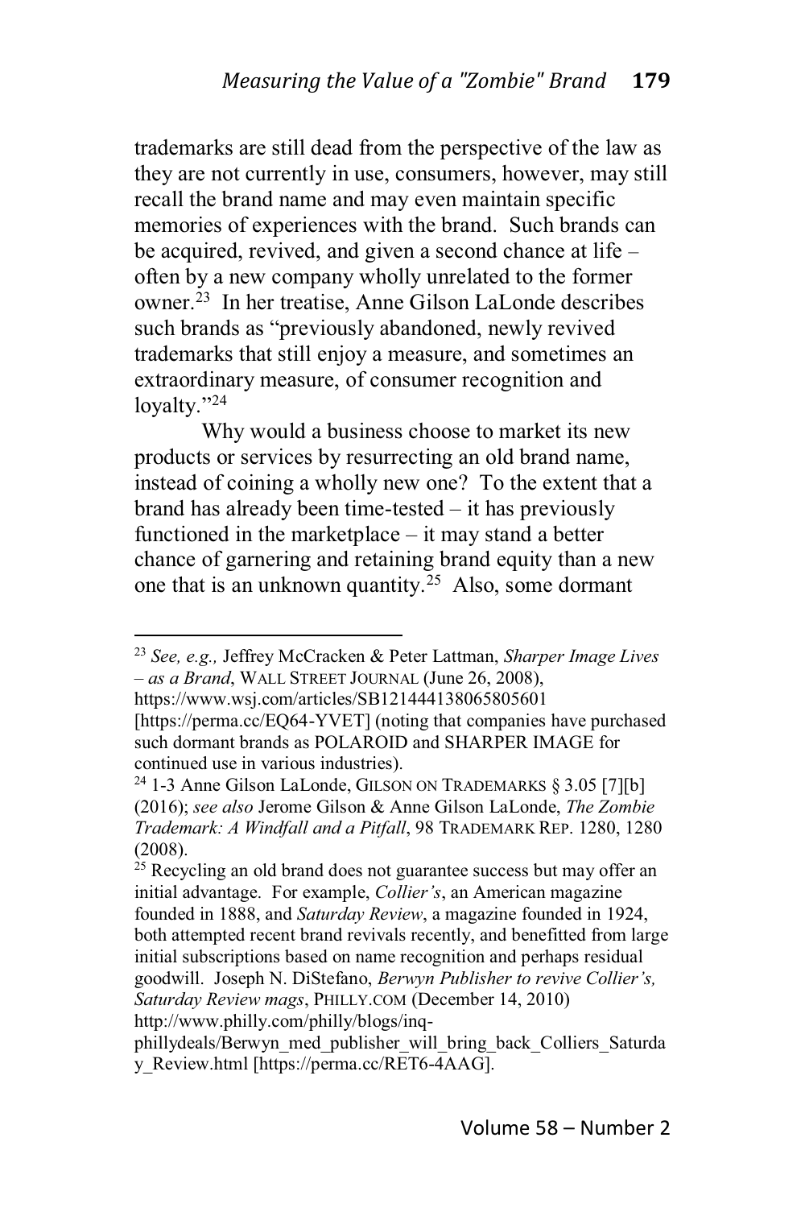trademarks are still dead from the perspective of the law as they are not currently in use, consumers, however, may still recall the brand name and may even maintain specific memories of experiences with the brand. Such brands can be acquired, revived, and given a second chance at life – often by a new company wholly unrelated to the former owner.[23] In her treatise, Anne Gilson LaLonde describes such brands as "previously abandoned, newly revived trademarks that still enjoy a measure, and sometimes an extraordinary measure, of consumer recognition and loyalty."[24]

Why would a business choose to market its new products or services by resurrecting an old brand name, instead of coining a wholly new one? To the extent that a brand has already been time-tested – it has previously functioned in the marketplace – it may stand a better chance of garnering and retaining brand equity than a new one that is an unknown quantity.[25] Also, some dormant

---

[23] *See, e.g.,* Jeffrey McCracken & Peter Lattman, *Sharper Image Lives – as a Brand*, WALL STREET JOURNAL (June 26, 2008), https://www.wsj.com/articles/SB121444138065805601 [https://perma.cc/EQ64-YVET] (noting that companies have purchased such dormant brands as POLAROID and SHARPER IMAGE for continued use in various industries).

[24] 1-3 Anne Gilson LaLonde, GILSON ON TRADEMARKS § 3.05 [7][b] (2016); *see also* Jerome Gilson & Anne Gilson LaLonde, *The Zombie Trademark: A Windfall and a Pitfall*, 98 TRADEMARK REP. 1280, 1280 (2008).

[25] Recycling an old brand does not guarantee success but may offer an initial advantage. For example, *Collier's*, an American magazine founded in 1888, and *Saturday Review*, a magazine founded in 1924, both attempted recent brand revivals recently, and benefitted from large initial subscriptions based on name recognition and perhaps residual goodwill. Joseph N. DiStefano, *Berwyn Publisher to revive Collier's, Saturday Review mags*, PHILLY.COM (December 14, 2010) http://www.philly.com/philly/blogs/inq-phillydeals/Berwyn_med_publisher_will_bring_back_Colliers_Saturday_Review.html [https://perma.cc/RET6-4AAG].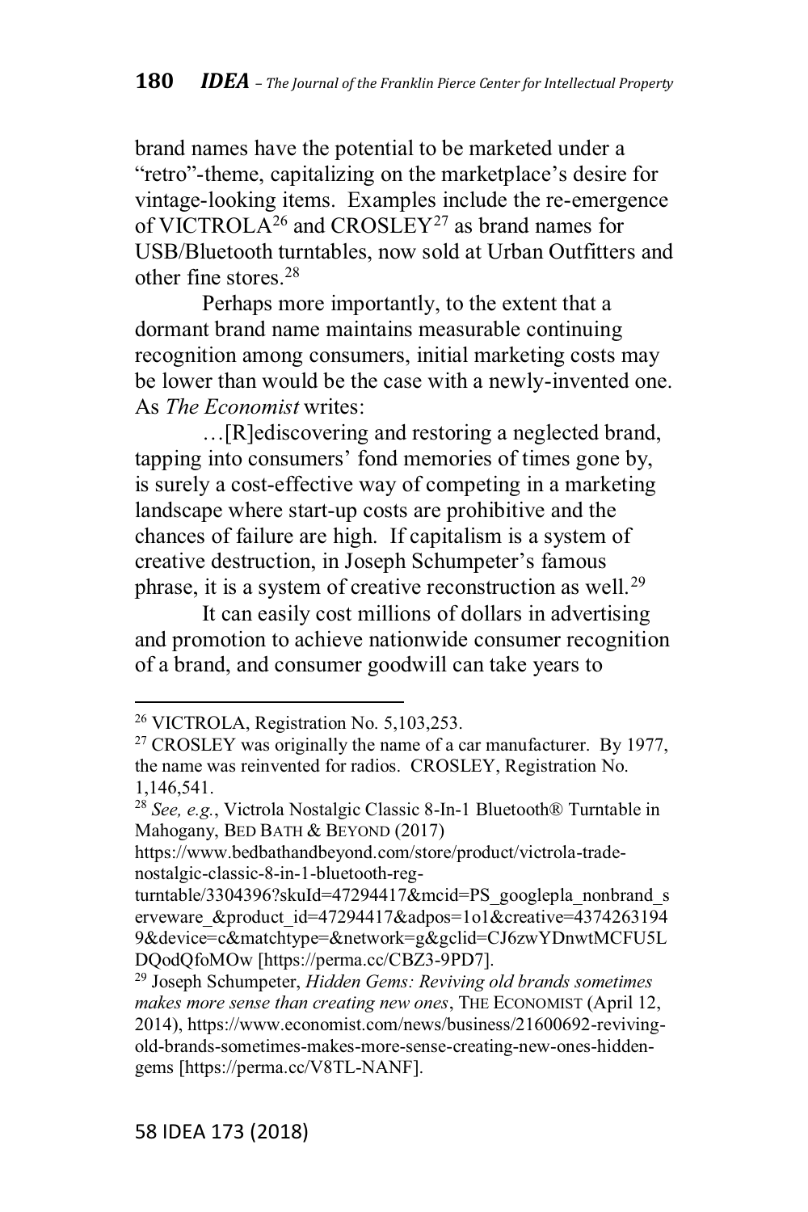brand names have the potential to be marketed under a "retro"-theme, capitalizing on the marketplace's desire for vintage-looking items. Examples include the re-emergence of VICTROLA[26] and CROSLEY[27] as brand names for USB/Bluetooth turntables, now sold at Urban Outfitters and other fine stores.[28]

Perhaps more importantly, to the extent that a dormant brand name maintains measurable continuing recognition among consumers, initial marketing costs may be lower than would be the case with a newly-invented one. As *The Economist* writes:

> …[R]ediscovering and restoring a neglected brand, tapping into consumers' fond memories of times gone by, is surely a cost-effective way of competing in a marketing landscape where start-up costs are prohibitive and the chances of failure are high. If capitalism is a system of creative destruction, in Joseph Schumpeter's famous phrase, it is a system of creative reconstruction as well.[29]

It can easily cost millions of dollars in advertising and promotion to achieve nationwide consumer recognition of a brand, and consumer goodwill can take years to

---

[26] VICTROLA, Registration No. 5,103,253.

[27] CROSLEY was originally the name of a car manufacturer. By 1977, the name was reinvented for radios. CROSLEY, Registration No. 1,146,541.

[28] *See, e.g.*, Victrola Nostalgic Classic 8-In-1 Bluetooth® Turntable in Mahogany, BED BATH & BEYOND (2017) https://www.bedbathandbeyond.com/store/product/victrola-trade-nostalgic-classic-8-in-1-bluetooth-reg-turntable/3304396?skuId=47294417&mcid=PS_googlepla_nonbrand_serveware_&product_id=47294417&adpos=1o1&creative=43742631949&device=c&matchtype=&network=g&gclid=CJ6zwYDnwtMCFU5LDQodQfoMOw [https://perma.cc/CBZ3-9PD7].

[29] Joseph Schumpeter, *Hidden Gems: Reviving old brands sometimes makes more sense than creating new ones*, THE ECONOMIST (April 12, 2014), https://www.economist.com/news/business/21600692-reviving-old-brands-sometimes-makes-more-sense-creating-new-ones-hidden-gems [https://perma.cc/V8TL-NANF].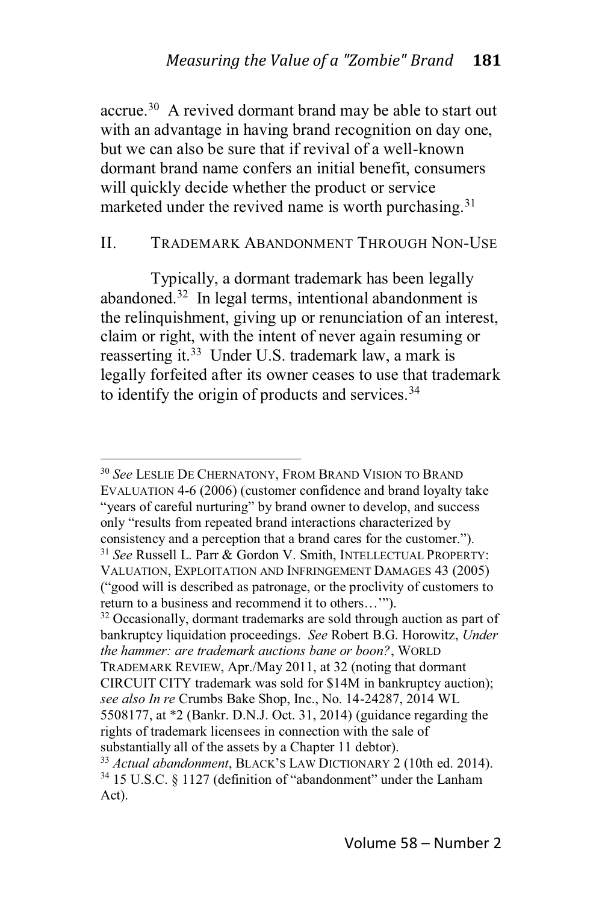accrue.[30] A revived dormant brand may be able to start out with an advantage in having brand recognition on day one, but we can also be sure that if revival of a well-known dormant brand name confers an initial benefit, consumers will quickly decide whether the product or service marketed under the revived name is worth purchasing.[31]

## II. Trademark Abandonment Through Non-Use

Typically, a dormant trademark has been legally abandoned.[32] In legal terms, intentional abandonment is the relinquishment, giving up or renunciation of an interest, claim or right, with the intent of never again resuming or reasserting it.[33] Under U.S. trademark law, a mark is legally forfeited after its owner ceases to use that trademark to identify the origin of products and services.[34]

---

[30] *See* Leslie De Chernatony, From Brand Vision to Brand Evaluation 4-6 (2006) (customer confidence and brand loyalty take "years of careful nurturing" by brand owner to develop, and success only "results from repeated brand interactions characterized by consistency and a perception that a brand cares for the customer.").

[31] *See* Russell L. Parr & Gordon V. Smith, Intellectual Property: Valuation, Exploitation and Infringement Damages 43 (2005) ("good will is described as patronage, or the proclivity of customers to return to a business and recommend it to others…'").

[32] Occasionally, dormant trademarks are sold through auction as part of bankruptcy liquidation proceedings. *See* Robert B.G. Horowitz, *Under the hammer: are trademark auctions bane or boon?*, World Trademark Review, Apr./May 2011, at 32 (noting that dormant CIRCUIT CITY trademark was sold for $14M in bankruptcy auction); *see also In re* Crumbs Bake Shop, Inc., No. 14-24287, 2014 WL 5508177, at *2 (Bankr. D.N.J. Oct. 31, 2014) (guidance regarding the rights of trademark licensees in connection with the sale of substantially all of the assets by a Chapter 11 debtor).

[33] *Actual abandonment*, Black's Law Dictionary 2 (10th ed. 2014).

[34] 15 U.S.C. § 1127 (definition of "abandonment" under the Lanham Act).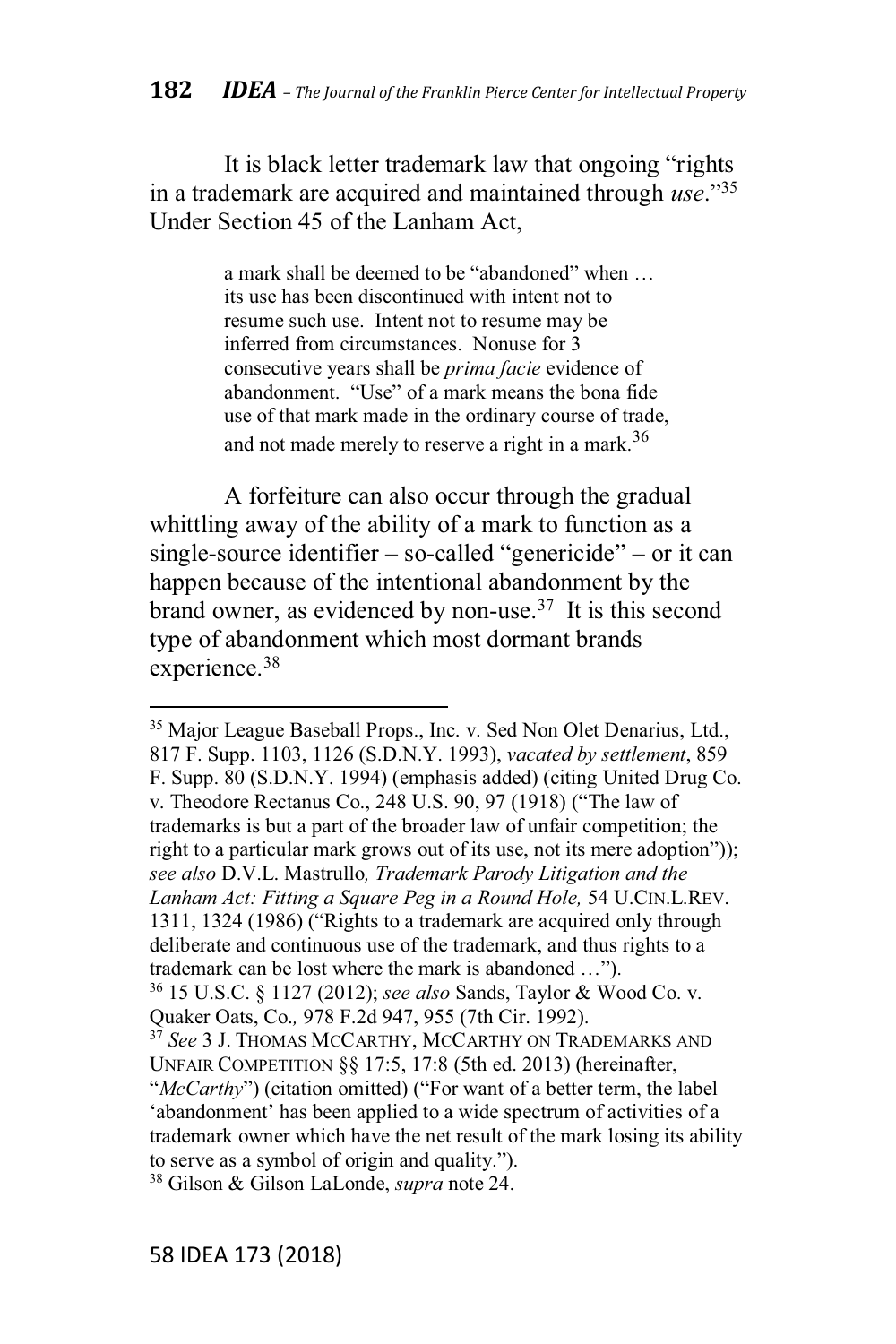It is black letter trademark law that ongoing "rights in a trademark are acquired and maintained through *use*."[35] Under Section 45 of the Lanham Act,

> a mark shall be deemed to be "abandoned" when … its use has been discontinued with intent not to resume such use. Intent not to resume may be inferred from circumstances. Nonuse for 3 consecutive years shall be *prima facie* evidence of abandonment. "Use" of a mark means the bona fide use of that mark made in the ordinary course of trade, and not made merely to reserve a right in a mark.[36]

A forfeiture can also occur through the gradual whittling away of the ability of a mark to function as a single-source identifier – so-called "genericide" – or it can happen because of the intentional abandonment by the brand owner, as evidenced by non-use.[37] It is this second type of abandonment which most dormant brands experience.[38]

---

[35] Major League Baseball Props., Inc. v. Sed Non Olet Denarius, Ltd., 817 F. Supp. 1103, 1126 (S.D.N.Y. 1993), *vacated by settlement*, 859 F. Supp. 80 (S.D.N.Y. 1994) (emphasis added) (citing United Drug Co. v. Theodore Rectanus Co., 248 U.S. 90, 97 (1918) ("The law of trademarks is but a part of the broader law of unfair competition; the right to a particular mark grows out of its use, not its mere adoption")); *see also* D.V.L. Mastrullo*, Trademark Parody Litigation and the Lanham Act: Fitting a Square Peg in a Round Hole,* 54 U.CIN.L.REV. 1311, 1324 (1986) ("Rights to a trademark are acquired only through deliberate and continuous use of the trademark, and thus rights to a trademark can be lost where the mark is abandoned …").

[36] 15 U.S.C. § 1127 (2012); *see also* Sands, Taylor & Wood Co. v. Quaker Oats, Co.*,* 978 F.2d 947, 955 (7th Cir. 1992).

[37] *See* 3 J. THOMAS MCCARTHY, MCCARTHY ON TRADEMARKS AND UNFAIR COMPETITION §§ 17:5, 17:8 (5th ed. 2013) (hereinafter, "*McCarthy*") (citation omitted) ("For want of a better term, the label 'abandonment' has been applied to a wide spectrum of activities of a trademark owner which have the net result of the mark losing its ability to serve as a symbol of origin and quality.").

[38] Gilson & Gilson LaLonde, *supra* note 24.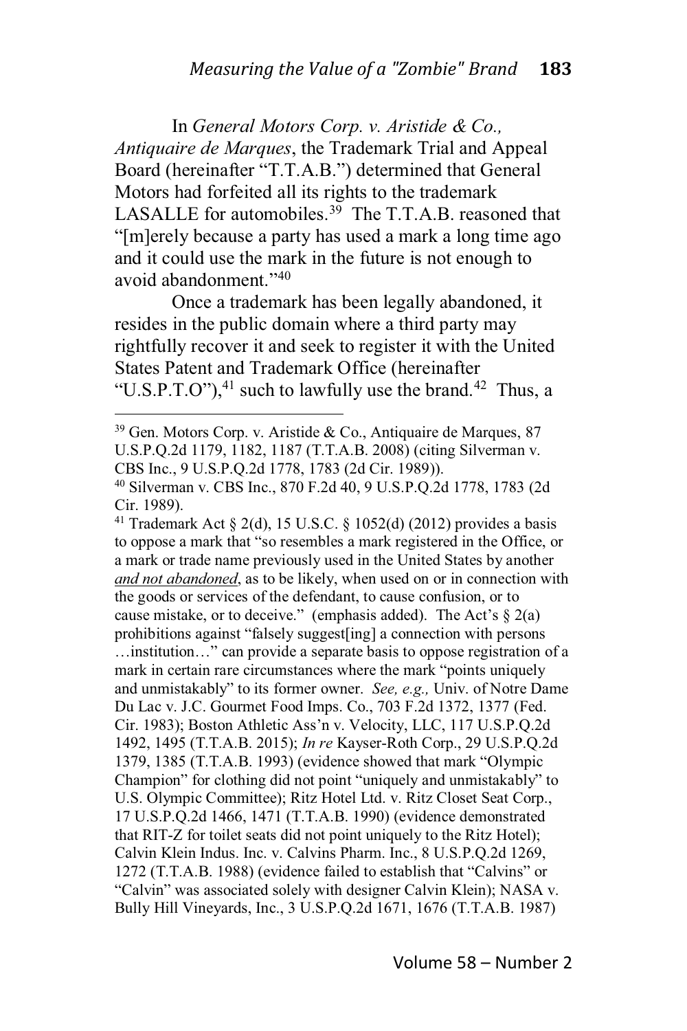In *General Motors Corp. v. Aristide & Co., Antiquaire de Marques*, the Trademark Trial and Appeal Board (hereinafter "T.T.A.B.") determined that General Motors had forfeited all its rights to the trademark LASALLE for automobiles.[39] The T.T.A.B. reasoned that "[m]erely because a party has used a mark a long time ago and it could use the mark in the future is not enough to avoid abandonment."[40]

Once a trademark has been legally abandoned, it resides in the public domain where a third party may rightfully recover it and seek to register it with the United States Patent and Trademark Office (hereinafter "U.S.P.T.O"),[41] such to lawfully use the brand.[42] Thus, a

---

[39] Gen. Motors Corp. v. Aristide & Co., Antiquaire de Marques, 87 U.S.P.Q.2d 1179, 1182, 1187 (T.T.A.B. 2008) (citing Silverman v. CBS Inc., 9 U.S.P.Q.2d 1778, 1783 (2d Cir. 1989)).

[40] Silverman v. CBS Inc., 870 F.2d 40, 9 U.S.P.Q.2d 1778, 1783 (2d Cir. 1989).

[41] Trademark Act § 2(d), 15 U.S.C. § 1052(d) (2012) provides a basis to oppose a mark that "so resembles a mark registered in the Office, or a mark or trade name previously used in the United States by another ***and not abandoned***, as to be likely, when used on or in connection with the goods or services of the defendant, to cause confusion, or to cause mistake, or to deceive." (emphasis added). The Act's § 2(a) prohibitions against "falsely suggest[ing] a connection with persons …institution…" can provide a separate basis to oppose registration of a mark in certain rare circumstances where the mark "points uniquely and unmistakably" to its former owner. *See, e.g.,* Univ. of Notre Dame Du Lac v. J.C. Gourmet Food Imps. Co., 703 F.2d 1372, 1377 (Fed. Cir. 1983); Boston Athletic Ass'n v. Velocity, LLC, 117 U.S.P.Q.2d 1492, 1495 (T.T.A.B. 2015); *In re* Kayser-Roth Corp., 29 U.S.P.Q.2d 1379, 1385 (T.T.A.B. 1993) (evidence showed that mark "Olympic Champion" for clothing did not point "uniquely and unmistakably" to U.S. Olympic Committee); Ritz Hotel Ltd. v. Ritz Closet Seat Corp., 17 U.S.P.Q.2d 1466, 1471 (T.T.A.B. 1990) (evidence demonstrated that RIT-Z for toilet seats did not point uniquely to the Ritz Hotel); Calvin Klein Indus. Inc. v. Calvins Pharm. Inc., 8 U.S.P.Q.2d 1269, 1272 (T.T.A.B. 1988) (evidence failed to establish that "Calvins" or "Calvin" was associated solely with designer Calvin Klein); NASA v. Bully Hill Vineyards, Inc., 3 U.S.P.Q.2d 1671, 1676 (T.T.A.B. 1987)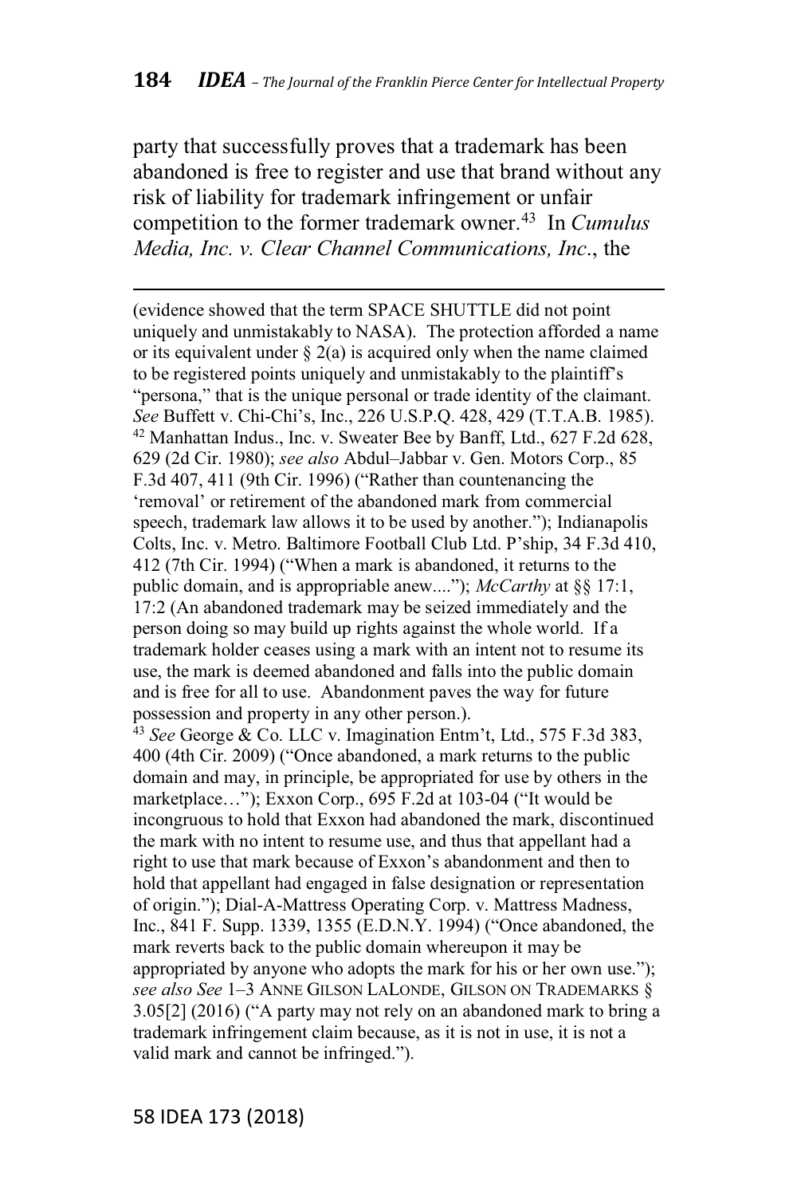party that successfully proves that a trademark has been abandoned is free to register and use that brand without any risk of liability for trademark infringement or unfair competition to the former trademark owner.[43] In *Cumulus Media, Inc. v. Clear Channel Communications, Inc*., the

---

(evidence showed that the term SPACE SHUTTLE did not point uniquely and unmistakably to NASA). The protection afforded a name or its equivalent under § 2(a) is acquired only when the name claimed to be registered points uniquely and unmistakably to the plaintiff's "persona," that is the unique personal or trade identity of the claimant. *See* Buffett v. Chi-Chi's, Inc., 226 U.S.P.Q. 428, 429 (T.T.A.B. 1985).

[42] Manhattan Indus., Inc. v. Sweater Bee by Banff, Ltd., 627 F.2d 628, 629 (2d Cir. 1980); *see also* Abdul–Jabbar v. Gen. Motors Corp., 85 F.3d 407, 411 (9th Cir. 1996) ("Rather than countenancing the 'removal' or retirement of the abandoned mark from commercial speech, trademark law allows it to be used by another."); Indianapolis Colts, Inc. v. Metro. Baltimore Football Club Ltd. P'ship, 34 F.3d 410, 412 (7th Cir. 1994) ("When a mark is abandoned, it returns to the public domain, and is appropriable anew...."); *McCarthy* at §§ 17:1, 17:2 (An abandoned trademark may be seized immediately and the person doing so may build up rights against the whole world. If a trademark holder ceases using a mark with an intent not to resume its use, the mark is deemed abandoned and falls into the public domain and is free for all to use. Abandonment paves the way for future possession and property in any other person.).

[43] *See* George & Co. LLC v. Imagination Entm't, Ltd., 575 F.3d 383, 400 (4th Cir. 2009) ("Once abandoned, a mark returns to the public domain and may, in principle, be appropriated for use by others in the marketplace…"); Exxon Corp., 695 F.2d at 103-04 ("It would be incongruous to hold that Exxon had abandoned the mark, discontinued the mark with no intent to resume use, and thus that appellant had a right to use that mark because of Exxon's abandonment and then to hold that appellant had engaged in false designation or representation of origin."); Dial-A-Mattress Operating Corp. v. Mattress Madness, Inc., 841 F. Supp. 1339, 1355 (E.D.N.Y. 1994) ("Once abandoned, the mark reverts back to the public domain whereupon it may be appropriated by anyone who adopts the mark for his or her own use."); *see also See* 1–3 ANNE GILSON LALONDE, GILSON ON TRADEMARKS § 3.05[2] (2016) ("A party may not rely on an abandoned mark to bring a trademark infringement claim because, as it is not in use, it is not a valid mark and cannot be infringed.").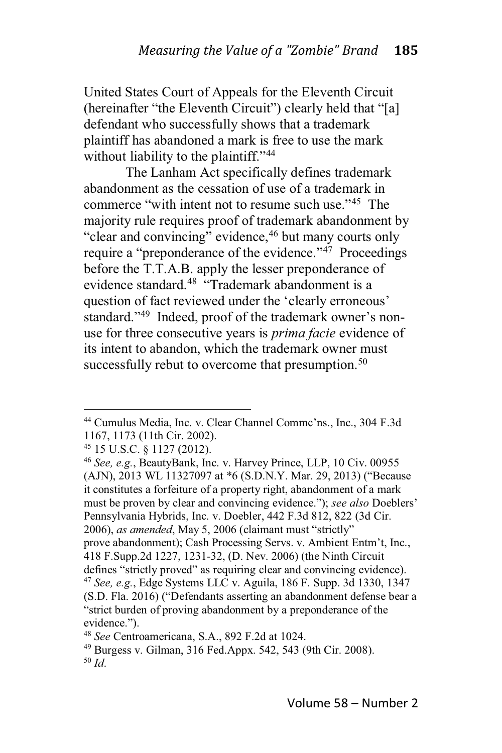United States Court of Appeals for the Eleventh Circuit (hereinafter "the Eleventh Circuit") clearly held that "[a] defendant who successfully shows that a trademark plaintiff has abandoned a mark is free to use the mark without liability to the plaintiff."[44]

The Lanham Act specifically defines trademark abandonment as the cessation of use of a trademark in commerce "with intent not to resume such use."[45] The majority rule requires proof of trademark abandonment by "clear and convincing" evidence,[46] but many courts only require a "preponderance of the evidence."[47] Proceedings before the T.T.A.B. apply the lesser preponderance of evidence standard.[48] "Trademark abandonment is a question of fact reviewed under the 'clearly erroneous' standard."[49] Indeed, proof of the trademark owner's non-use for three consecutive years is *prima facie* evidence of its intent to abandon, which the trademark owner must successfully rebut to overcome that presumption.[50]

---

[44] Cumulus Media, Inc. v. Clear Channel Commc'ns., Inc., 304 F.3d 1167, 1173 (11th Cir. 2002).

[45] 15 U.S.C. § 1127 (2012).

[46] *See, e.g.*, BeautyBank, Inc. v. Harvey Prince, LLP, 10 Civ. 00955 (AJN), 2013 WL 11327097 at *6 (S.D.N.Y. Mar. 29, 2013) ("Because it constitutes a forfeiture of a property right, abandonment of a mark must be proven by clear and convincing evidence."); *see also* Doeblers' Pennsylvania Hybrids, Inc. v. Doebler, 442 F.3d 812, 822 (3d Cir. 2006), *as amended*, May 5, 2006 (claimant must "strictly" prove abandonment); Cash Processing Servs. v. Ambient Entm't, Inc., 418 F.Supp.2d 1227, 1231-32, (D. Nev. 2006) (the Ninth Circuit defines "strictly proved" as requiring clear and convincing evidence).

[47] *See, e.g.*, Edge Systems LLC v. Aguila, 186 F. Supp. 3d 1330, 1347 (S.D. Fla. 2016) ("Defendants asserting an abandonment defense bear a "strict burden of proving abandonment by a preponderance of the evidence.").

[48] *See* Centroamericana, S.A., 892 F.2d at 1024.

[49] Burgess v. Gilman, 316 Fed.Appx. 542, 543 (9th Cir. 2008).

[50] *Id.*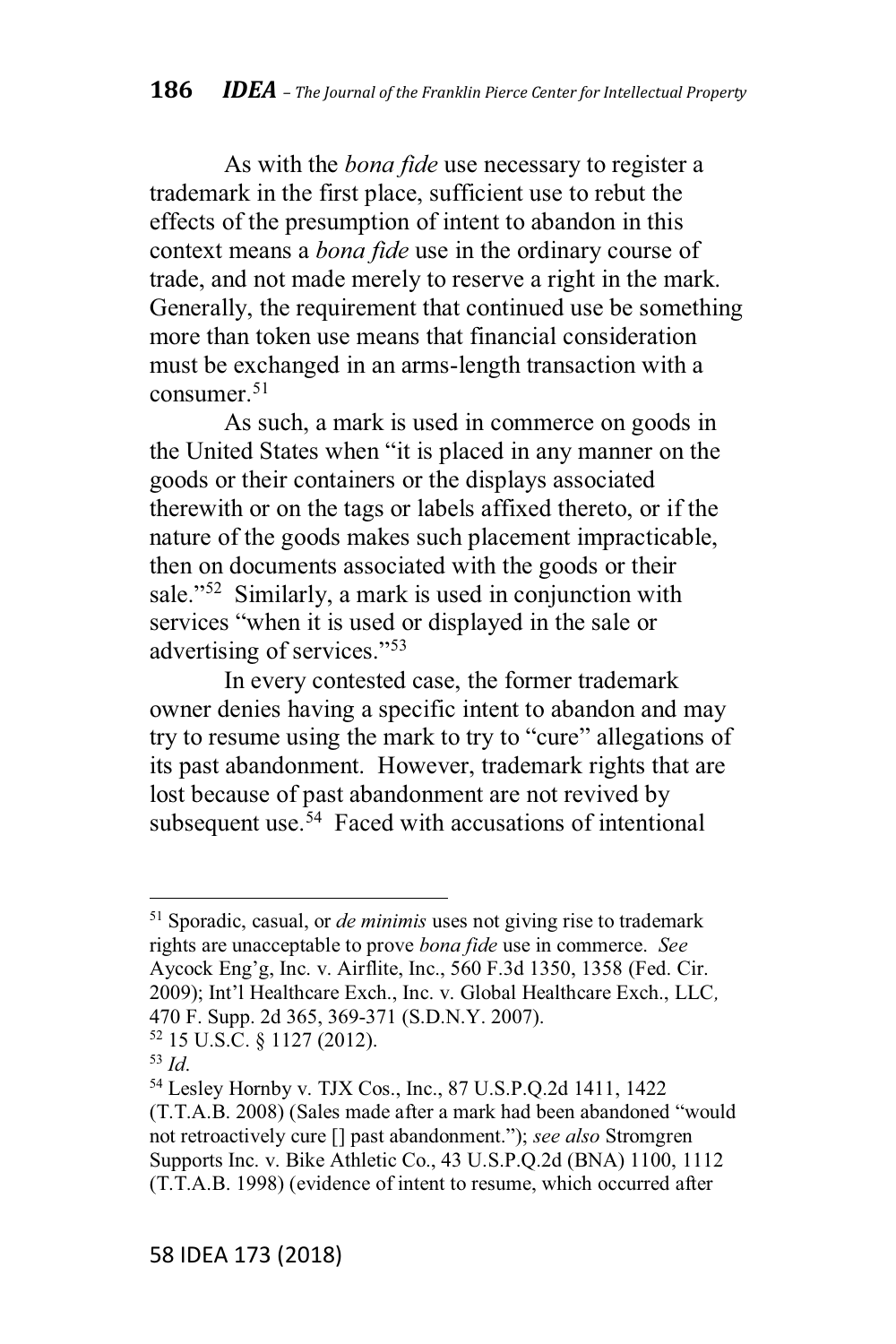As with the *bona fide* use necessary to register a trademark in the first place, sufficient use to rebut the effects of the presumption of intent to abandon in this context means a *bona fide* use in the ordinary course of trade, and not made merely to reserve a right in the mark. Generally, the requirement that continued use be something more than token use means that financial consideration must be exchanged in an arms-length transaction with a consumer.[51]

As such, a mark is used in commerce on goods in the United States when "it is placed in any manner on the goods or their containers or the displays associated therewith or on the tags or labels affixed thereto, or if the nature of the goods makes such placement impracticable, then on documents associated with the goods or their sale."[52] Similarly, a mark is used in conjunction with services "when it is used or displayed in the sale or advertising of services."[53]

In every contested case, the former trademark owner denies having a specific intent to abandon and may try to resume using the mark to try to "cure" allegations of its past abandonment. However, trademark rights that are lost because of past abandonment are not revived by subsequent use.[54] Faced with accusations of intentional

---

[51] Sporadic, casual, or *de minimis* uses not giving rise to trademark rights are unacceptable to prove *bona fide* use in commerce. *See* Aycock Eng'g, Inc. v. Airflite, Inc., 560 F.3d 1350, 1358 (Fed. Cir. 2009); Int'l Healthcare Exch., Inc. v. Global Healthcare Exch., LLC, 470 F. Supp. 2d 365, 369-371 (S.D.N.Y. 2007).

[52] 15 U.S.C. § 1127 (2012).

[53] *Id*.

[54] Lesley Hornby v. TJX Cos., Inc., 87 U.S.P.Q.2d 1411, 1422 (T.T.A.B. 2008) (Sales made after a mark had been abandoned "would not retroactively cure [] past abandonment."); *see also* Stromgren Supports Inc. v. Bike Athletic Co., 43 U.S.P.Q.2d (BNA) 1100, 1112 (T.T.A.B. 1998) (evidence of intent to resume, which occurred after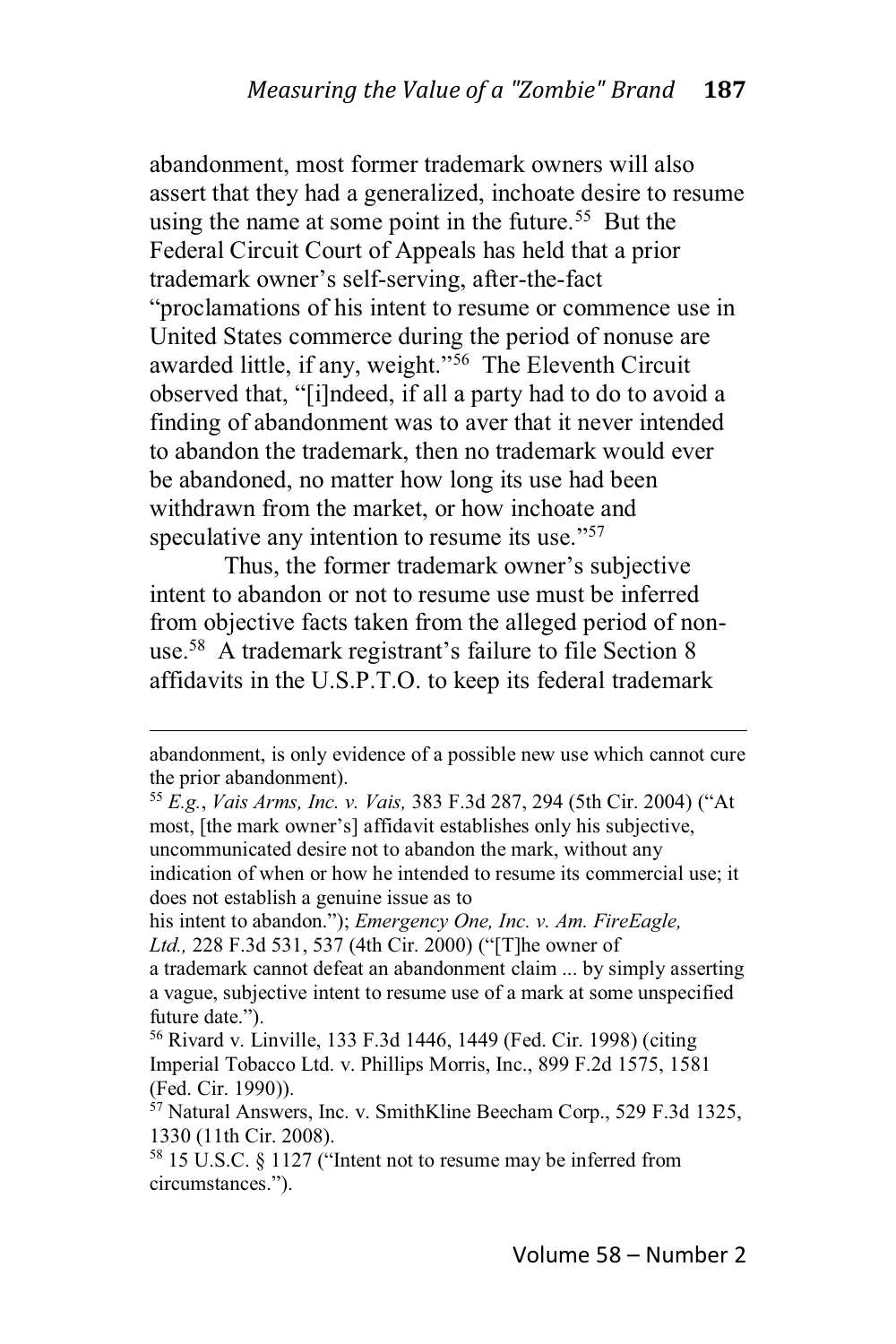abandonment, most former trademark owners will also assert that they had a generalized, inchoate desire to resume using the name at some point in the future.[55] But the Federal Circuit Court of Appeals has held that a prior trademark owner's self-serving, after-the-fact "proclamations of his intent to resume or commence use in United States commerce during the period of nonuse are awarded little, if any, weight."[56] The Eleventh Circuit observed that, "[i]ndeed, if all a party had to do to avoid a finding of abandonment was to aver that it never intended to abandon the trademark, then no trademark would ever be abandoned, no matter how long its use had been withdrawn from the market, or how inchoate and speculative any intention to resume its use."[57]

Thus, the former trademark owner's subjective intent to abandon or not to resume use must be inferred from objective facts taken from the alleged period of non-use.[58] A trademark registrant's failure to file Section 8 affidavits in the U.S.P.T.O. to keep its federal trademark

---

abandonment, is only evidence of a possible new use which cannot cure the prior abandonment).

[55] *E.g.*, *Vais Arms, Inc. v. Vais,* 383 F.3d 287, 294 (5th Cir. 2004) ("At most, [the mark owner's] affidavit establishes only his subjective, uncommunicated desire not to abandon the mark, without any indication of when or how he intended to resume its commercial use; it does not establish a genuine issue as to his intent to abandon."); *Emergency One, Inc. v. Am. FireEagle, Ltd.,* 228 F.3d 531, 537 (4th Cir. 2000) ("[T]he owner of a trademark cannot defeat an abandonment claim ... by simply asserting a vague, subjective intent to resume use of a mark at some unspecified future date.").

[56] Rivard v. Linville, 133 F.3d 1446, 1449 (Fed. Cir. 1998) (citing Imperial Tobacco Ltd. v. Phillips Morris, Inc., 899 F.2d 1575, 1581 (Fed. Cir. 1990)).

[57] Natural Answers, Inc. v. SmithKline Beecham Corp., 529 F.3d 1325, 1330 (11th Cir. 2008).

[58] 15 U.S.C. § 1127 ("Intent not to resume may be inferred from circumstances.").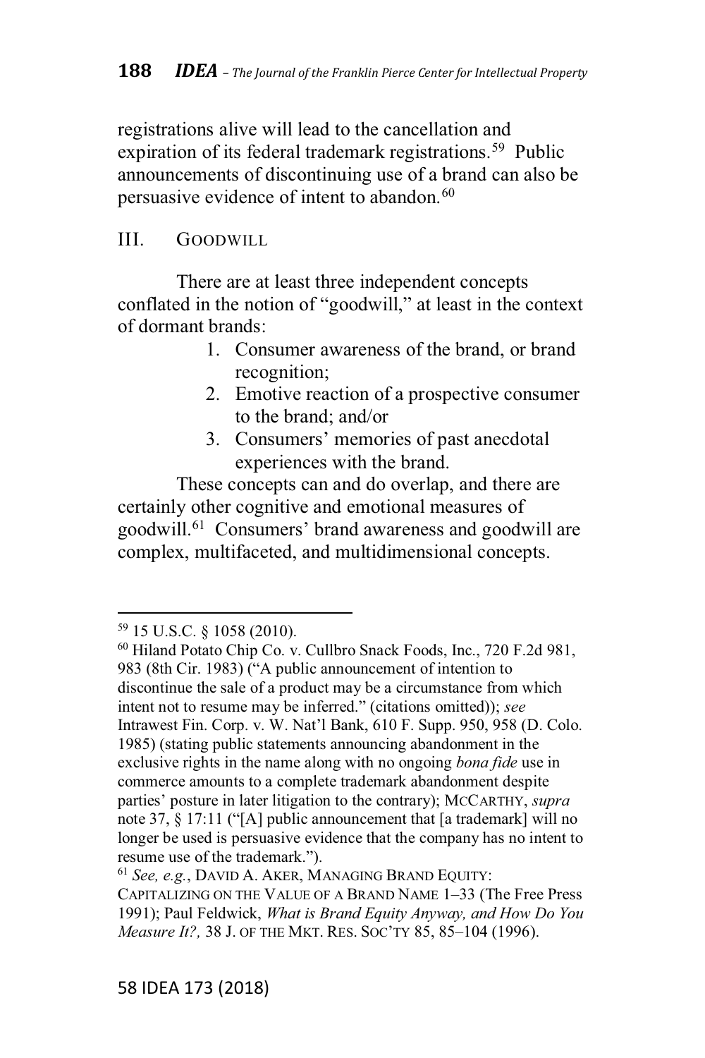registrations alive will lead to the cancellation and expiration of its federal trademark registrations.[59] Public announcements of discontinuing use of a brand can also be persuasive evidence of intent to abandon.[60]

## III. GOODWILL

There are at least three independent concepts conflated in the notion of "goodwill," at least in the context of dormant brands:

1. Consumer awareness of the brand, or brand recognition;
2. Emotive reaction of a prospective consumer to the brand; and/or
3. Consumers' memories of past anecdotal experiences with the brand.

These concepts can and do overlap, and there are certainly other cognitive and emotional measures of goodwill.[61] Consumers' brand awareness and goodwill are complex, multifaceted, and multidimensional concepts.

---

[59] 15 U.S.C. § 1058 (2010).

[60] Hiland Potato Chip Co. v. Cullbro Snack Foods, Inc., 720 F.2d 981, 983 (8th Cir. 1983) ("A public announcement of intention to discontinue the sale of a product may be a circumstance from which intent not to resume may be inferred." (citations omitted)); *see* Intrawest Fin. Corp. v. W. Nat'l Bank, 610 F. Supp. 950, 958 (D. Colo. 1985) (stating public statements announcing abandonment in the exclusive rights in the name along with no ongoing *bona fide* use in commerce amounts to a complete trademark abandonment despite parties' posture in later litigation to the contrary); MCCARTHY, *supra* note 37, § 17:11 ("[A] public announcement that [a trademark] will no longer be used is persuasive evidence that the company has no intent to resume use of the trademark.").

[61] *See, e.g.*, DAVID A. AKER, MANAGING BRAND EQUITY: CAPITALIZING ON THE VALUE OF A BRAND NAME 1–33 (The Free Press 1991); Paul Feldwick, *What is Brand Equity Anyway, and How Do You Measure It?,* 38 J. OF THE MKT. RES. SOC'TY 85, 85–104 (1996).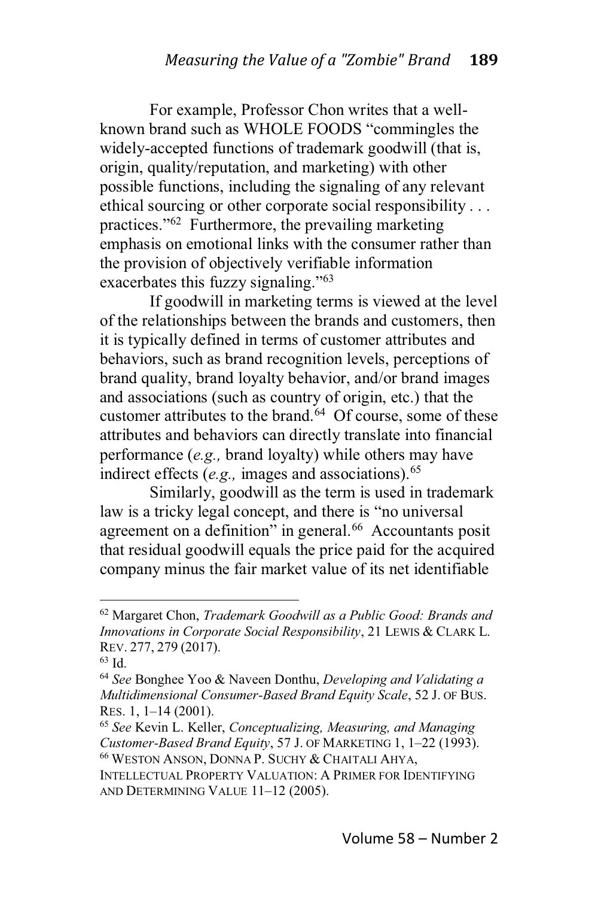For example, Professor Chon writes that a well-known brand such as WHOLE FOODS "commingles the widely-accepted functions of trademark goodwill (that is, origin, quality/reputation, and marketing) with other possible functions, including the signaling of any relevant ethical sourcing or other corporate social responsibility . . . practices."[62] Furthermore, the prevailing marketing emphasis on emotional links with the consumer rather than the provision of objectively verifiable information exacerbates this fuzzy signaling."[63]

If goodwill in marketing terms is viewed at the level of the relationships between the brands and customers, then it is typically defined in terms of customer attributes and behaviors, such as brand recognition levels, perceptions of brand quality, brand loyalty behavior, and/or brand images and associations (such as country of origin, etc.) that the customer attributes to the brand.[64] Of course, some of these attributes and behaviors can directly translate into financial performance (*e.g.,* brand loyalty) while others may have indirect effects (*e.g.,* images and associations).[65]

Similarly, goodwill as the term is used in trademark law is a tricky legal concept, and there is "no universal agreement on a definition" in general.[66] Accountants posit that residual goodwill equals the price paid for the acquired company minus the fair market value of its net identifiable

---

[62] Margaret Chon, *Trademark Goodwill as a Public Good: Brands and Innovations in Corporate Social Responsibility*, 21 LEWIS & CLARK L. REV. 277, 279 (2017).

[63] Id.

[64] *See* Bonghee Yoo & Naveen Donthu, *Developing and Validating a Multidimensional Consumer-Based Brand Equity Scale*, 52 J. OF BUS. RES. 1, 1–14 (2001).

[65] *See* Kevin L. Keller, *Conceptualizing, Measuring, and Managing Customer-Based Brand Equity*, 57 J. OF MARKETING 1, 1–22 (1993).

[66] WESTON ANSON, DONNA P. SUCHY & CHAITALI AHYA, INTELLECTUAL PROPERTY VALUATION: A PRIMER FOR IDENTIFYING AND DETERMINING VALUE 11–12 (2005).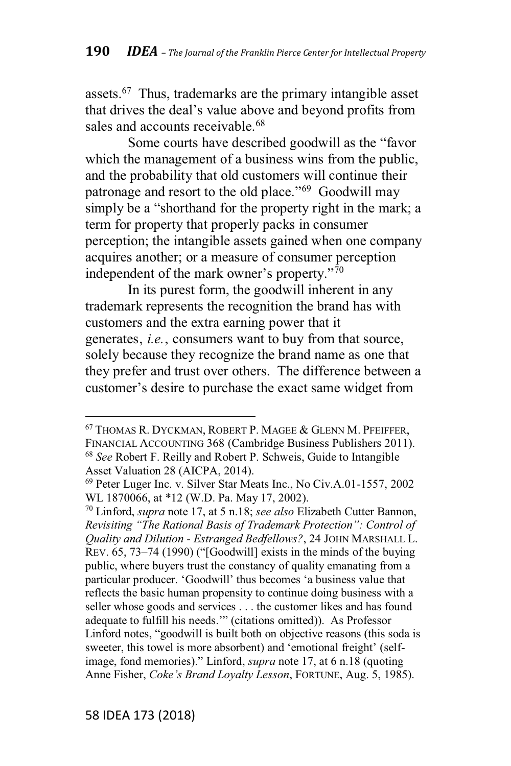assets.[67] Thus, trademarks are the primary intangible asset that drives the deal's value above and beyond profits from sales and accounts receivable.[68]

Some courts have described goodwill as the "favor which the management of a business wins from the public, and the probability that old customers will continue their patronage and resort to the old place."[69] Goodwill may simply be a "shorthand for the property right in the mark; a term for property that properly packs in consumer perception; the intangible assets gained when one company acquires another; or a measure of consumer perception independent of the mark owner's property."[70]

In its purest form, the goodwill inherent in any trademark represents the recognition the brand has with customers and the extra earning power that it generates, *i.e.*, consumers want to buy from that source, solely because they recognize the brand name as one that they prefer and trust over others. The difference between a customer's desire to purchase the exact same widget from

---

[67] THOMAS R. DYCKMAN, ROBERT P. MAGEE & GLENN M. PFEIFFER, FINANCIAL ACCOUNTING 368 (Cambridge Business Publishers 2011).

[68] *See* Robert F. Reilly and Robert P. Schweis, Guide to Intangible Asset Valuation 28 (AICPA, 2014).

[69] Peter Luger Inc. v. Silver Star Meats Inc., No Civ.A.01-1557, 2002 WL 1870066, at *12 (W.D. Pa. May 17, 2002).

[70] Linford, *supra* note 17, at 5 n.18; *see also* Elizabeth Cutter Bannon, *Revisiting "The Rational Basis of Trademark Protection": Control of Quality and Dilution - Estranged Bedfellows?*, 24 JOHN MARSHALL L. REV. 65, 73–74 (1990) ("[Goodwill] exists in the minds of the buying public, where buyers trust the constancy of quality emanating from a particular producer. 'Goodwill' thus becomes 'a business value that reflects the basic human propensity to continue doing business with a seller whose goods and services . . . the customer likes and has found adequate to fulfill his needs.'" (citations omitted)). As Professor Linford notes, "goodwill is built both on objective reasons (this soda is sweeter, this towel is more absorbent) and 'emotional freight' (self-image, fond memories)." Linford, *supra* note 17, at 6 n.18 (quoting Anne Fisher, *Coke's Brand Loyalty Lesson*, FORTUNE, Aug. 5, 1985).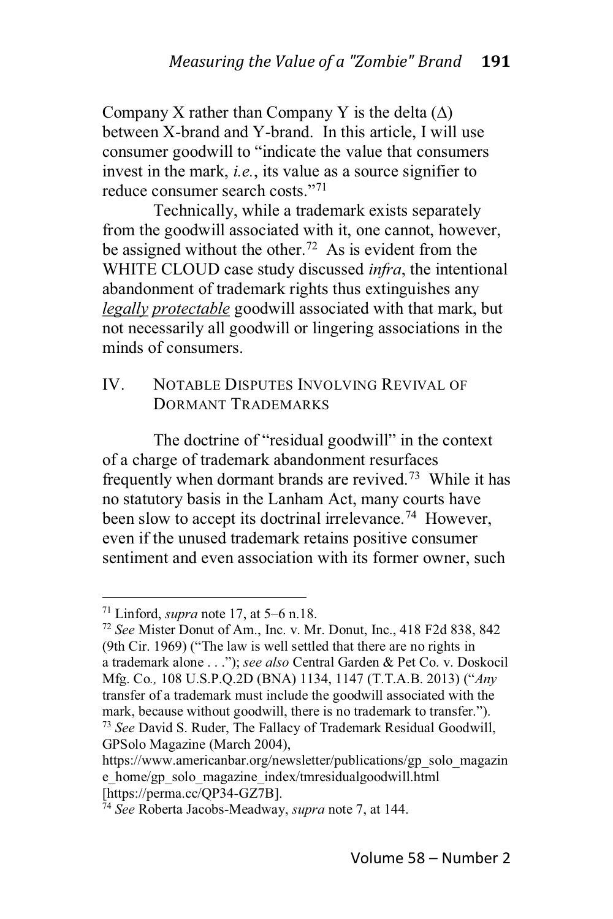Company X rather than Company Y is the delta ($\Delta$) between X-brand and Y-brand. In this article, I will use consumer goodwill to "indicate the value that consumers invest in the mark, *i.e.*, its value as a source signifier to reduce consumer search costs."[71]

Technically, while a trademark exists separately from the goodwill associated with it, one cannot, however, be assigned without the other.[72] As is evident from the WHITE CLOUD case study discussed *infra*, the intentional abandonment of trademark rights thus extinguishes any ***legally protectable*** goodwill associated with that mark, but not necessarily all goodwill or lingering associations in the minds of consumers.

## IV. NOTABLE DISPUTES INVOLVING REVIVAL OF DORMANT TRADEMARKS

The doctrine of "residual goodwill" in the context of a charge of trademark abandonment resurfaces frequently when dormant brands are revived.[73] While it has no statutory basis in the Lanham Act, many courts have been slow to accept its doctrinal irrelevance.[74] However, even if the unused trademark retains positive consumer sentiment and even association with its former owner, such

---

[71] Linford, *supra* note 17, at 5–6 n.18.

[72] *See* Mister Donut of Am., Inc. v. Mr. Donut, Inc., 418 F2d 838, 842 (9th Cir. 1969) ("The law is well settled that there are no rights in a trademark alone . . ."); *see also* Central Garden & Pet Co. v. Doskocil Mfg. Co*.,* 108 U.S.P.Q.2D (BNA) 1134, 1147 (T.T.A.B. 2013) ("*Any* transfer of a trademark must include the goodwill associated with the mark, because without goodwill, there is no trademark to transfer.").

[73] *See* David S. Ruder, The Fallacy of Trademark Residual Goodwill, GPSolo Magazine (March 2004), https://www.americanbar.org/newsletter/publications/gp_solo_magazine_home/gp_solo_magazine_index/tmresidualgoodwill.html [https://perma.cc/QP34-GZ7B].

[74] *See* Roberta Jacobs-Meadway, *supra* note 7, at 144.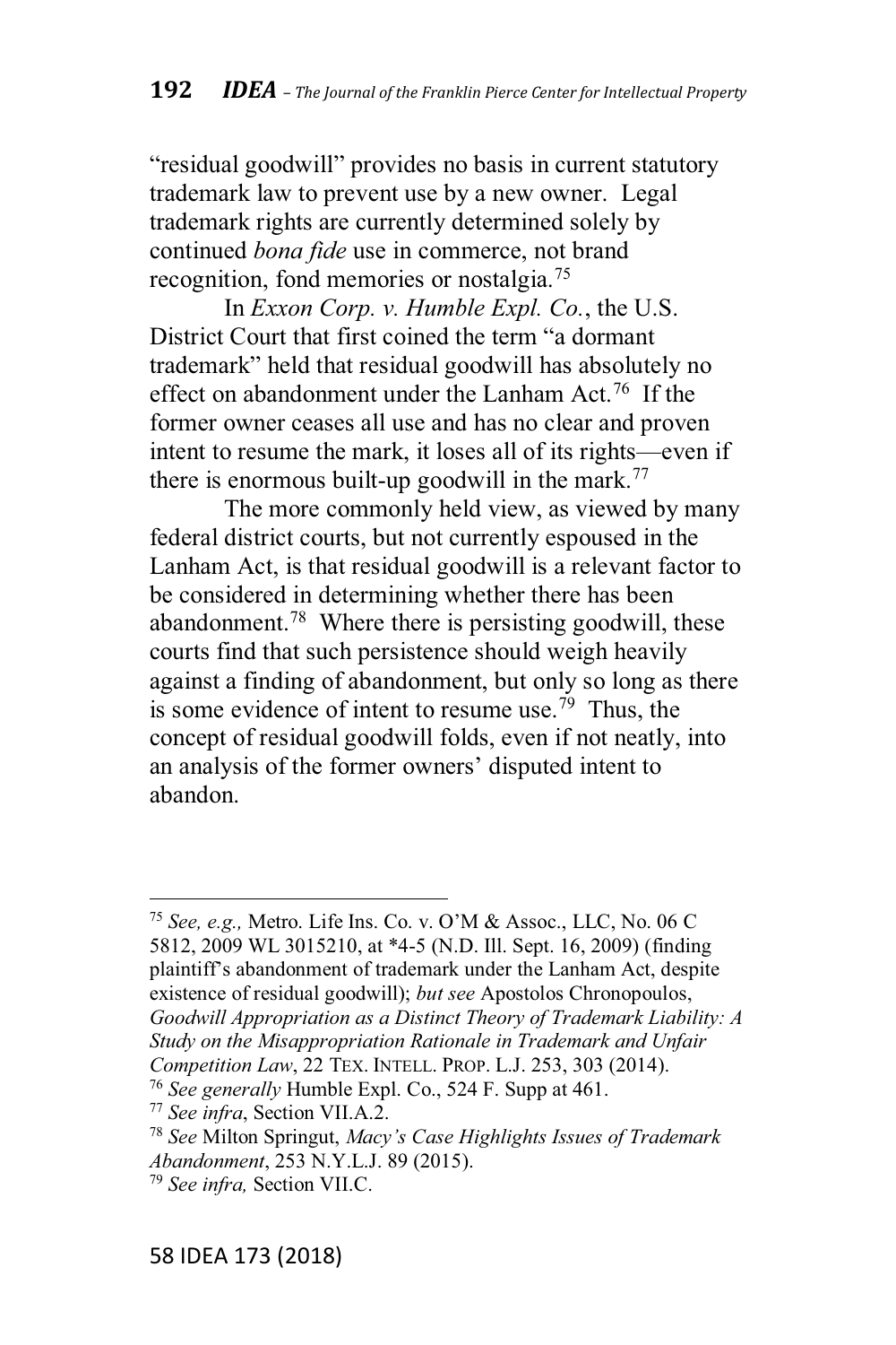"residual goodwill" provides no basis in current statutory trademark law to prevent use by a new owner. Legal trademark rights are currently determined solely by continued *bona fide* use in commerce, not brand recognition, fond memories or nostalgia.[75]

In *Exxon Corp. v. Humble Expl. Co.*, the U.S. District Court that first coined the term "a dormant trademark" held that residual goodwill has absolutely no effect on abandonment under the Lanham Act.[76] If the former owner ceases all use and has no clear and proven intent to resume the mark, it loses all of its rights—even if there is enormous built-up goodwill in the mark.[77]

The more commonly held view, as viewed by many federal district courts, but not currently espoused in the Lanham Act, is that residual goodwill is a relevant factor to be considered in determining whether there has been abandonment.[78] Where there is persisting goodwill, these courts find that such persistence should weigh heavily against a finding of abandonment, but only so long as there is some evidence of intent to resume use.[79] Thus, the concept of residual goodwill folds, even if not neatly, into an analysis of the former owners' disputed intent to abandon.

---

[75] *See, e.g.,* Metro. Life Ins. Co. v. O'M & Assoc., LLC, No. 06 C 5812, 2009 WL 3015210, at *4-5 (N.D. Ill. Sept. 16, 2009) (finding plaintiff's abandonment of trademark under the Lanham Act, despite existence of residual goodwill); *but see* Apostolos Chronopoulos, *Goodwill Appropriation as a Distinct Theory of Trademark Liability: A Study on the Misappropriation Rationale in Trademark and Unfair Competition Law*, 22 TEX. INTELL. PROP. L.J. 253, 303 (2014).

[76] *See generally* Humble Expl. Co., 524 F. Supp at 461.

[77] *See infra*, Section VII.A.2.

[78] *See* Milton Springut, *Macy's Case Highlights Issues of Trademark Abandonment*, 253 N.Y.L.J. 89 (2015).

[79] *See infra,* Section VII.C.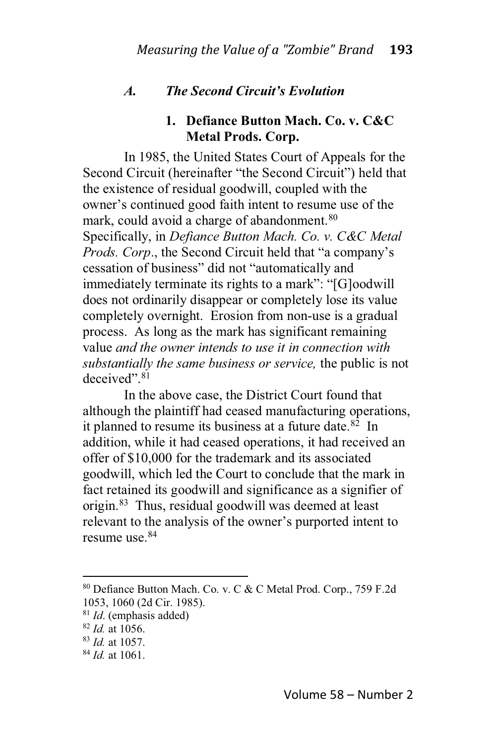### *A. The Second Circuit's Evolution*

#### 1. Defiance Button Mach. Co. v. C&C Metal Prods. Corp.

In 1985, the United States Court of Appeals for the Second Circuit (hereinafter "the Second Circuit") held that the existence of residual goodwill, coupled with the owner's continued good faith intent to resume use of the mark, could avoid a charge of abandonment.[80] Specifically, in *Defiance Button Mach. Co. v. C&C Metal Prods. Corp*., the Second Circuit held that "a company's cessation of business" did not "automatically and immediately terminate its rights to a mark": "[G]oodwill does not ordinarily disappear or completely lose its value completely overnight. Erosion from non-use is a gradual process. As long as the mark has significant remaining value *and the owner intends to use it in connection with substantially the same business or service,* the public is not deceived".[81]

In the above case, the District Court found that although the plaintiff had ceased manufacturing operations, it planned to resume its business at a future date.[82] In addition, while it had ceased operations, it had received an offer of $10,000 for the trademark and its associated goodwill, which led the Court to conclude that the mark in fact retained its goodwill and significance as a signifier of origin.[83] Thus, residual goodwill was deemed at least relevant to the analysis of the owner's purported intent to resume use.[84]

---

[80] Defiance Button Mach. Co. v. C & C Metal Prod. Corp., 759 F.2d 1053, 1060 (2d Cir. 1985).

[81] *Id*. (emphasis added)

[82] *Id.* at 1056.

[83] *Id.* at 1057.

[84] *Id.* at 1061.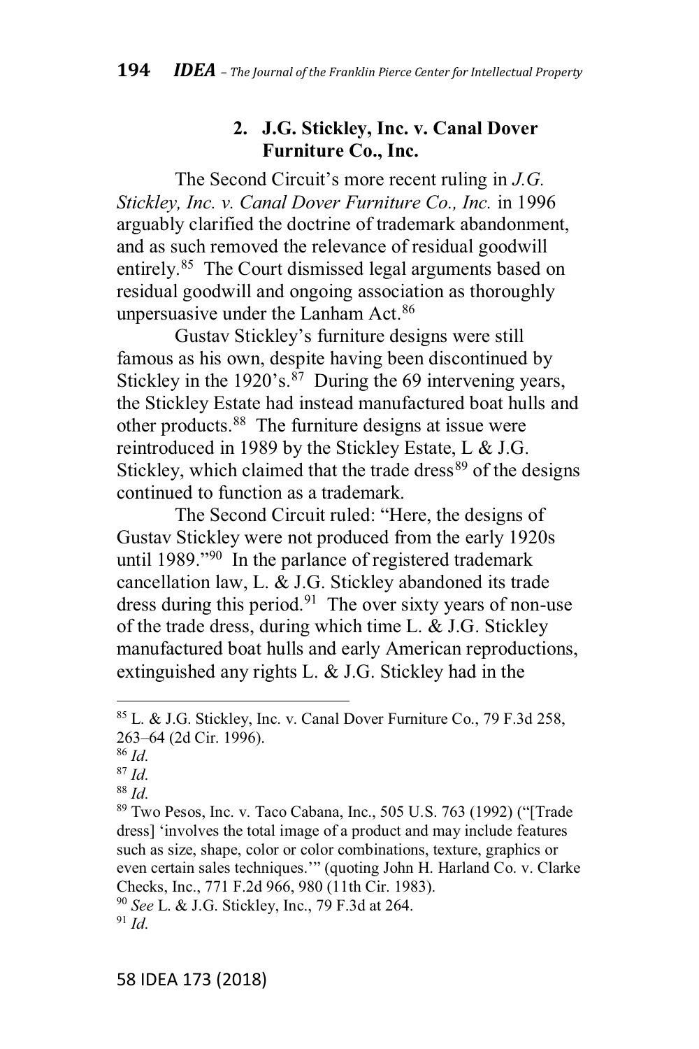### 2. J.G. Stickley, Inc. v. Canal Dover Furniture Co., Inc.

The Second Circuit's more recent ruling in *J.G. Stickley, Inc. v. Canal Dover Furniture Co., Inc.* in 1996 arguably clarified the doctrine of trademark abandonment, and as such removed the relevance of residual goodwill entirely.[85] The Court dismissed legal arguments based on residual goodwill and ongoing association as thoroughly unpersuasive under the Lanham Act.[86]

Gustav Stickley's furniture designs were still famous as his own, despite having been discontinued by Stickley in the 1920's.[87] During the 69 intervening years, the Stickley Estate had instead manufactured boat hulls and other products.[88] The furniture designs at issue were reintroduced in 1989 by the Stickley Estate, L & J.G. Stickley, which claimed that the trade dress[89] of the designs continued to function as a trademark.

The Second Circuit ruled: "Here, the designs of Gustav Stickley were not produced from the early 1920s until 1989."[90] In the parlance of registered trademark cancellation law, L. & J.G. Stickley abandoned its trade dress during this period.[91] The over sixty years of non-use of the trade dress, during which time L. & J.G. Stickley manufactured boat hulls and early American reproductions, extinguished any rights L. & J.G. Stickley had in the

---

[85] L. & J.G. Stickley, Inc. v. Canal Dover Furniture Co., 79 F.3d 258, 263–64 (2d Cir. 1996).

[86] *Id.*

[87] *Id.*

[88] *Id.*

[89] Two Pesos, Inc. v. Taco Cabana, Inc., 505 U.S. 763 (1992) ("[Trade dress] 'involves the total image of a product and may include features such as size, shape, color or color combinations, texture, graphics or even certain sales techniques.'" (quoting John H. Harland Co. v. Clarke Checks, Inc., 771 F.2d 966, 980 (11th Cir. 1983).

[90] *See* L. & J.G. Stickley, Inc., 79 F.3d at 264.

[91] *Id.*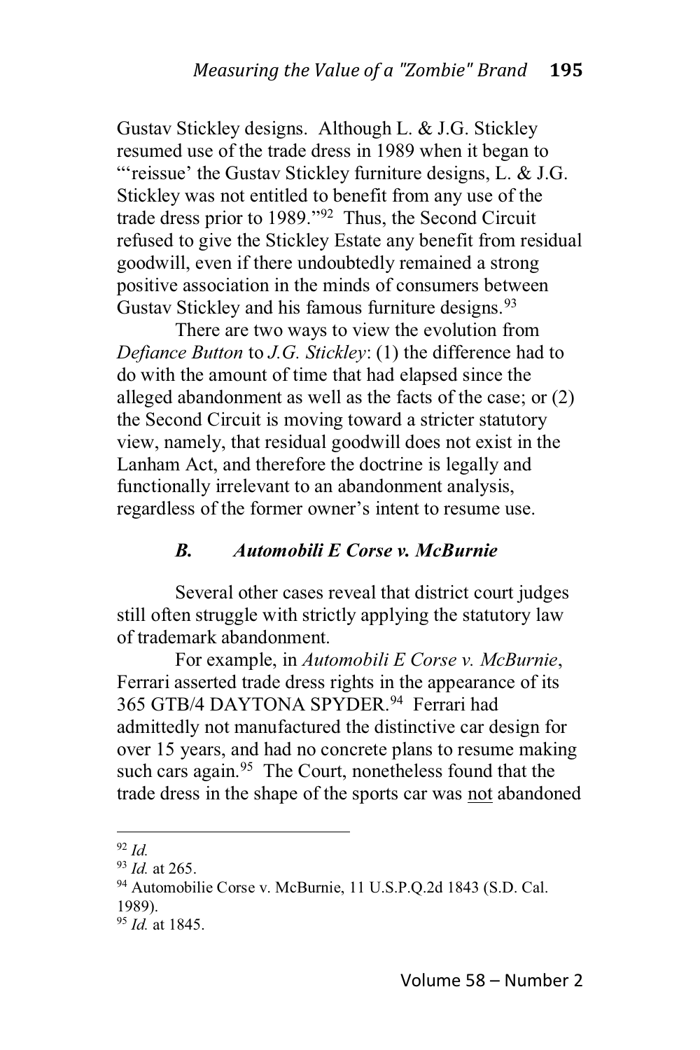Gustav Stickley designs. Although L. & J.G. Stickley resumed use of the trade dress in 1989 when it began to "'reissue' the Gustav Stickley furniture designs, L. & J.G. Stickley was not entitled to benefit from any use of the trade dress prior to 1989."[92] Thus, the Second Circuit refused to give the Stickley Estate any benefit from residual goodwill, even if there undoubtedly remained a strong positive association in the minds of consumers between Gustav Stickley and his famous furniture designs.[93]

There are two ways to view the evolution from *Defiance Button* to *J.G. Stickley*: (1) the difference had to do with the amount of time that had elapsed since the alleged abandonment as well as the facts of the case; or (2) the Second Circuit is moving toward a stricter statutory view, namely, that residual goodwill does not exist in the Lanham Act, and therefore the doctrine is legally and functionally irrelevant to an abandonment analysis, regardless of the former owner's intent to resume use.

### *B. Automobili E Corse v. McBurnie*

Several other cases reveal that district court judges still often struggle with strictly applying the statutory law of trademark abandonment.

For example, in *Automobili E Corse v. McBurnie*, Ferrari asserted trade dress rights in the appearance of its 365 GTB/4 DAYTONA SPYDER.[94] Ferrari had admittedly not manufactured the distinctive car design for over 15 years, and had no concrete plans to resume making such cars again.[95] The Court, nonetheless found that the trade dress in the shape of the sports car was <u>not</u> abandoned

---

[92] *Id.*

[93] *Id.* at 265.

[94] Automobilie Corse v. McBurnie, 11 U.S.P.Q.2d 1843 (S.D. Cal. 1989).

[95] *Id.* at 1845.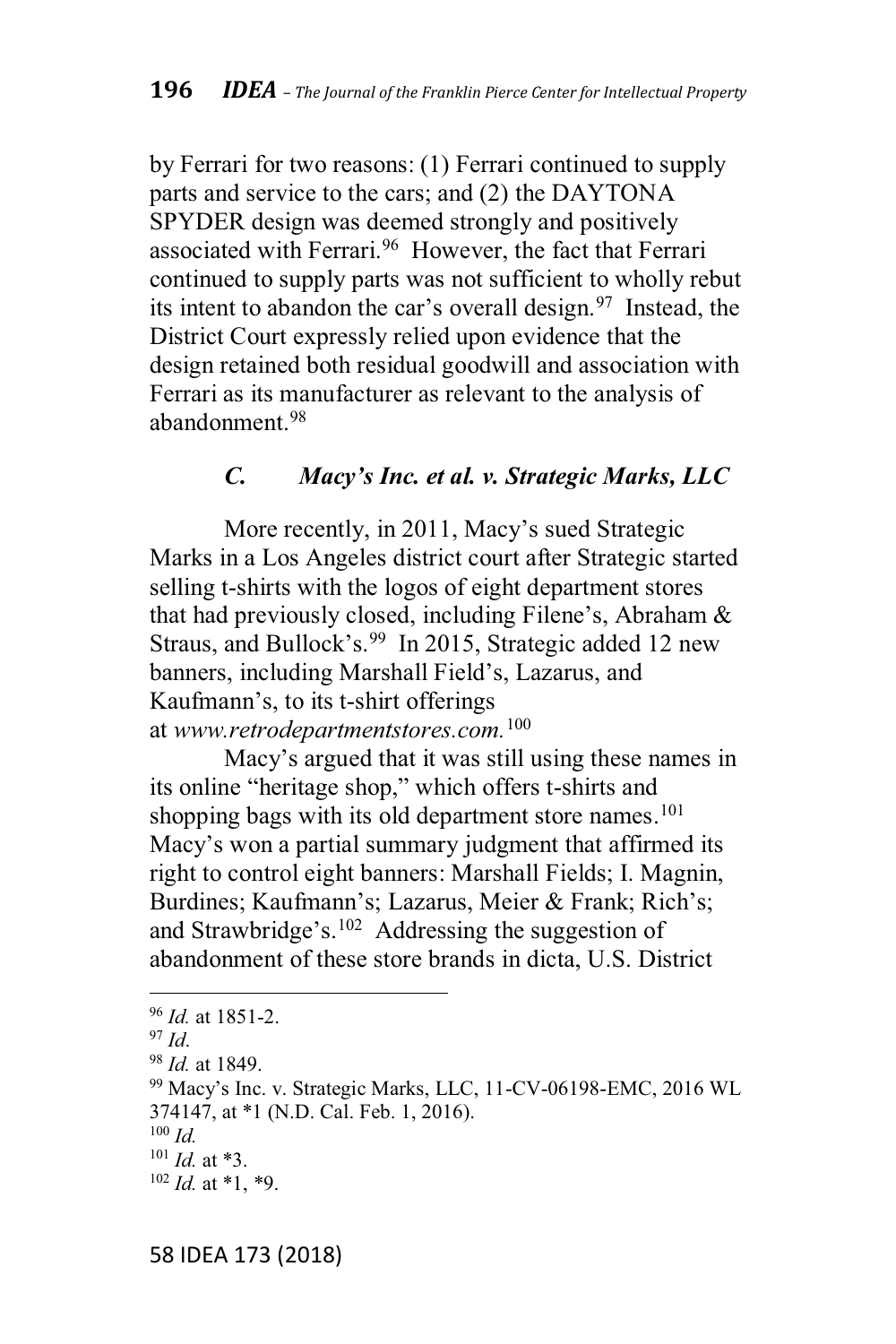by Ferrari for two reasons: (1) Ferrari continued to supply parts and service to the cars; and (2) the DAYTONA SPYDER design was deemed strongly and positively associated with Ferrari.[96] However, the fact that Ferrari continued to supply parts was not sufficient to wholly rebut its intent to abandon the car's overall design.[97] Instead, the District Court expressly relied upon evidence that the design retained both residual goodwill and association with Ferrari as its manufacturer as relevant to the analysis of abandonment.[98]

### *C. Macy's Inc. et al. v. Strategic Marks, LLC*

More recently, in 2011, Macy's sued Strategic Marks in a Los Angeles district court after Strategic started selling t-shirts with the logos of eight department stores that had previously closed, including Filene's, Abraham & Straus, and Bullock's.[99] In 2015, Strategic added 12 new banners, including Marshall Field's, Lazarus, and Kaufmann's, to its t-shirt offerings at *www.retrodepartmentstores.com.*[100]

Macy's argued that it was still using these names in its online "heritage shop," which offers t-shirts and shopping bags with its old department store names.[101] Macy's won a partial summary judgment that affirmed its right to control eight banners: Marshall Fields; I. Magnin, Burdines; Kaufmann's; Lazarus, Meier & Frank; Rich's; and Strawbridge's.[102] Addressing the suggestion of abandonment of these store brands in dicta, U.S. District

---

[96] *Id.* at 1851-2.

[97] *Id*.

[98] *Id.* at 1849.

[99] Macy's Inc. v. Strategic Marks, LLC, 11-CV-06198-EMC, 2016 WL 374147, at *1 (N.D. Cal. Feb. 1, 2016).

[100] *Id.*

[101] *Id.* at *3.

[102] *Id.* at *1, *9.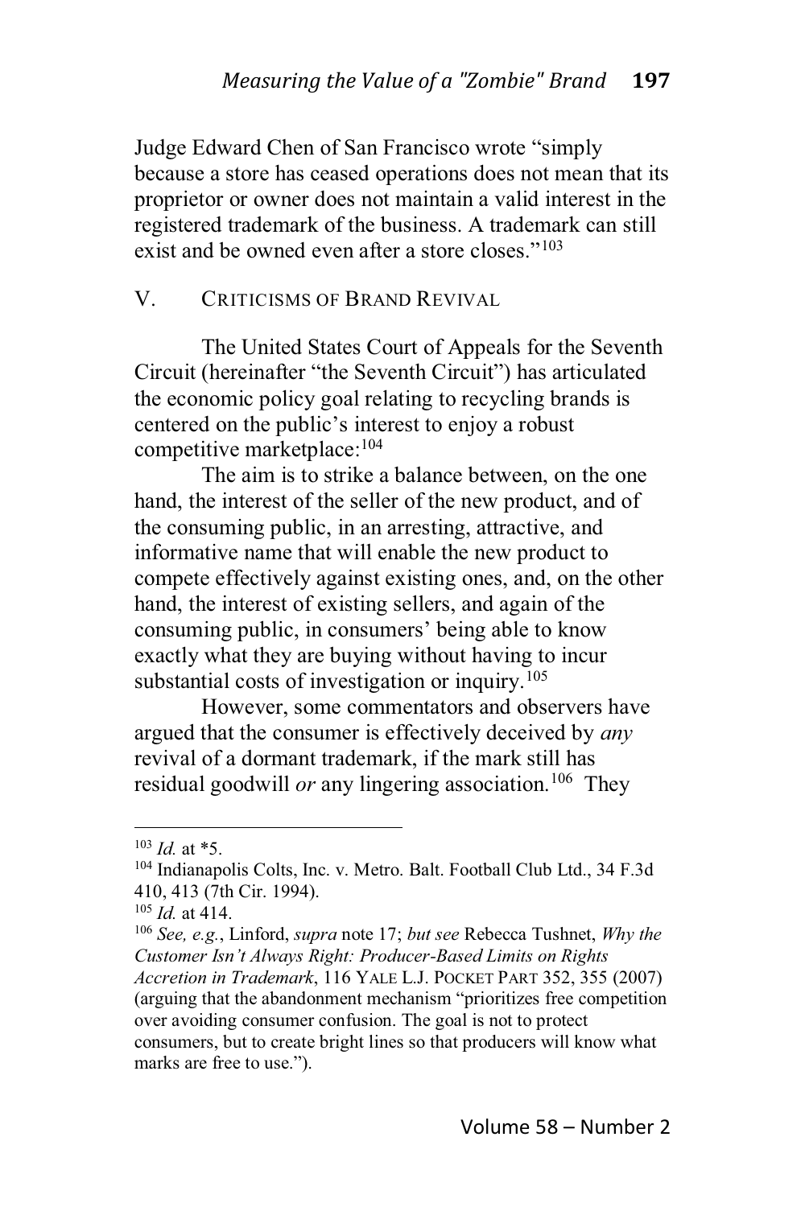Judge Edward Chen of San Francisco wrote "simply because a store has ceased operations does not mean that its proprietor or owner does not maintain a valid interest in the registered trademark of the business. A trademark can still exist and be owned even after a store closes."[103]

## V. CRITICISMS OF BRAND REVIVAL

The United States Court of Appeals for the Seventh Circuit (hereinafter "the Seventh Circuit") has articulated the economic policy goal relating to recycling brands is centered on the public's interest to enjoy a robust competitive marketplace:[104]

> The aim is to strike a balance between, on the one hand, the interest of the seller of the new product, and of the consuming public, in an arresting, attractive, and informative name that will enable the new product to compete effectively against existing ones, and, on the other hand, the interest of existing sellers, and again of the consuming public, in consumers' being able to know exactly what they are buying without having to incur substantial costs of investigation or inquiry.[105]

However, some commentators and observers have argued that the consumer is effectively deceived by *any* revival of a dormant trademark, if the mark still has residual goodwill *or* any lingering association.[106] They

---

[103] *Id.* at *5.

[104] Indianapolis Colts, Inc. v. Metro. Balt. Football Club Ltd., 34 F.3d 410, 413 (7th Cir. 1994).

[105] *Id.* at 414.

[106] *See, e.g.*, Linford, *supra* note 17; *but see* Rebecca Tushnet, *Why the Customer Isn't Always Right: Producer-Based Limits on Rights Accretion in Trademark*, 116 YALE L.J. POCKET PART 352, 355 (2007) (arguing that the abandonment mechanism "prioritizes free competition over avoiding consumer confusion. The goal is not to protect consumers, but to create bright lines so that producers will know what marks are free to use.").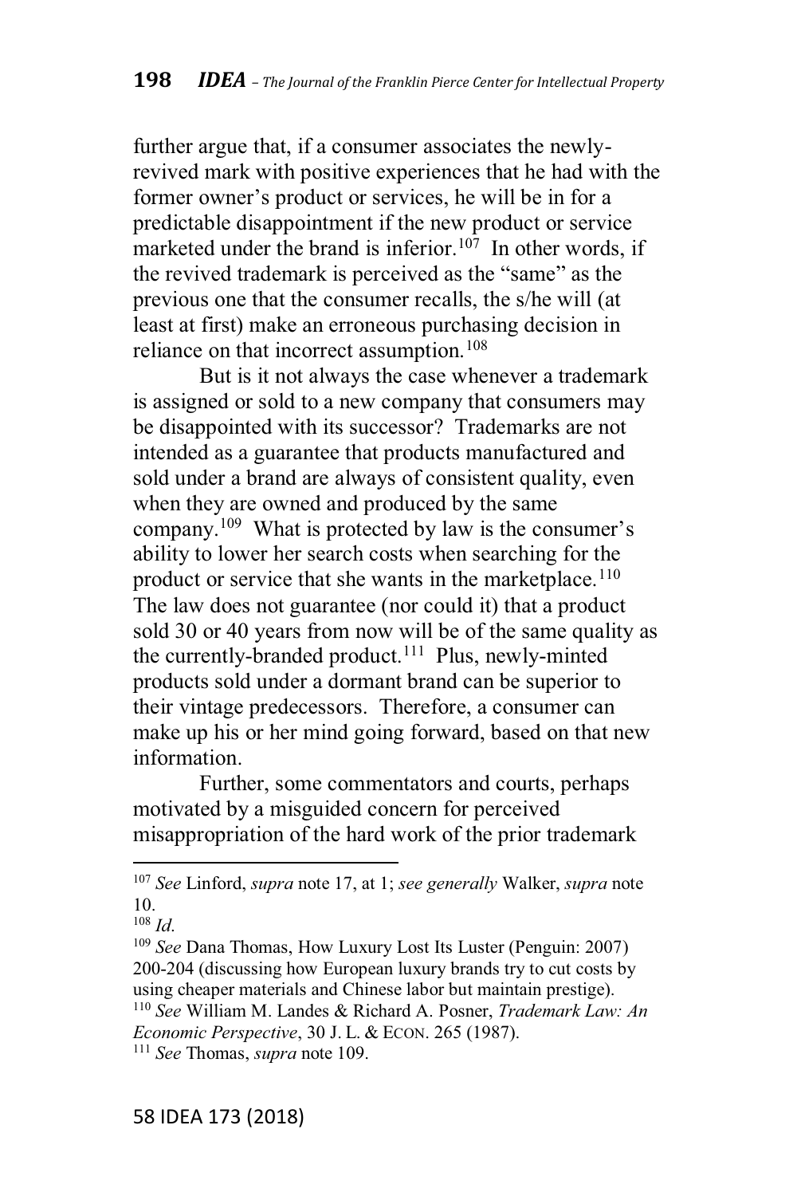further argue that, if a consumer associates the newly-revived mark with positive experiences that he had with the former owner's product or services, he will be in for a predictable disappointment if the new product or service marketed under the brand is inferior.[107] In other words, if the revived trademark is perceived as the "same" as the previous one that the consumer recalls, the s/he will (at least at first) make an erroneous purchasing decision in reliance on that incorrect assumption.[108]

But is it not always the case whenever a trademark is assigned or sold to a new company that consumers may be disappointed with its successor? Trademarks are not intended as a guarantee that products manufactured and sold under a brand are always of consistent quality, even when they are owned and produced by the same company.[109] What is protected by law is the consumer's ability to lower her search costs when searching for the product or service that she wants in the marketplace.[110] The law does not guarantee (nor could it) that a product sold 30 or 40 years from now will be of the same quality as the currently-branded product.[111] Plus, newly-minted products sold under a dormant brand can be superior to their vintage predecessors. Therefore, a consumer can make up his or her mind going forward, based on that new information.

Further, some commentators and courts, perhaps motivated by a misguided concern for perceived misappropriation of the hard work of the prior trademark

---

[107] *See* Linford, *supra* note 17, at 1; *see generally* Walker, *supra* note 10.

[108] *Id.*

[109] *See* Dana Thomas, How Luxury Lost Its Luster (Penguin: 2007) 200-204 (discussing how European luxury brands try to cut costs by using cheaper materials and Chinese labor but maintain prestige).

[110] *See* William M. Landes & Richard A. Posner, *Trademark Law: An Economic Perspective*, 30 J. L. & ECON. 265 (1987).

[111] *See* Thomas, *supra* note 109.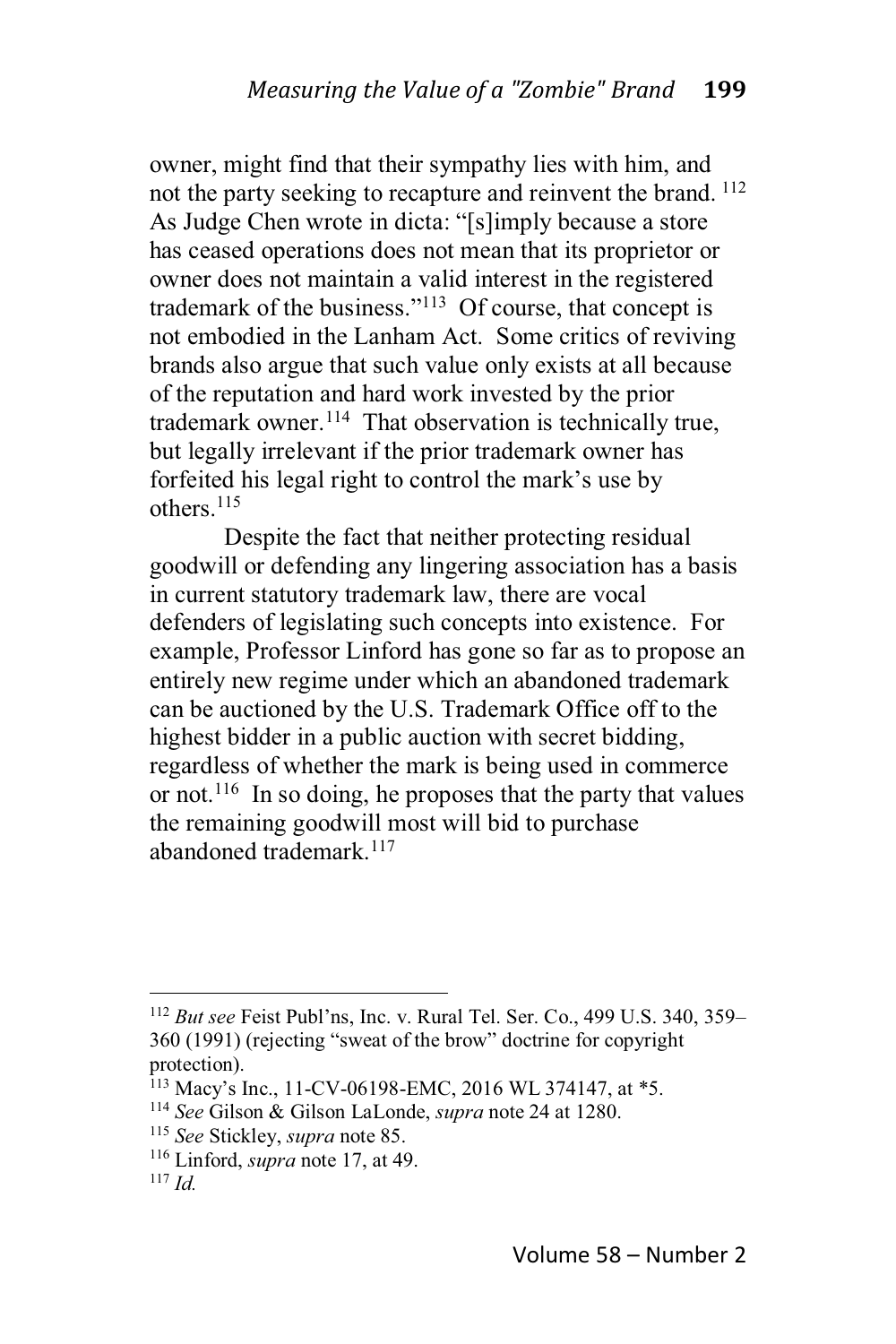owner, might find that their sympathy lies with him, and not the party seeking to recapture and reinvent the brand.[112] As Judge Chen wrote in dicta: "[s]imply because a store has ceased operations does not mean that its proprietor or owner does not maintain a valid interest in the registered trademark of the business."[113] Of course, that concept is not embodied in the Lanham Act. Some critics of reviving brands also argue that such value only exists at all because of the reputation and hard work invested by the prior trademark owner.[114] That observation is technically true, but legally irrelevant if the prior trademark owner has forfeited his legal right to control the mark's use by others.[115]

Despite the fact that neither protecting residual goodwill or defending any lingering association has a basis in current statutory trademark law, there are vocal defenders of legislating such concepts into existence. For example, Professor Linford has gone so far as to propose an entirely new regime under which an abandoned trademark can be auctioned by the U.S. Trademark Office off to the highest bidder in a public auction with secret bidding, regardless of whether the mark is being used in commerce or not.[116] In so doing, he proposes that the party that values the remaining goodwill most will bid to purchase abandoned trademark.[117]

---

[112] *But see* Feist Publ'ns, Inc. v. Rural Tel. Ser. Co., 499 U.S. 340, 359–360 (1991) (rejecting "sweat of the brow" doctrine for copyright protection).

[113] Macy's Inc., 11-CV-06198-EMC, 2016 WL 374147, at *5.

[114] *See* Gilson & Gilson LaLonde, *supra* note 24 at 1280.

[115] *See* Stickley, *supra* note 85.

[116] Linford, *supra* note 17, at 49.

[117] *Id.*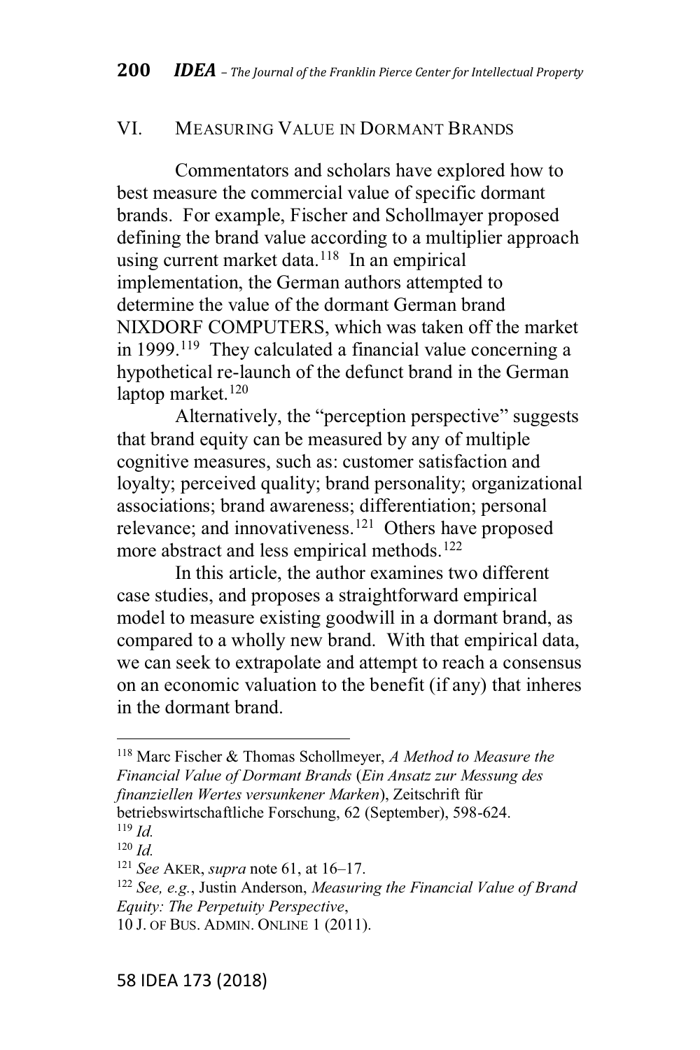## VI. MEASURING VALUE IN DORMANT BRANDS

Commentators and scholars have explored how to best measure the commercial value of specific dormant brands. For example, Fischer and Schollmayer proposed defining the brand value according to a multiplier approach using current market data.[118] In an empirical implementation, the German authors attempted to determine the value of the dormant German brand NIXDORF COMPUTERS, which was taken off the market in 1999.[119] They calculated a financial value concerning a hypothetical re-launch of the defunct brand in the German laptop market.[120]

Alternatively, the "perception perspective" suggests that brand equity can be measured by any of multiple cognitive measures, such as: customer satisfaction and loyalty; perceived quality; brand personality; organizational associations; brand awareness; differentiation; personal relevance; and innovativeness.[121] Others have proposed more abstract and less empirical methods.[122]

In this article, the author examines two different case studies, and proposes a straightforward empirical model to measure existing goodwill in a dormant brand, as compared to a wholly new brand. With that empirical data, we can seek to extrapolate and attempt to reach a consensus on an economic valuation to the benefit (if any) that inheres in the dormant brand.

---

[118] Marc Fischer & Thomas Schollmeyer, *A Method to Measure the Financial Value of Dormant Brands* (*Ein Ansatz zur Messung des finanziellen Wertes versunkener Marken*), Zeitschrift für betriebswirtschaftliche Forschung, 62 (September), 598-624.

[119] *Id.*

[120] *Id.*

[121] *See* AKER, *supra* note 61, at 16–17.

[122] *See, e.g.*, Justin Anderson, *Measuring the Financial Value of Brand Equity: The Perpetuity Perspective*, 10 J. OF BUS. ADMIN. ONLINE 1 (2011).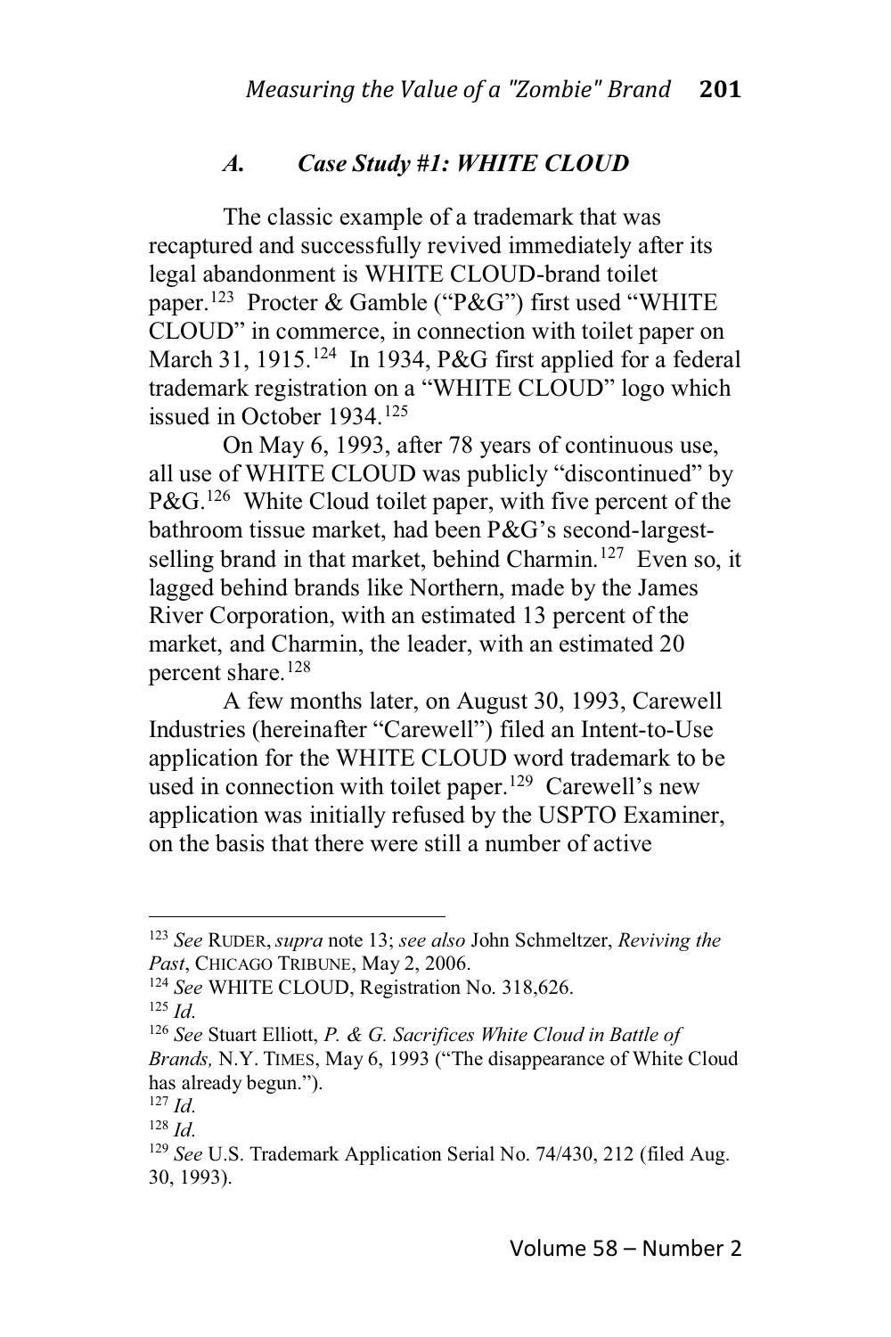### *A. Case Study #1: WHITE CLOUD*

The classic example of a trademark that was recaptured and successfully revived immediately after its legal abandonment is WHITE CLOUD-brand toilet paper.[123] Procter & Gamble ("P&G") first used "WHITE CLOUD" in commerce, in connection with toilet paper on March 31, 1915.[124] In 1934, P&G first applied for a federal trademark registration on a "WHITE CLOUD" logo which issued in October 1934.[125]

On May 6, 1993, after 78 years of continuous use, all use of WHITE CLOUD was publicly "discontinued" by P&G.[126] White Cloud toilet paper, with five percent of the bathroom tissue market, had been P&G's second-largest-selling brand in that market, behind Charmin.[127] Even so, it lagged behind brands like Northern, made by the James River Corporation, with an estimated 13 percent of the market, and Charmin, the leader, with an estimated 20 percent share.[128]

A few months later, on August 30, 1993, Carewell Industries (hereinafter "Carewell") filed an Intent-to-Use application for the WHITE CLOUD word trademark to be used in connection with toilet paper.[129] Carewell's new application was initially refused by the USPTO Examiner, on the basis that there were still a number of active

---

[123] *See* RUDER, *supra* note 13; *see also* John Schmeltzer, *Reviving the Past*, CHICAGO TRIBUNE, May 2, 2006.

[124] *See* WHITE CLOUD, Registration No. 318,626.

[125] *Id.*

[126] *See* Stuart Elliott, *P. & G. Sacrifices White Cloud in Battle of Brands,* N.Y. TIMES, May 6, 1993 ("The disappearance of White Cloud has already begun.").

[127] *Id.*

[128] *Id.*

[129] *See* U.S. Trademark Application Serial No. 74/430, 212 (filed Aug. 30, 1993).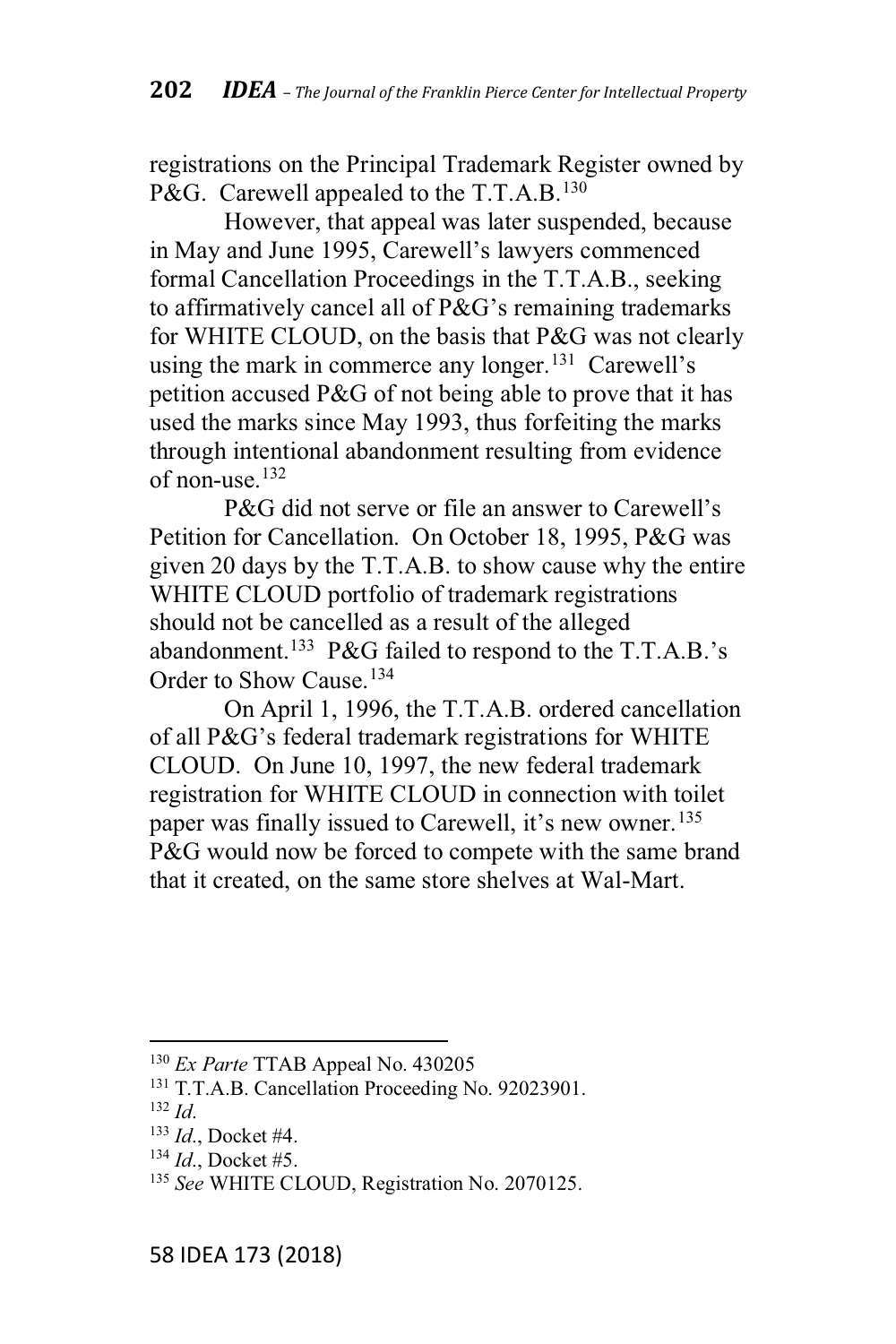registrations on the Principal Trademark Register owned by P&G. Carewell appealed to the T.T.A.B.[130]

However, that appeal was later suspended, because in May and June 1995, Carewell's lawyers commenced formal Cancellation Proceedings in the T.T.A.B., seeking to affirmatively cancel all of P&G's remaining trademarks for WHITE CLOUD, on the basis that P&G was not clearly using the mark in commerce any longer.[131] Carewell's petition accused P&G of not being able to prove that it has used the marks since May 1993, thus forfeiting the marks through intentional abandonment resulting from evidence of non-use.[132]

P&G did not serve or file an answer to Carewell's Petition for Cancellation. On October 18, 1995, P&G was given 20 days by the T.T.A.B. to show cause why the entire WHITE CLOUD portfolio of trademark registrations should not be cancelled as a result of the alleged abandonment.[133] P&G failed to respond to the T.T.A.B.'s Order to Show Cause.[134]

On April 1, 1996, the T.T.A.B. ordered cancellation of all P&G's federal trademark registrations for WHITE CLOUD. On June 10, 1997, the new federal trademark registration for WHITE CLOUD in connection with toilet paper was finally issued to Carewell, it's new owner.[135] P&G would now be forced to compete with the same brand that it created, on the same store shelves at Wal-Mart.

---

[130] *Ex Parte* TTAB Appeal No. 430205

[131] T.T.A.B. Cancellation Proceeding No. 92023901.

[132] *Id.*

[133] *Id.*, Docket #4.

[134] *Id.*, Docket #5.

[135] *See* WHITE CLOUD, Registration No. 2070125.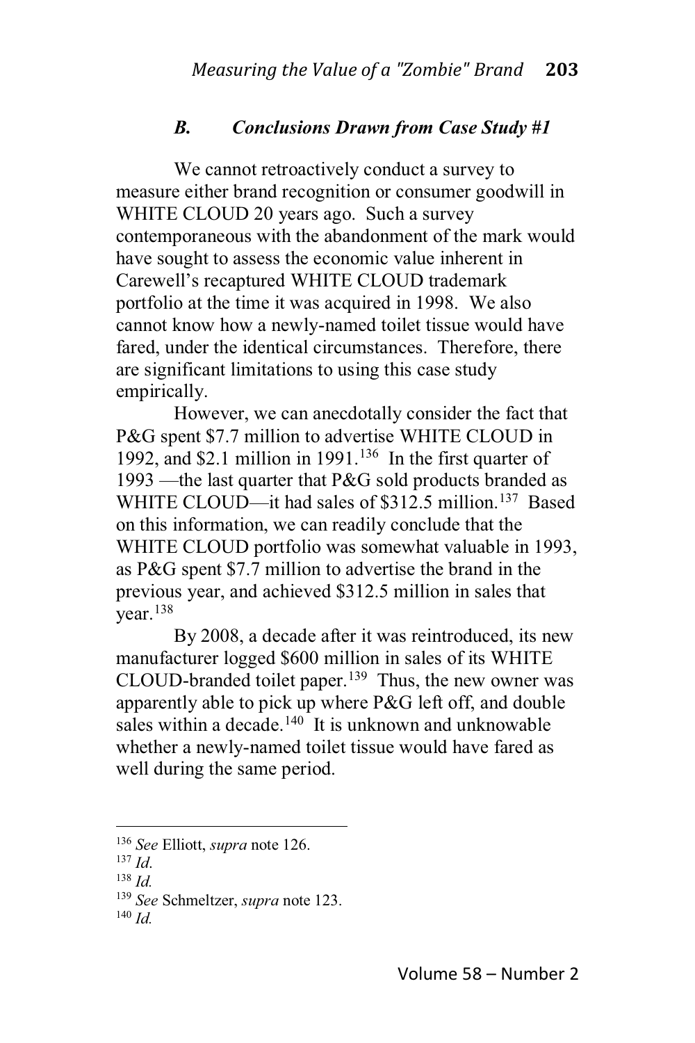### *B. Conclusions Drawn from Case Study #1*

We cannot retroactively conduct a survey to measure either brand recognition or consumer goodwill in WHITE CLOUD 20 years ago. Such a survey contemporaneous with the abandonment of the mark would have sought to assess the economic value inherent in Carewell's recaptured WHITE CLOUD trademark portfolio at the time it was acquired in 1998. We also cannot know how a newly-named toilet tissue would have fared, under the identical circumstances. Therefore, there are significant limitations to using this case study empirically.

However, we can anecdotally consider the fact that P&G spent $7.7 million to advertise WHITE CLOUD in 1992, and $2.1 million in 1991.[136] In the first quarter of 1993 —the last quarter that P&G sold products branded as WHITE CLOUD—it had sales of $312.5 million.[137] Based on this information, we can readily conclude that the WHITE CLOUD portfolio was somewhat valuable in 1993, as P&G spent $7.7 million to advertise the brand in the previous year, and achieved $312.5 million in sales that year.[138]

By 2008, a decade after it was reintroduced, its new manufacturer logged $600 million in sales of its WHITE CLOUD-branded toilet paper.[139] Thus, the new owner was apparently able to pick up where P&G left off, and double sales within a decade.[140] It is unknown and unknowable whether a newly-named toilet tissue would have fared as well during the same period.

---

[136] *See* Elliott, *supra* note 126.

[137] *Id.*

[138] *Id.*

[139] *See* Schmeltzer, *supra* note 123.

[140] *Id.*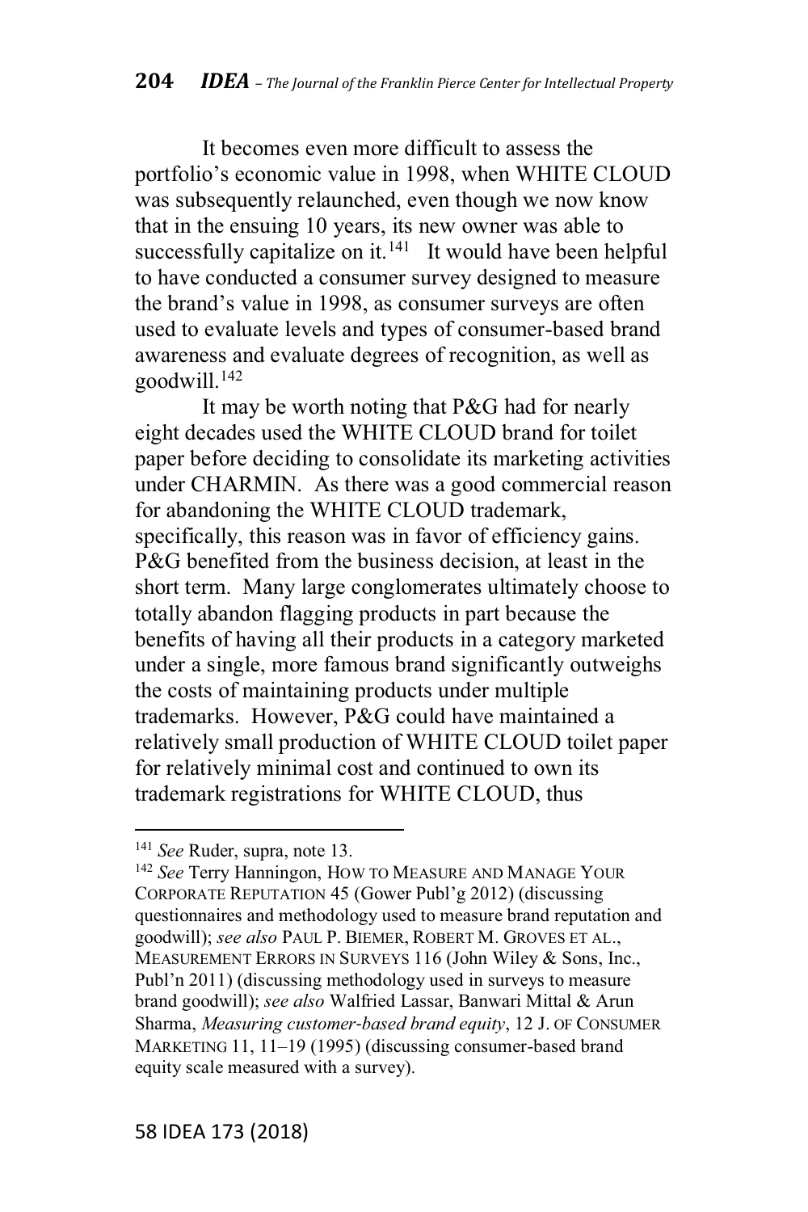It becomes even more difficult to assess the portfolio's economic value in 1998, when WHITE CLOUD was subsequently relaunched, even though we now know that in the ensuing 10 years, its new owner was able to successfully capitalize on it.[141] It would have been helpful to have conducted a consumer survey designed to measure the brand's value in 1998, as consumer surveys are often used to evaluate levels and types of consumer-based brand awareness and evaluate degrees of recognition, as well as goodwill.[142]

It may be worth noting that P&G had for nearly eight decades used the WHITE CLOUD brand for toilet paper before deciding to consolidate its marketing activities under CHARMIN. As there was a good commercial reason for abandoning the WHITE CLOUD trademark, specifically, this reason was in favor of efficiency gains. P&G benefited from the business decision, at least in the short term. Many large conglomerates ultimately choose to totally abandon flagging products in part because the benefits of having all their products in a category marketed under a single, more famous brand significantly outweighs the costs of maintaining products under multiple trademarks. However, P&G could have maintained a relatively small production of WHITE CLOUD toilet paper for relatively minimal cost and continued to own its trademark registrations for WHITE CLOUD, thus

---

[141] *See* Ruder, supra, note 13.

[142] *See* Terry Hanningon, HOW TO MEASURE AND MANAGE YOUR CORPORATE REPUTATION 45 (Gower Publ'g 2012) (discussing questionnaires and methodology used to measure brand reputation and goodwill); *see also* PAUL P. BIEMER, ROBERT M. GROVES ET AL., MEASUREMENT ERRORS IN SURVEYS 116 (John Wiley & Sons, Inc., Publ'n 2011) (discussing methodology used in surveys to measure brand goodwill); *see also* Walfried Lassar, Banwari Mittal & Arun Sharma, *Measuring customer-based brand equity*, 12 J. OF CONSUMER MARKETING 11, 11–19 (1995) (discussing consumer-based brand equity scale measured with a survey).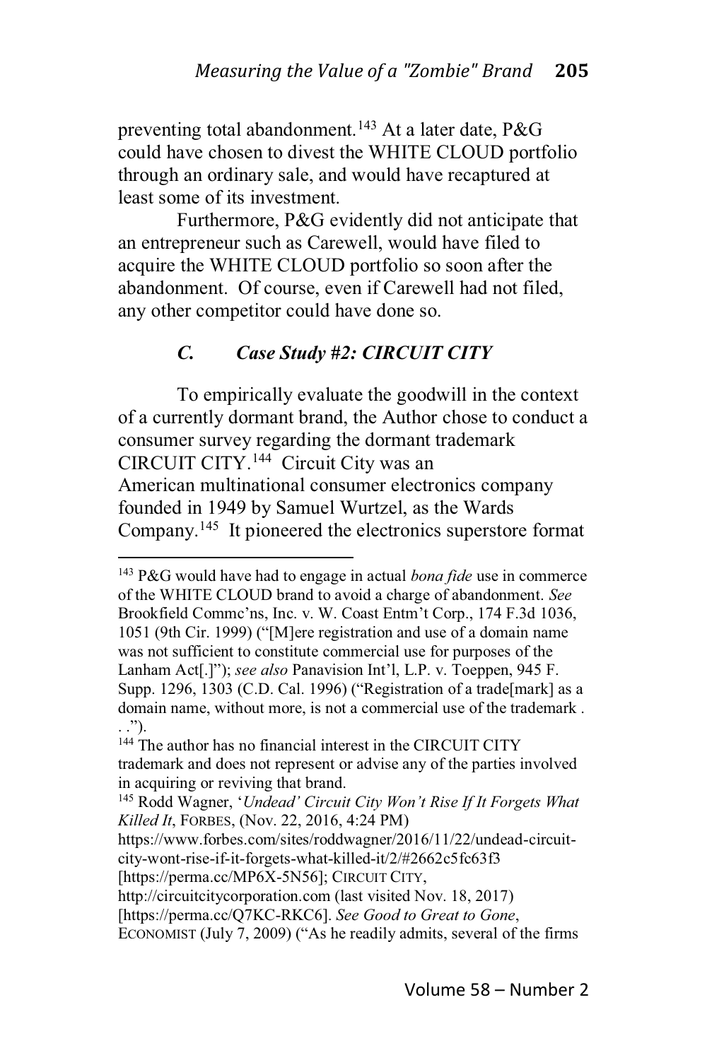preventing total abandonment.[143] At a later date, P&G could have chosen to divest the WHITE CLOUD portfolio through an ordinary sale, and would have recaptured at least some of its investment.

Furthermore, P&G evidently did not anticipate that an entrepreneur such as Carewell, would have filed to acquire the WHITE CLOUD portfolio so soon after the abandonment. Of course, even if Carewell had not filed, any other competitor could have done so.

### *C. Case Study #2: CIRCUIT CITY*

To empirically evaluate the goodwill in the context of a currently dormant brand, the Author chose to conduct a consumer survey regarding the dormant trademark CIRCUIT CITY.[144] Circuit City was an American multinational consumer electronics company founded in 1949 by Samuel Wurtzel, as the Wards Company.[145] It pioneered the electronics superstore format

---

[143] P&G would have had to engage in actual *bona fide* use in commerce of the WHITE CLOUD brand to avoid a charge of abandonment. *See* Brookfield Commc'ns, Inc. v. W. Coast Entm't Corp., 174 F.3d 1036, 1051 (9th Cir. 1999) ("[M]ere registration and use of a domain name was not sufficient to constitute commercial use for purposes of the Lanham Act[.]"); *see also* Panavision Int'l, L.P. v. Toeppen, 945 F. Supp. 1296, 1303 (C.D. Cal. 1996) ("Registration of a trade[mark] as a domain name, without more, is not a commercial use of the trademark . . .").

[144] The author has no financial interest in the CIRCUIT CITY trademark and does not represent or advise any of the parties involved in acquiring or reviving that brand.

[145] Rodd Wagner, '*Undead' Circuit City Won't Rise If It Forgets What Killed It*, FORBES, (Nov. 22, 2016, 4:24 PM) https://www.forbes.com/sites/roddwagner/2016/11/22/undead-circuit-city-wont-rise-if-it-forgets-what-killed-it/2/#2662c5fc63f3 [https://perma.cc/MP6X-5N56]; CIRCUIT CITY, http://circuitcitycorporation.com (last visited Nov. 18, 2017) [https://perma.cc/Q7KC-RKC6]. *See Good to Great to Gone*, ECONOMIST (July 7, 2009) ("As he readily admits, several of the firms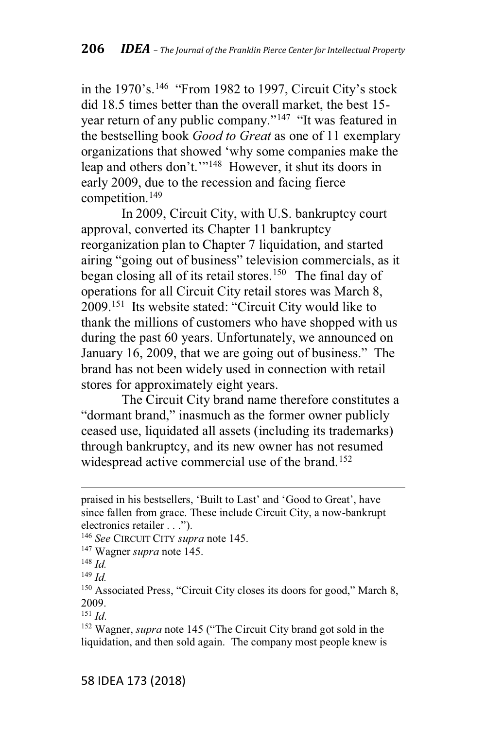in the 1970's.[146] "From 1982 to 1997, Circuit City's stock did 18.5 times better than the overall market, the best 15-year return of any public company."[147] "It was featured in the bestselling book *Good to Great* as one of 11 exemplary organizations that showed 'why some companies make the leap and others don't.'"[148] However, it shut its doors in early 2009, due to the recession and facing fierce competition.[149]

In 2009, Circuit City, with U.S. bankruptcy court approval, converted its Chapter 11 bankruptcy reorganization plan to Chapter 7 liquidation, and started airing "going out of business" television commercials, as it began closing all of its retail stores.[150] The final day of operations for all Circuit City retail stores was March 8, 2009.[151] Its website stated: "Circuit City would like to thank the millions of customers who have shopped with us during the past 60 years. Unfortunately, we announced on January 16, 2009, that we are going out of business." The brand has not been widely used in connection with retail stores for approximately eight years.

The Circuit City brand name therefore constitutes a "dormant brand," inasmuch as the former owner publicly ceased use, liquidated all assets (including its trademarks) through bankruptcy, and its new owner has not resumed widespread active commercial use of the brand.[152]

---

praised in his bestsellers, 'Built to Last' and 'Good to Great', have since fallen from grace. These include Circuit City, a now-bankrupt electronics retailer . . .").

[146] *See* CIRCUIT CITY *supra* note 145.

[147] Wagner *supra* note 145.

[148] *Id.*

[149] *Id.*

[150] Associated Press, "Circuit City closes its doors for good," March 8, 2009.

[151] *Id.*

[152] Wagner, *supra* note 145 ("The Circuit City brand got sold in the liquidation, and then sold again. The company most people knew is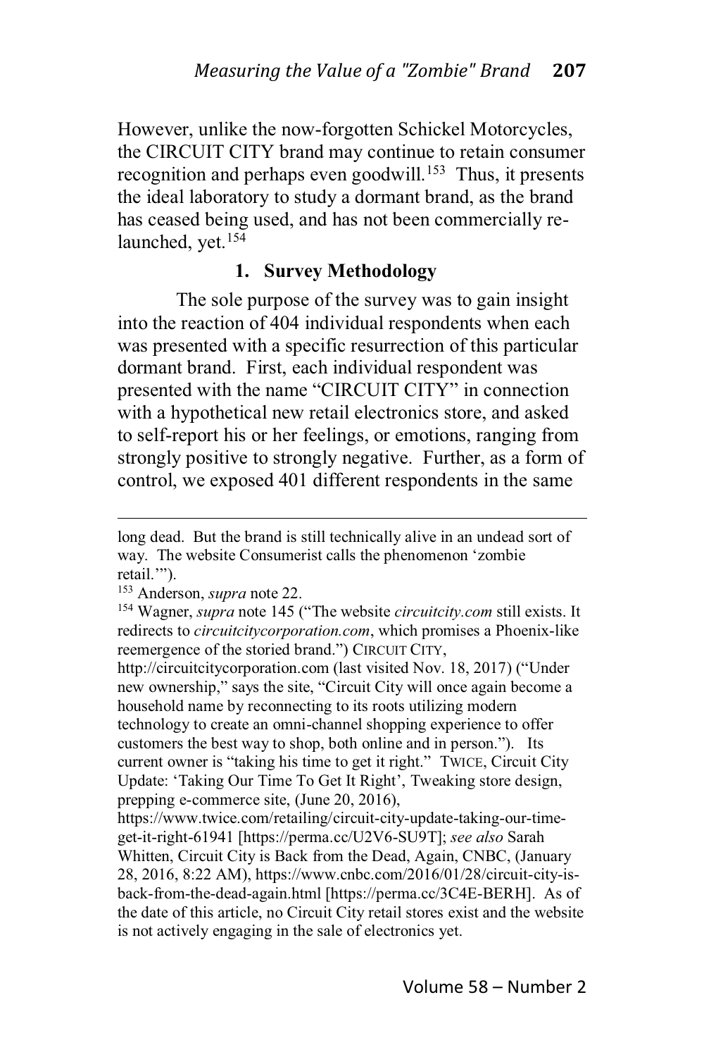However, unlike the now-forgotten Schickel Motorcycles, the CIRCUIT CITY brand may continue to retain consumer recognition and perhaps even goodwill.[153] Thus, it presents the ideal laboratory to study a dormant brand, as the brand has ceased being used, and has not been commercially re-launched, yet.[154]

### 1. Survey Methodology

The sole purpose of the survey was to gain insight into the reaction of 404 individual respondents when each was presented with a specific resurrection of this particular dormant brand. First, each individual respondent was presented with the name "CIRCUIT CITY" in connection with a hypothetical new retail electronics store, and asked to self-report his or her feelings, or emotions, ranging from strongly positive to strongly negative. Further, as a form of control, we exposed 401 different respondents in the same

---

long dead. But the brand is still technically alive in an undead sort of way. The website Consumerist calls the phenomenon 'zombie retail.'").

[153] Anderson, *supra* note 22.

[154] Wagner, *supra* note 145 ("The website *circuitcity.com* still exists. It redirects to *circuitcitycorporation.com*, which promises a Phoenix-like reemergence of the storied brand.") CIRCUIT CITY, http://circuitcitycorporation.com (last visited Nov. 18, 2017) ("Under new ownership," says the site, "Circuit City will once again become a household name by reconnecting to its roots utilizing modern technology to create an omni-channel shopping experience to offer customers the best way to shop, both online and in person."). Its current owner is "taking his time to get it right." TWICE, Circuit City Update: 'Taking Our Time To Get It Right', Tweaking store design, prepping e-commerce site, (June 20, 2016), https://www.twice.com/retailing/circuit-city-update-taking-our-time-get-it-right-61941 [https://perma.cc/U2V6-SU9T]; *see also* Sarah Whitten, Circuit City is Back from the Dead, Again, CNBC, (January 28, 2016, 8:22 AM), https://www.cnbc.com/2016/01/28/circuit-city-is-back-from-the-dead-again.html [https://perma.cc/3C4E-BERH]. As of the date of this article, no Circuit City retail stores exist and the website is not actively engaging in the sale of electronics yet.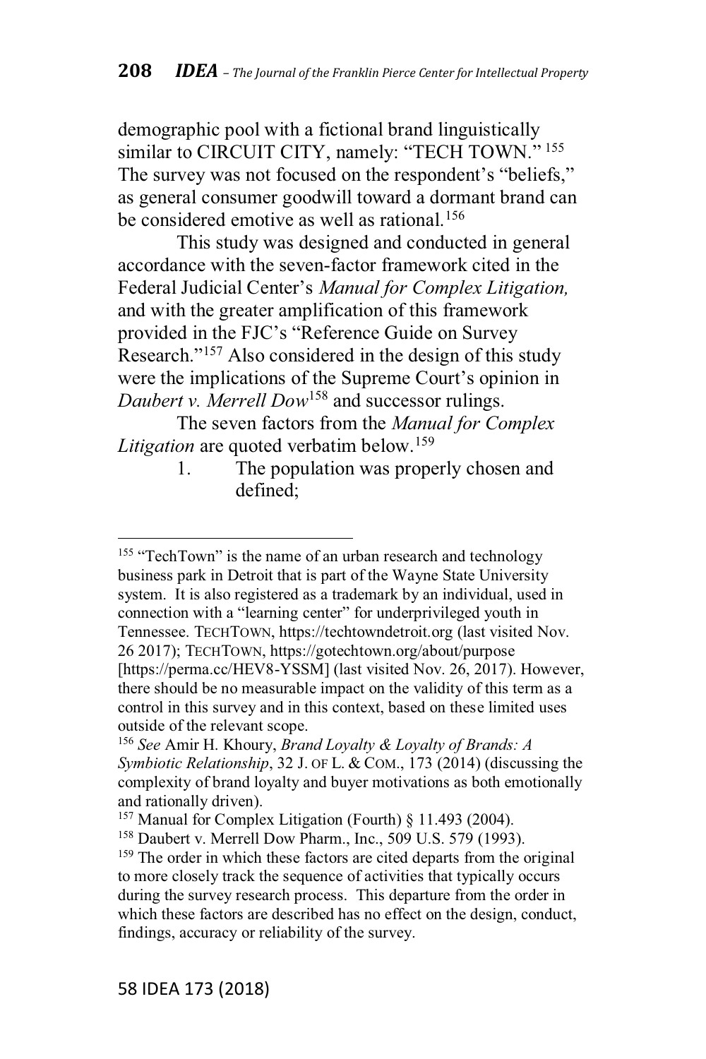demographic pool with a fictional brand linguistically similar to CIRCUIT CITY, namely: "TECH TOWN." [155] The survey was not focused on the respondent's "beliefs," as general consumer goodwill toward a dormant brand can be considered emotive as well as rational.[156]

This study was designed and conducted in general accordance with the seven-factor framework cited in the Federal Judicial Center's *Manual for Complex Litigation,* and with the greater amplification of this framework provided in the FJC's "Reference Guide on Survey Research."[157] Also considered in the design of this study were the implications of the Supreme Court's opinion in *Daubert v. Merrell Dow*[158] and successor rulings.

The seven factors from the *Manual for Complex Litigation* are quoted verbatim below.[159]

1. The population was properly chosen and defined;

---

[155] "TechTown" is the name of an urban research and technology business park in Detroit that is part of the Wayne State University system. It is also registered as a trademark by an individual, used in connection with a "learning center" for underprivileged youth in Tennessee. TECHTOWN, https://techtowndetroit.org (last visited Nov. 26 2017); TECHTOWN, https://gotechtown.org/about/purpose [https://perma.cc/HEV8-YSSM] (last visited Nov. 26, 2017). However, there should be no measurable impact on the validity of this term as a control in this survey and in this context, based on these limited uses outside of the relevant scope.

[156] *See* Amir H. Khoury, *Brand Loyalty & Loyalty of Brands: A Symbiotic Relationship*, 32 J. OF L. & COM., 173 (2014) (discussing the complexity of brand loyalty and buyer motivations as both emotionally and rationally driven).

[157] Manual for Complex Litigation (Fourth) § 11.493 (2004).

[158] Daubert v. Merrell Dow Pharm., Inc., 509 U.S. 579 (1993).

[159] The order in which these factors are cited departs from the original to more closely track the sequence of activities that typically occurs during the survey research process. This departure from the order in which these factors are described has no effect on the design, conduct, findings, accuracy or reliability of the survey.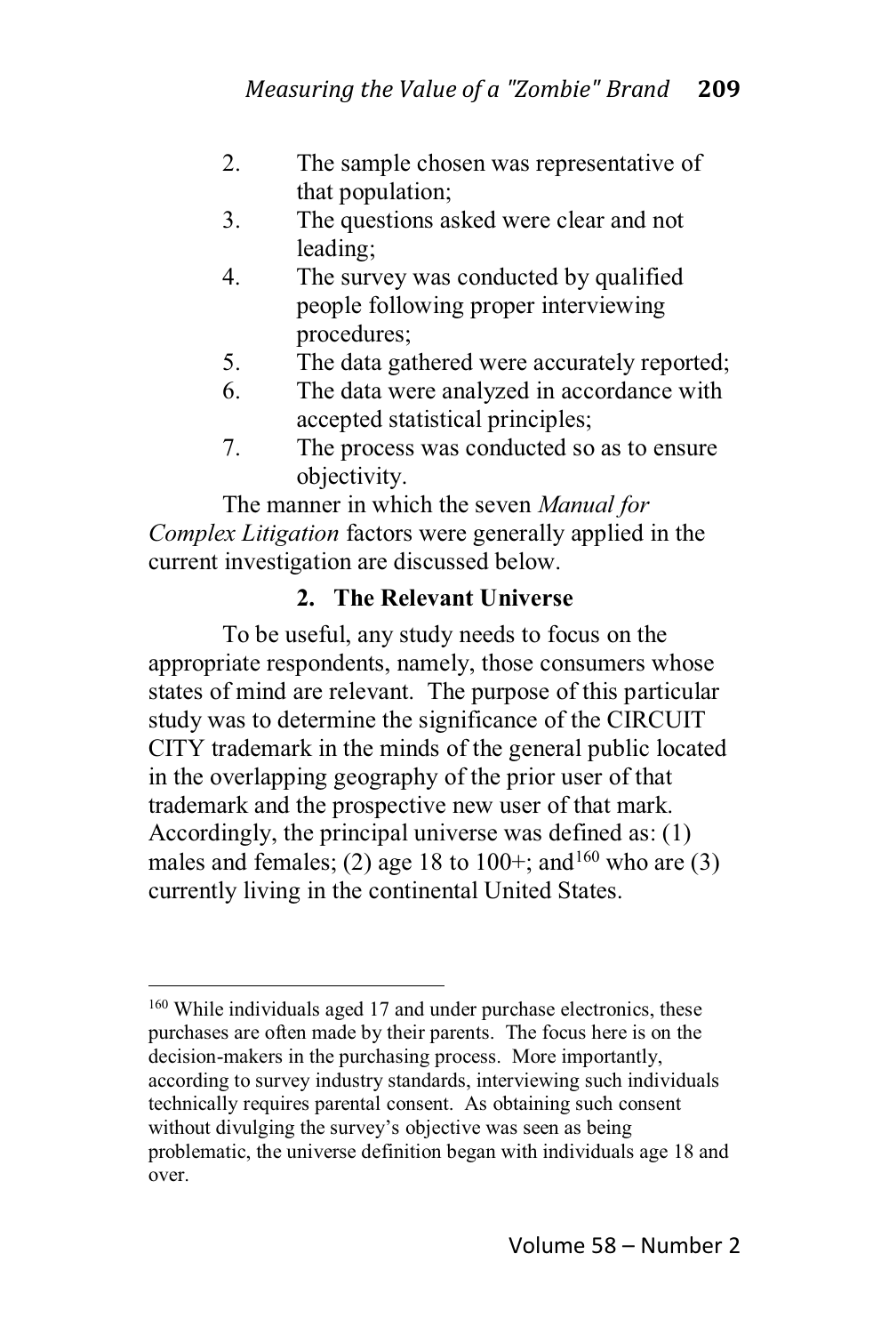2. The sample chosen was representative of that population;
3. The questions asked were clear and not leading;
4. The survey was conducted by qualified people following proper interviewing procedures;
5. The data gathered were accurately reported;
6. The data were analyzed in accordance with accepted statistical principles;
7. The process was conducted so as to ensure objectivity.

The manner in which the seven *Manual for Complex Litigation* factors were generally applied in the current investigation are discussed below.

### 2. The Relevant Universe

To be useful, any study needs to focus on the appropriate respondents, namely, those consumers whose states of mind are relevant. The purpose of this particular study was to determine the significance of the CIRCUIT CITY trademark in the minds of the general public located in the overlapping geography of the prior user of that trademark and the prospective new user of that mark. Accordingly, the principal universe was defined as: (1) males and females; (2) age 18 to 100+; and[160] who are (3) currently living in the continental United States.

---

[160] While individuals aged 17 and under purchase electronics, these purchases are often made by their parents. The focus here is on the decision-makers in the purchasing process. More importantly, according to survey industry standards, interviewing such individuals technically requires parental consent. As obtaining such consent without divulging the survey's objective was seen as being problematic, the universe definition began with individuals age 18 and over.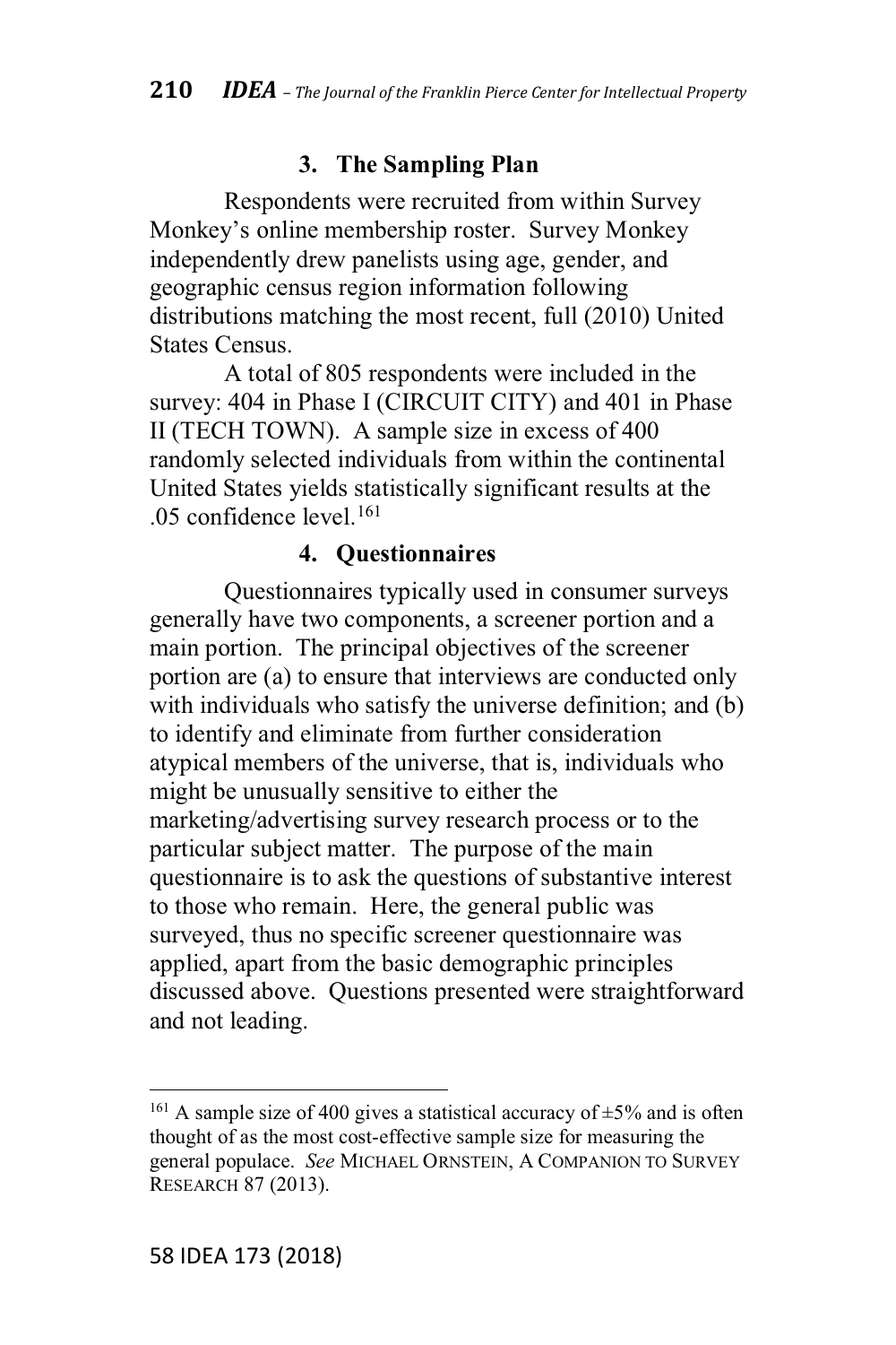### 3. The Sampling Plan

Respondents were recruited from within Survey Monkey's online membership roster. Survey Monkey independently drew panelists using age, gender, and geographic census region information following distributions matching the most recent, full (2010) United States Census.

A total of 805 respondents were included in the survey: 404 in Phase I (CIRCUIT CITY) and 401 in Phase II (TECH TOWN). A sample size in excess of 400 randomly selected individuals from within the continental United States yields statistically significant results at the .05 confidence level.[161]

### 4. Questionnaires

Questionnaires typically used in consumer surveys generally have two components, a screener portion and a main portion. The principal objectives of the screener portion are (a) to ensure that interviews are conducted only with individuals who satisfy the universe definition; and (b) to identify and eliminate from further consideration atypical members of the universe, that is, individuals who might be unusually sensitive to either the marketing/advertising survey research process or to the particular subject matter. The purpose of the main questionnaire is to ask the questions of substantive interest to those who remain. Here, the general public was surveyed, thus no specific screener questionnaire was applied, apart from the basic demographic principles discussed above. Questions presented were straightforward and not leading.

---

[161] A sample size of 400 gives a statistical accuracy of ±5% and is often thought of as the most cost-effective sample size for measuring the general populace. *See* MICHAEL ORNSTEIN, A COMPANION TO SURVEY RESEARCH 87 (2013).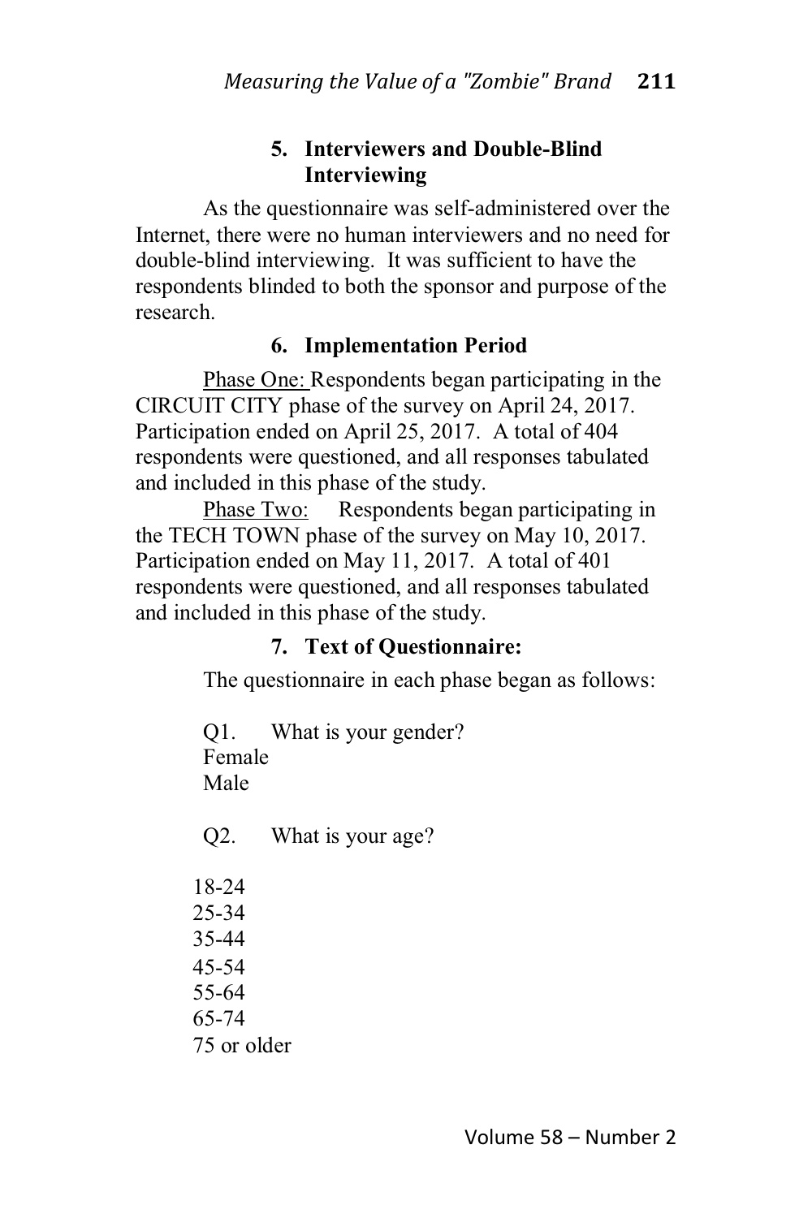### 5. Interviewers and Double-Blind Interviewing

As the questionnaire was self-administered over the Internet, there were no human interviewers and no need for double-blind interviewing. It was sufficient to have the respondents blinded to both the sponsor and purpose of the research.

### 6. Implementation Period

Phase One: Respondents began participating in the CIRCUIT CITY phase of the survey on April 24, 2017. Participation ended on April 25, 2017. A total of 404 respondents were questioned, and all responses tabulated and included in this phase of the study.

Phase Two: Respondents began participating in the TECH TOWN phase of the survey on May 10, 2017. Participation ended on May 11, 2017. A total of 401 respondents were questioned, and all responses tabulated and included in this phase of the study.

### 7. Text of Questionnaire:

The questionnaire in each phase began as follows:

Q1. What is your gender?
Female
Male

Q2. What is your age?

18-24
25-34
35-44
45-54
55-64
65-74
75 or older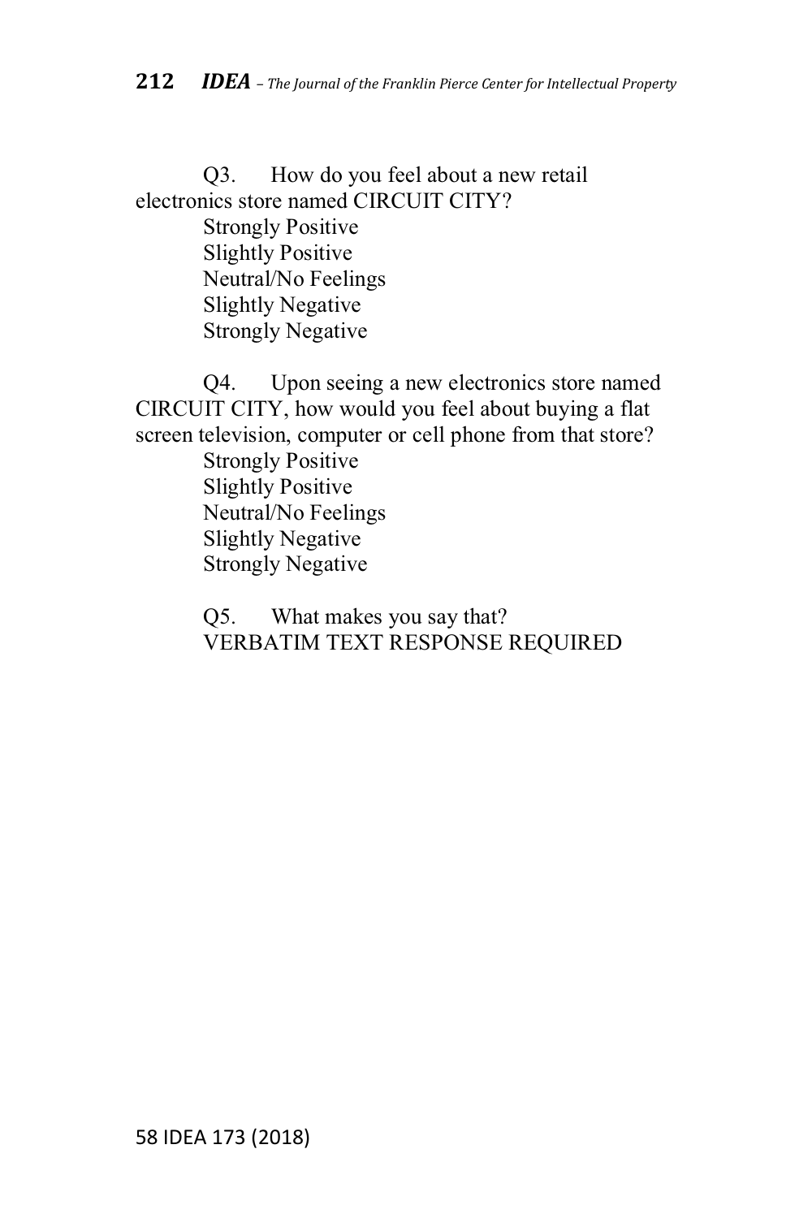Q3. How do you feel about a new retail electronics store named CIRCUIT CITY?

Strongly Positive
Slightly Positive
Neutral/No Feelings
Slightly Negative
Strongly Negative

Q4. Upon seeing a new electronics store named CIRCUIT CITY, how would you feel about buying a flat screen television, computer or cell phone from that store?

Strongly Positive
Slightly Positive
Neutral/No Feelings
Slightly Negative
Strongly Negative

Q5. What makes you say that?
VERBATIM TEXT RESPONSE REQUIRED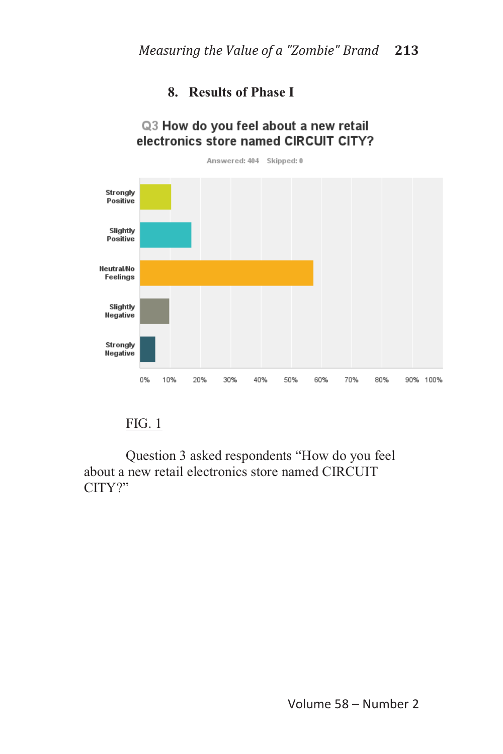## 8. Results of Phase I

**Q3 How do you feel about a new retail electronics store named CIRCUIT CITY?**

Answered: 404 Skipped: 0

Strongly Positive

Slightly Positive

Neutral/No Feelings

Slightly Negative

Strongly Negative

0% 10% 20% 30% 40% 50% 60% 70% 80% 90% 100%

FIG. 1

Question 3 asked respondents "How do you feel about a new retail electronics store named CIRCUIT CITY?"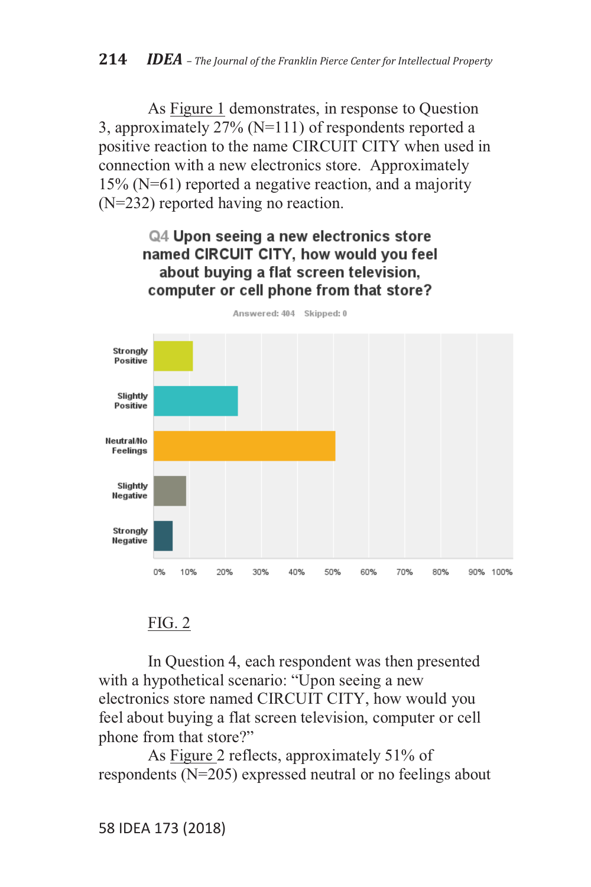As Figure 1 demonstrates, in response to Question 3, approximately 27% (N=111) of respondents reported a positive reaction to the name CIRCUIT CITY when used in connection with a new electronics store. Approximately 15% (N=61) reported a negative reaction, and a majority (N=232) reported having no reaction.

**Q4 Upon seeing a new electronics store named CIRCUIT CITY, how would you feel about buying a flat screen television, computer or cell phone from that store?**

Answered: 404 Skipped: 0

Strongly Positive

Slightly Positive

Neutral/No Feelings

Slightly Negative

Strongly Negative

0% 10% 20% 30% 40% 50% 60% 70% 80% 90% 100%

FIG. 2

In Question 4, each respondent was then presented with a hypothetical scenario: "Upon seeing a new electronics store named CIRCUIT CITY, how would you feel about buying a flat screen television, computer or cell phone from that store?"

As Figure 2 reflects, approximately 51% of respondents (N=205) expressed neutral or no feelings about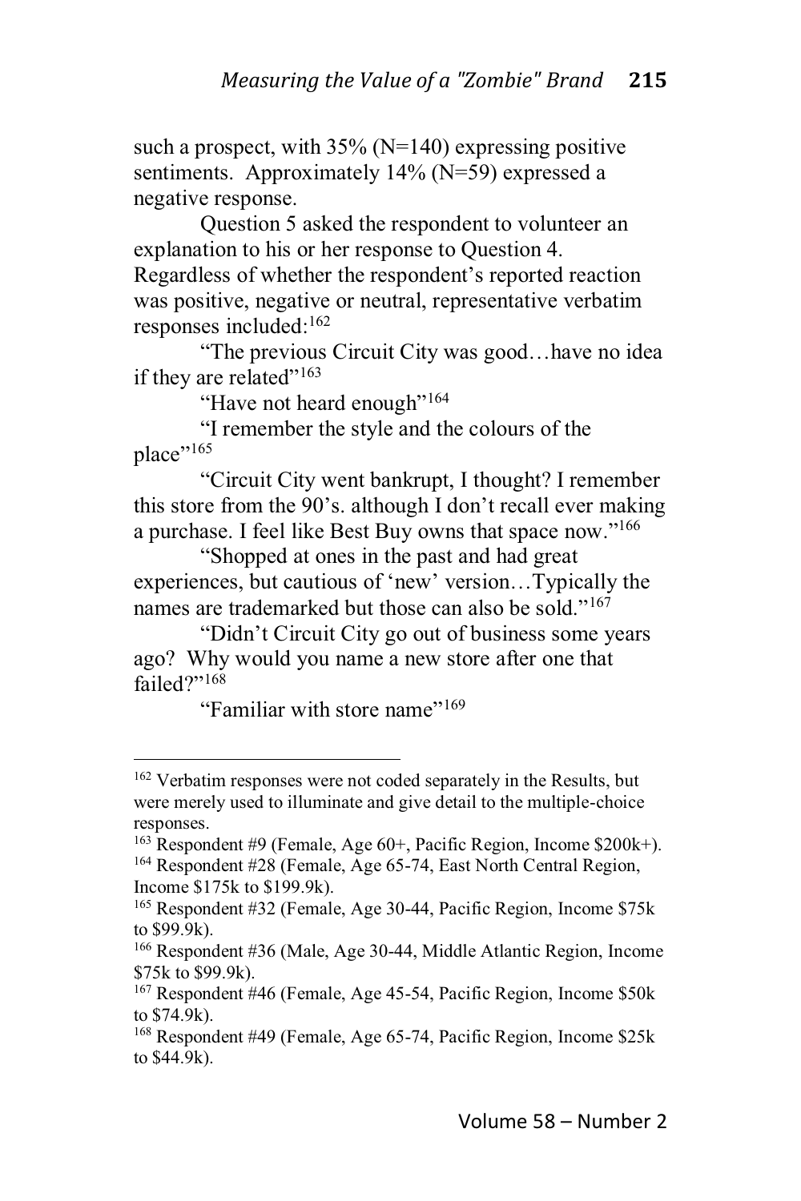such a prospect, with 35% (N=140) expressing positive sentiments. Approximately 14% (N=59) expressed a negative response.

Question 5 asked the respondent to volunteer an explanation to his or her response to Question 4. Regardless of whether the respondent's reported reaction was positive, negative or neutral, representative verbatim responses included:[162]

"The previous Circuit City was good…have no idea if they are related"[163]

"Have not heard enough"[164]

"I remember the style and the colours of the place"[165]

"Circuit City went bankrupt, I thought? I remember this store from the 90's. although I don't recall ever making a purchase. I feel like Best Buy owns that space now."[166]

"Shopped at ones in the past and had great experiences, but cautious of 'new' version…Typically the names are trademarked but those can also be sold."[167]

"Didn't Circuit City go out of business some years ago? Why would you name a new store after one that failed?"[168]

"Familiar with store name"[169]

---

[162] Verbatim responses were not coded separately in the Results, but were merely used to illuminate and give detail to the multiple-choice responses.

[163] Respondent #9 (Female, Age 60+, Pacific Region, Income $200k+).

[164] Respondent #28 (Female, Age 65-74, East North Central Region, Income $175k to $199.9k).

[165] Respondent #32 (Female, Age 30-44, Pacific Region, Income $75k to $99.9k).

[166] Respondent #36 (Male, Age 30-44, Middle Atlantic Region, Income $75k to $99.9k).

[167] Respondent #46 (Female, Age 45-54, Pacific Region, Income $50k to $74.9k).

[168] Respondent #49 (Female, Age 65-74, Pacific Region, Income $25k to $44.9k).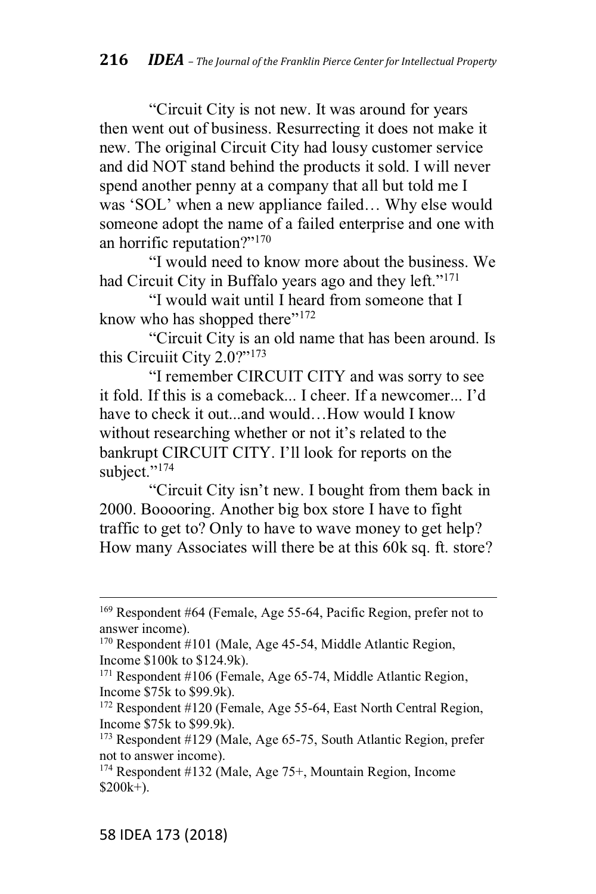"Circuit City is not new. It was around for years then went out of business. Resurrecting it does not make it new. The original Circuit City had lousy customer service and did NOT stand behind the products it sold. I will never spend another penny at a company that all but told me I was 'SOL' when a new appliance failed… Why else would someone adopt the name of a failed enterprise and one with an horrific reputation?"[170]

"I would need to know more about the business. We had Circuit City in Buffalo years ago and they left."[171]

"I would wait until I heard from someone that I know who has shopped there"[172]

"Circuit City is an old name that has been around. Is this Circuiit City 2.0?"[173]

"I remember CIRCUIT CITY and was sorry to see it fold. If this is a comeback... I cheer. If a newcomer... I'd have to check it out...and would…How would I know without researching whether or not it's related to the bankrupt CIRCUIT CITY. I'll look for reports on the subject."[174]

"Circuit City isn't new. I bought from them back in 2000. Booooring. Another big box store I have to fight traffic to get to? Only to have to wave money to get help? How many Associates will there be at this 60k sq. ft. store?

---

[169] Respondent #64 (Female, Age 55-64, Pacific Region, prefer not to answer income).

[170] Respondent #101 (Male, Age 45-54, Middle Atlantic Region, Income $100k to $124.9k).

[171] Respondent #106 (Female, Age 65-74, Middle Atlantic Region, Income $75k to $99.9k).

[172] Respondent #120 (Female, Age 55-64, East North Central Region, Income $75k to $99.9k).

[173] Respondent #129 (Male, Age 65-75, South Atlantic Region, prefer not to answer income).

[174] Respondent #132 (Male, Age 75+, Mountain Region, Income $200k+).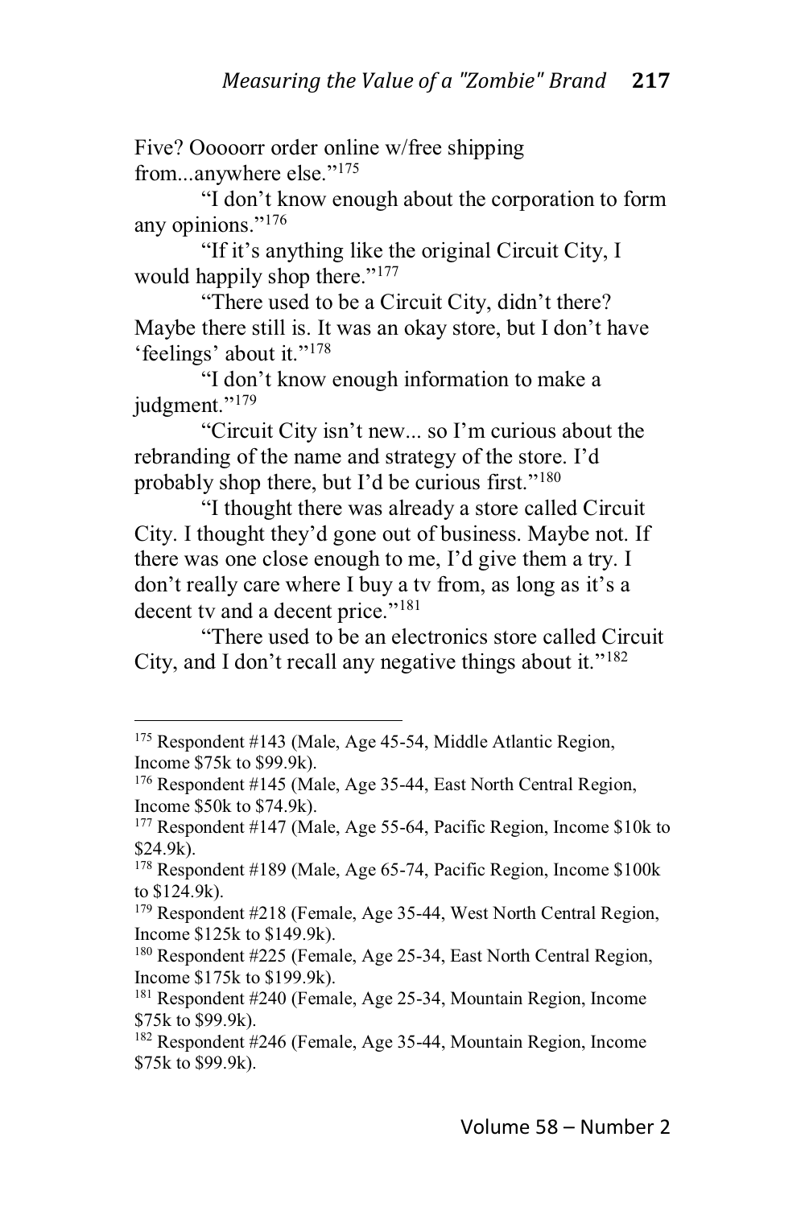Five? Ooooorr order online w/free shipping from...anywhere else."[175]

"I don't know enough about the corporation to form any opinions."[176]

"If it's anything like the original Circuit City, I would happily shop there."[177]

"There used to be a Circuit City, didn't there? Maybe there still is. It was an okay store, but I don't have 'feelings' about it."[178]

"I don't know enough information to make a judgment."[179]

"Circuit City isn't new... so I'm curious about the rebranding of the name and strategy of the store. I'd probably shop there, but I'd be curious first."[180]

"I thought there was already a store called Circuit City. I thought they'd gone out of business. Maybe not. If there was one close enough to me, I'd give them a try. I don't really care where I buy a tv from, as long as it's a decent tv and a decent price."[181]

"There used to be an electronics store called Circuit City, and I don't recall any negative things about it."[182]

---

[175] Respondent #143 (Male, Age 45-54, Middle Atlantic Region, Income $75k to $99.9k).

[176] Respondent #145 (Male, Age 35-44, East North Central Region, Income $50k to $74.9k).

[177] Respondent #147 (Male, Age 55-64, Pacific Region, Income $10k to $24.9k).

[178] Respondent #189 (Male, Age 65-74, Pacific Region, Income $100k to $124.9k).

[179] Respondent #218 (Female, Age 35-44, West North Central Region, Income $125k to $149.9k).

[180] Respondent #225 (Female, Age 25-34, East North Central Region, Income $175k to $199.9k).

[181] Respondent #240 (Female, Age 25-34, Mountain Region, Income $75k to $99.9k).

[182] Respondent #246 (Female, Age 35-44, Mountain Region, Income $75k to $99.9k).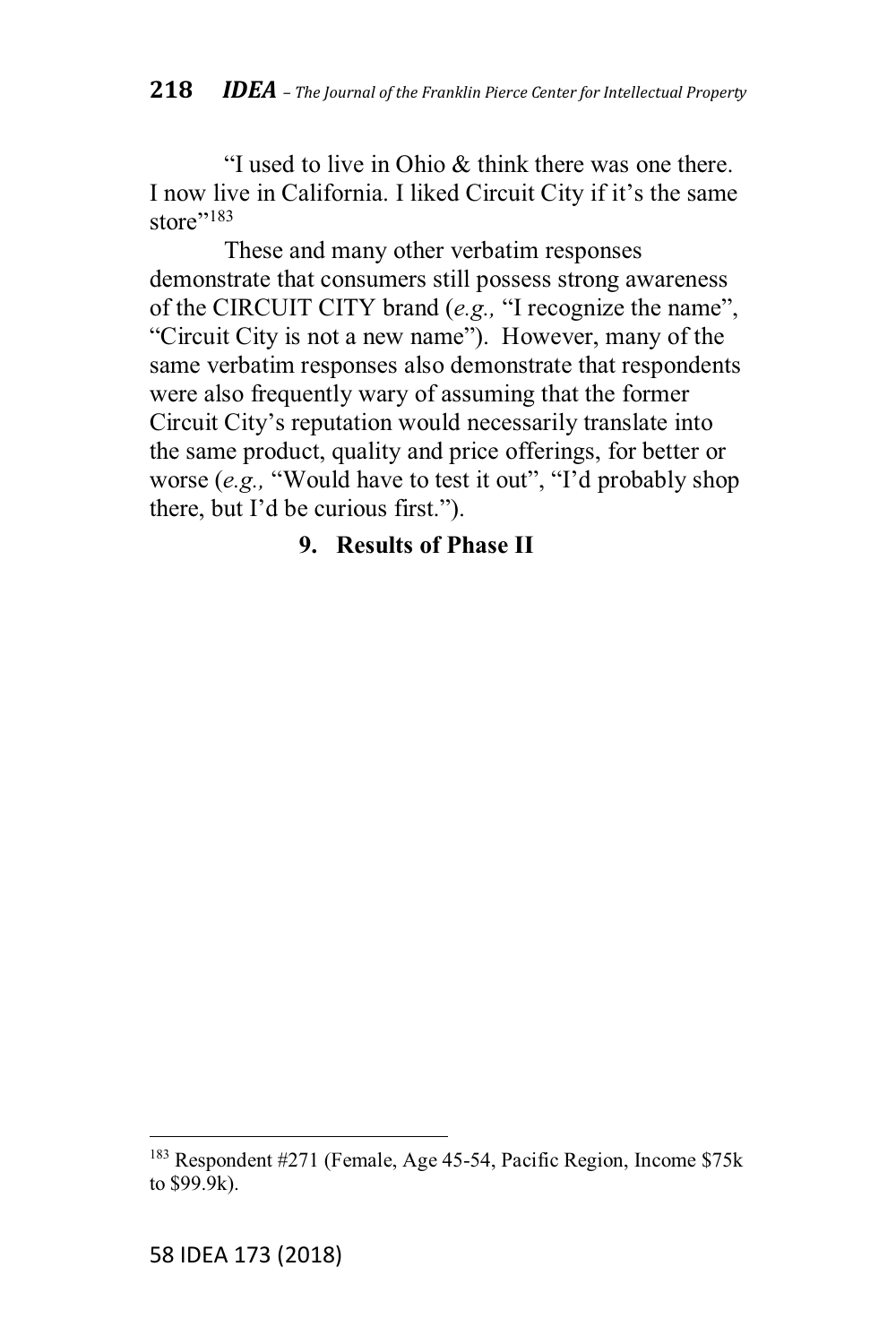"I used to live in Ohio & think there was one there. I now live in California. I liked Circuit City if it's the same store"[183]

These and many other verbatim responses demonstrate that consumers still possess strong awareness of the CIRCUIT CITY brand (*e.g.,* "I recognize the name", "Circuit City is not a new name"). However, many of the same verbatim responses also demonstrate that respondents were also frequently wary of assuming that the former Circuit City's reputation would necessarily translate into the same product, quality and price offerings, for better or worse (*e.g.,* "Would have to test it out", "I'd probably shop there, but I'd be curious first.").

### 9. Results of Phase II

[183] Respondent #271 (Female, Age 45-54, Pacific Region, Income $75k to $99.9k).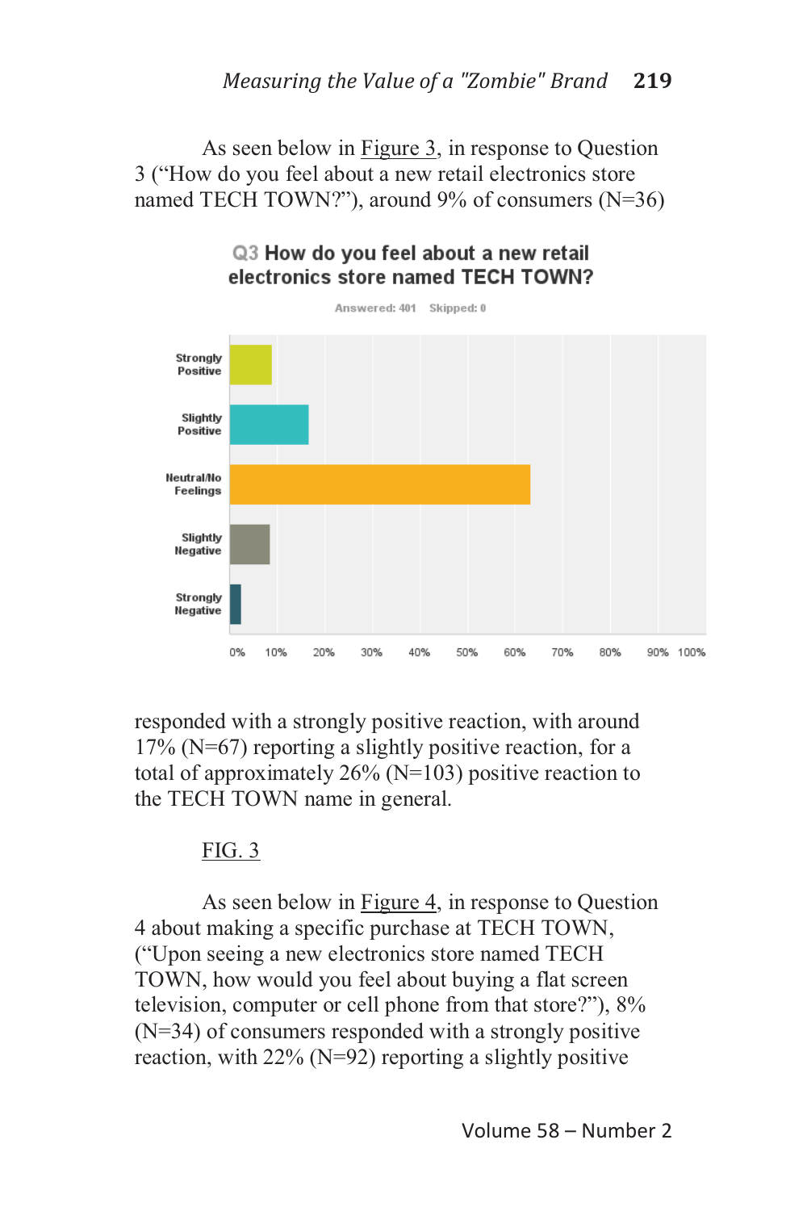As seen below in Figure 3, in response to Question 3 ("How do you feel about a new retail electronics store named TECH TOWN?"), around 9% of consumers (N=36)

**Q3 How do you feel about a new retail electronics store named TECH TOWN?**

Answered: 401 Skipped: 0

Strongly Positive

Slightly Positive

Neutral/No Feelings

Slightly Negative

Strongly Negative

0% 10% 20% 30% 40% 50% 60% 70% 80% 90% 100%

responded with a strongly positive reaction, with around 17% (N=67) reporting a slightly positive reaction, for a total of approximately 26% (N=103) positive reaction to the TECH TOWN name in general.

FIG. 3

As seen below in Figure 4, in response to Question 4 about making a specific purchase at TECH TOWN, ("Upon seeing a new electronics store named TECH TOWN, how would you feel about buying a flat screen television, computer or cell phone from that store?"), 8% (N=34) of consumers responded with a strongly positive reaction, with 22% (N=92) reporting a slightly positive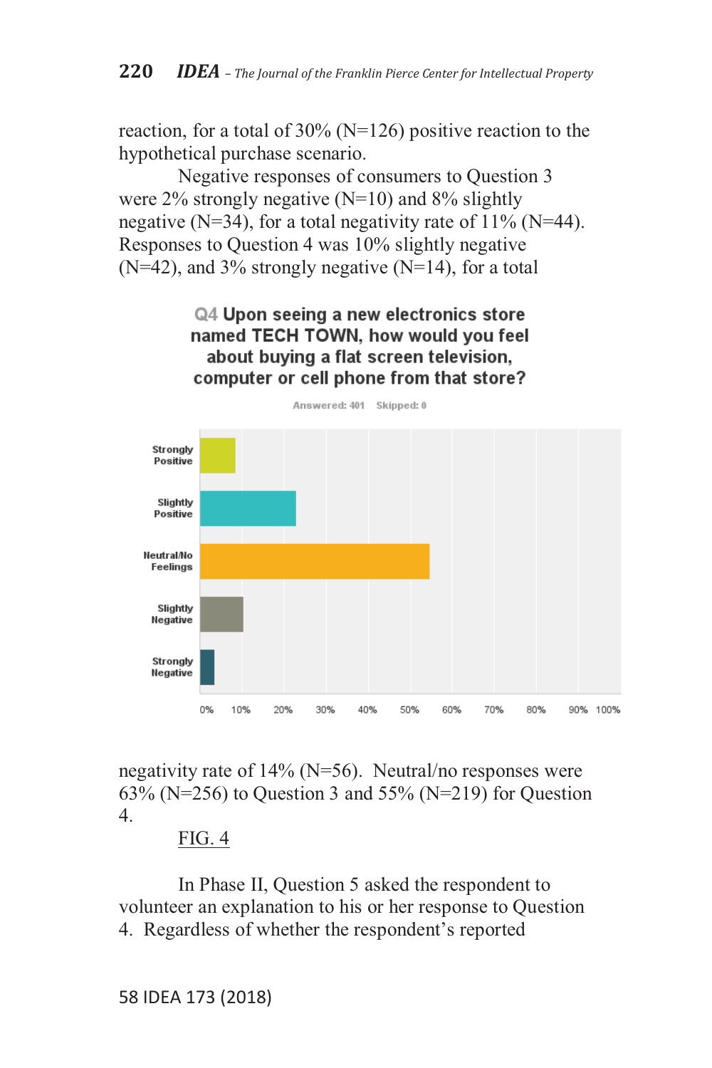reaction, for a total of 30% (N=126) positive reaction to the hypothetical purchase scenario.

Negative responses of consumers to Question 3 were 2% strongly negative (N=10) and 8% slightly negative (N=34), for a total negativity rate of 11% (N=44). Responses to Question 4 was 10% slightly negative (N=42), and 3% strongly negative (N=14), for a total

**Q4 Upon seeing a new electronics store named TECH TOWN, how would you feel about buying a flat screen television, computer or cell phone from that store?**

Answered: 401 Skipped: 0

Strongly Positive

Slightly Positive

Neutral/No Feelings

Slightly Negative

Strongly Negative

0% 10% 20% 30% 40% 50% 60% 70% 80% 90% 100%

negativity rate of 14% (N=56). Neutral/no responses were 63% (N=256) to Question 3 and 55% (N=219) for Question 4.

FIG. 4

In Phase II, Question 5 asked the respondent to volunteer an explanation to his or her response to Question 4. Regardless of whether the respondent's reported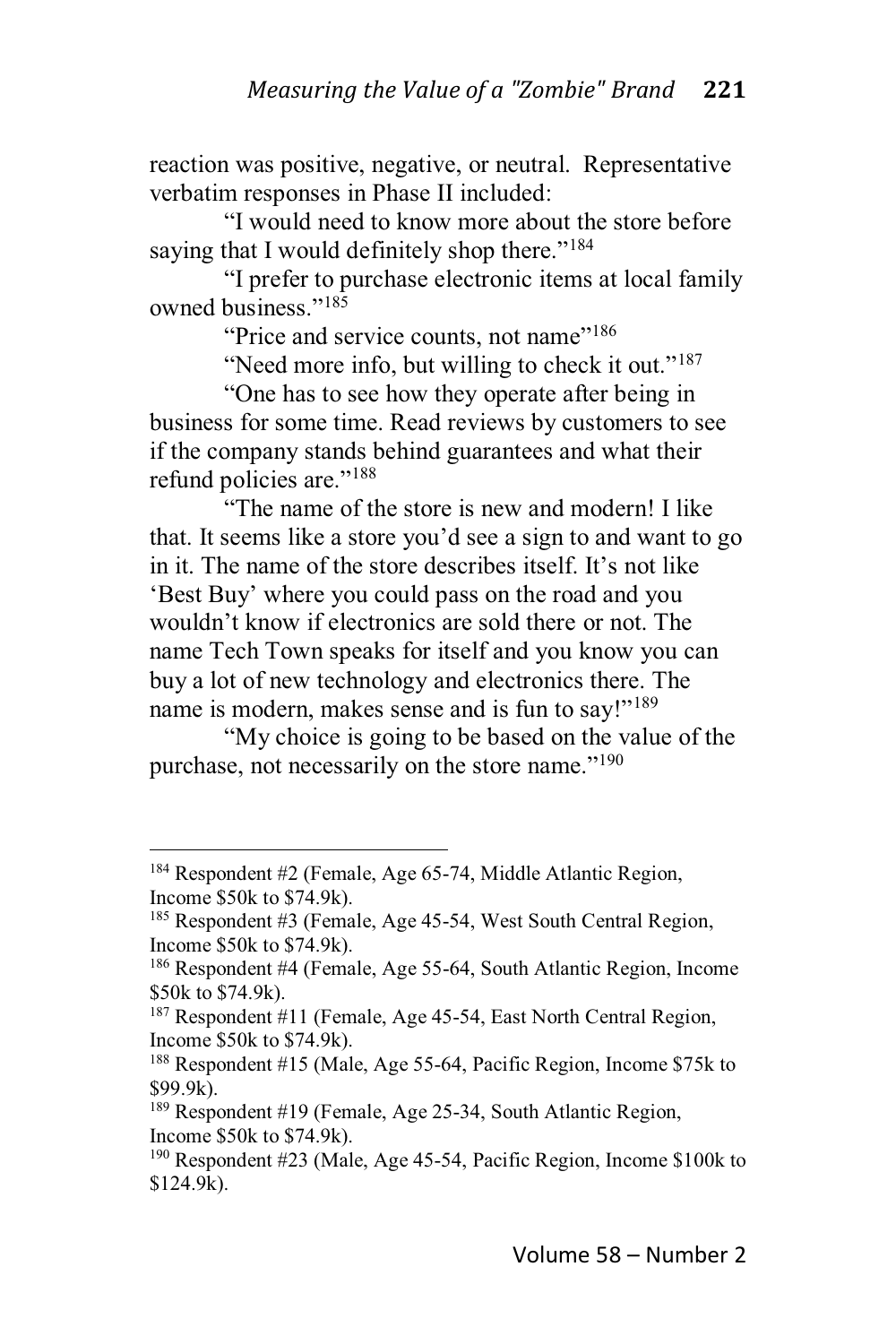reaction was positive, negative, or neutral. Representative verbatim responses in Phase II included:

"I would need to know more about the store before saying that I would definitely shop there."[184]

"I prefer to purchase electronic items at local family owned business."[185]

"Price and service counts, not name"[186]

"Need more info, but willing to check it out."[187]

"One has to see how they operate after being in business for some time. Read reviews by customers to see if the company stands behind guarantees and what their refund policies are."[188]

"The name of the store is new and modern! I like that. It seems like a store you'd see a sign to and want to go in it. The name of the store describes itself. It's not like 'Best Buy' where you could pass on the road and you wouldn't know if electronics are sold there or not. The name Tech Town speaks for itself and you know you can buy a lot of new technology and electronics there. The name is modern, makes sense and is fun to say!"[189]

"My choice is going to be based on the value of the purchase, not necessarily on the store name."[190]

---

[184] Respondent #2 (Female, Age 65-74, Middle Atlantic Region, Income $50k to $74.9k).

[185] Respondent #3 (Female, Age 45-54, West South Central Region, Income $50k to $74.9k).

[186] Respondent #4 (Female, Age 55-64, South Atlantic Region, Income $50k to $74.9k).

[187] Respondent #11 (Female, Age 45-54, East North Central Region, Income $50k to $74.9k).

[188] Respondent #15 (Male, Age 55-64, Pacific Region, Income $75k to $99.9k).

[189] Respondent #19 (Female, Age 25-34, South Atlantic Region, Income $50k to $74.9k).

[190] Respondent #23 (Male, Age 45-54, Pacific Region, Income $100k to $124.9k).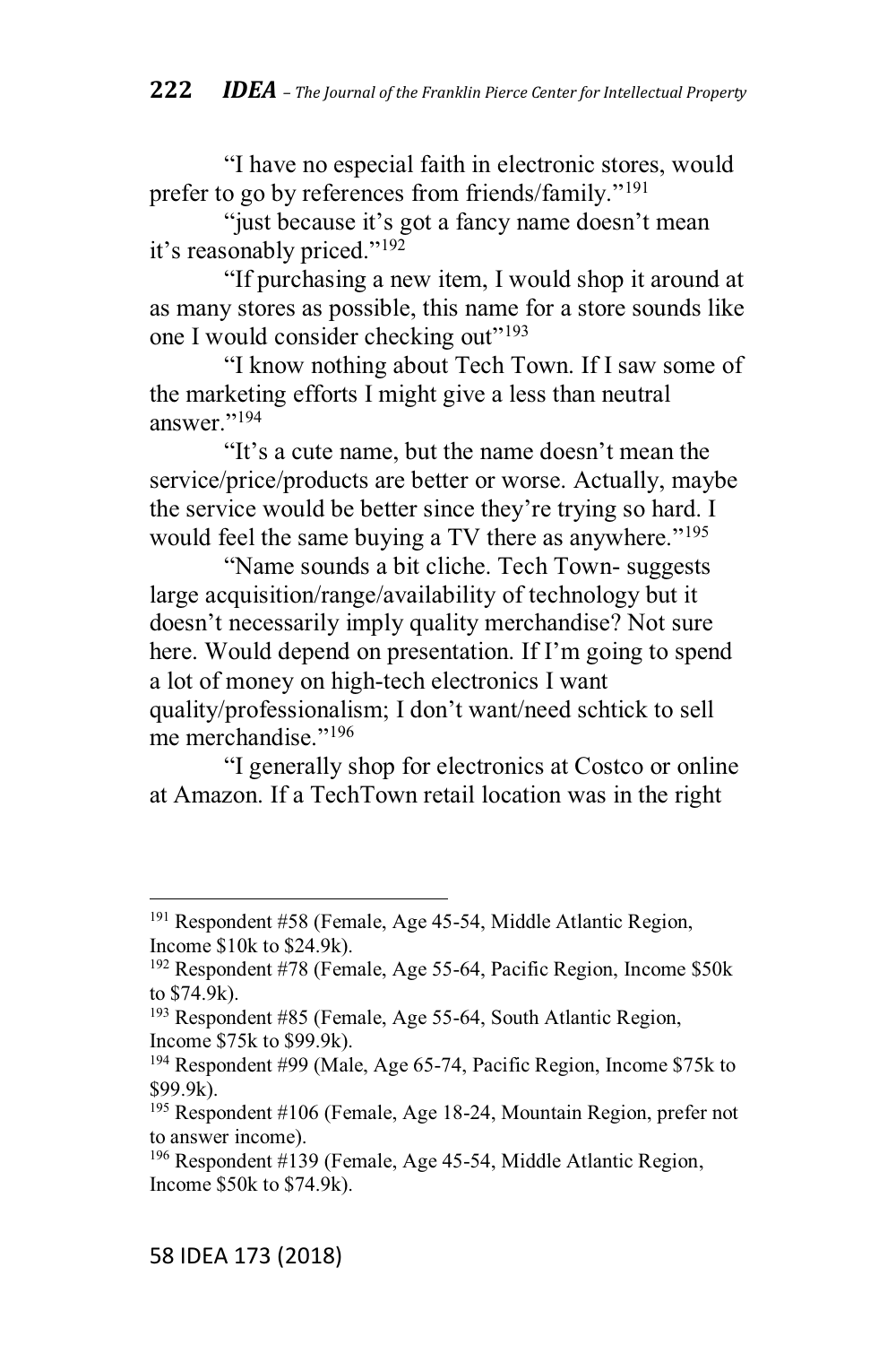"I have no especial faith in electronic stores, would prefer to go by references from friends/family."[191]

"just because it's got a fancy name doesn't mean it's reasonably priced."[192]

"If purchasing a new item, I would shop it around at as many stores as possible, this name for a store sounds like one I would consider checking out"[193]

"I know nothing about Tech Town. If I saw some of the marketing efforts I might give a less than neutral answer."[194]

"It's a cute name, but the name doesn't mean the service/price/products are better or worse. Actually, maybe the service would be better since they're trying so hard. I would feel the same buying a TV there as anywhere."[195]

"Name sounds a bit cliche. Tech Town- suggests large acquisition/range/availability of technology but it doesn't necessarily imply quality merchandise? Not sure here. Would depend on presentation. If I'm going to spend a lot of money on high-tech electronics I want quality/professionalism; I don't want/need schtick to sell me merchandise."[196]

"I generally shop for electronics at Costco or online at Amazon. If a TechTown retail location was in the right

---

[191] Respondent #58 (Female, Age 45-54, Middle Atlantic Region, Income $10k to $24.9k).

[192] Respondent #78 (Female, Age 55-64, Pacific Region, Income $50k to $74.9k).

[193] Respondent #85 (Female, Age 55-64, South Atlantic Region, Income $75k to $99.9k).

[194] Respondent #99 (Male, Age 65-74, Pacific Region, Income $75k to $99.9k).

[195] Respondent #106 (Female, Age 18-24, Mountain Region, prefer not to answer income).

[196] Respondent #139 (Female, Age 45-54, Middle Atlantic Region, Income $50k to $74.9k).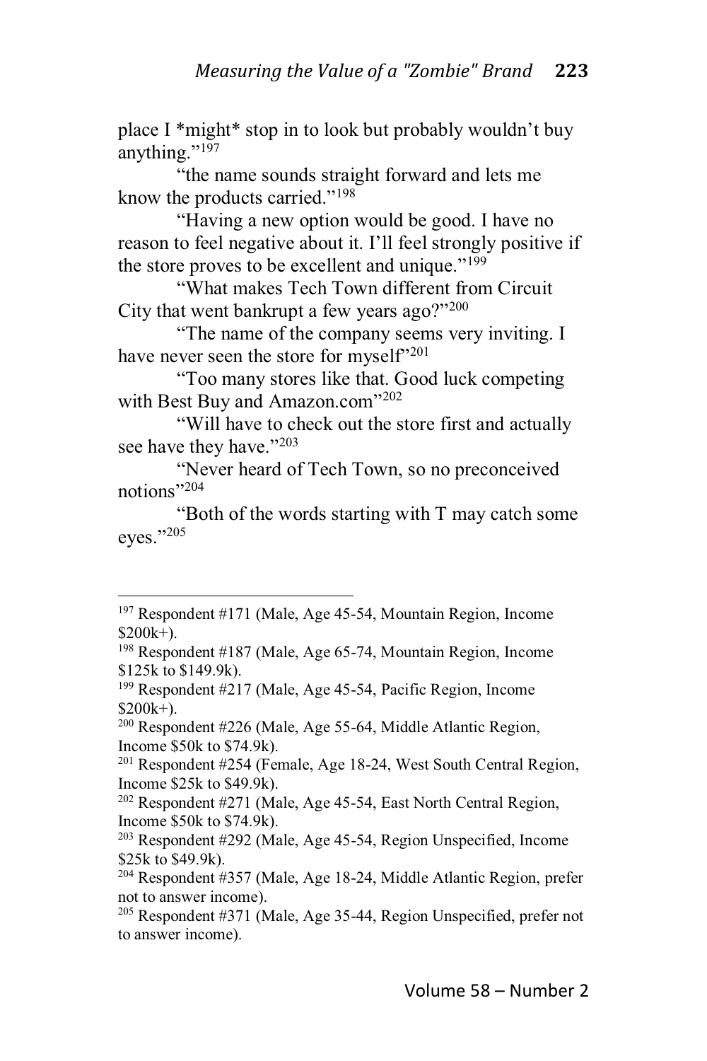place I *might* stop in to look but probably wouldn't buy anything."[197]

"the name sounds straight forward and lets me know the products carried."[198]

"Having a new option would be good. I have no reason to feel negative about it. I'll feel strongly positive if the store proves to be excellent and unique."[199]

"What makes Tech Town different from Circuit City that went bankrupt a few years ago?"[200]

"The name of the company seems very inviting. I have never seen the store for myself"[201]

"Too many stores like that. Good luck competing with Best Buy and Amazon.com"[202]

"Will have to check out the store first and actually see have they have."[203]

"Never heard of Tech Town, so no preconceived notions"[204]

"Both of the words starting with T may catch some eyes."[205]

---

[197] Respondent #171 (Male, Age 45-54, Mountain Region, Income $200k+).

[198] Respondent #187 (Male, Age 65-74, Mountain Region, Income $125k to $149.9k).

[199] Respondent #217 (Male, Age 45-54, Pacific Region, Income $200k+).

[200] Respondent #226 (Male, Age 55-64, Middle Atlantic Region, Income $50k to $74.9k).

[201] Respondent #254 (Female, Age 18-24, West South Central Region, Income $25k to $49.9k).

[202] Respondent #271 (Male, Age 45-54, East North Central Region, Income $50k to $74.9k).

[203] Respondent #292 (Male, Age 45-54, Region Unspecified, Income $25k to $49.9k).

[204] Respondent #357 (Male, Age 18-24, Middle Atlantic Region, prefer not to answer income).

[205] Respondent #371 (Male, Age 35-44, Region Unspecified, prefer not to answer income).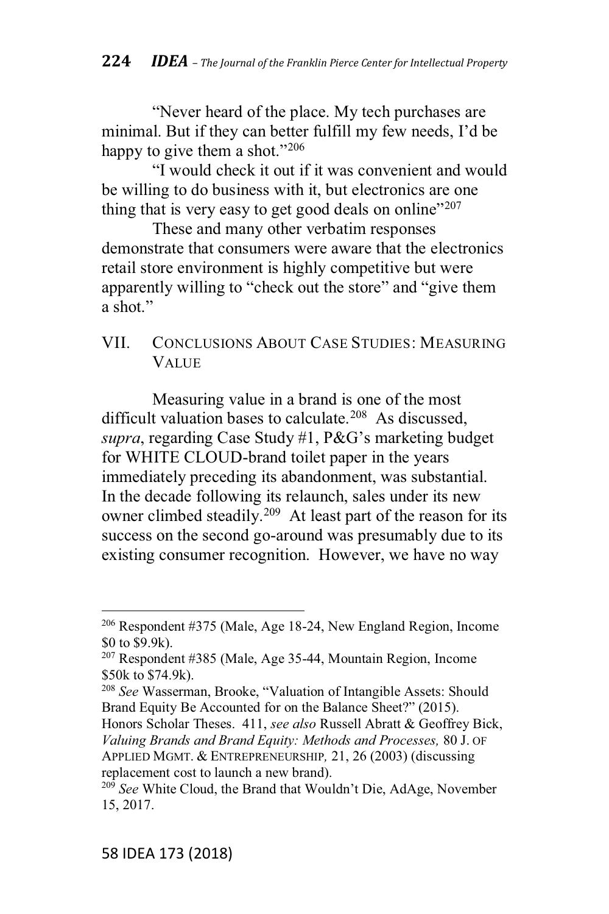"Never heard of the place. My tech purchases are minimal. But if they can better fulfill my few needs, I'd be happy to give them a shot."[206]

"I would check it out if it was convenient and would be willing to do business with it, but electronics are one thing that is very easy to get good deals on online"[207]

These and many other verbatim responses demonstrate that consumers were aware that the electronics retail store environment is highly competitive but were apparently willing to "check out the store" and "give them a shot."

## VII. Conclusions About Case Studies: Measuring Value

Measuring value in a brand is one of the most difficult valuation bases to calculate.[208] As discussed, *supra*, regarding Case Study #1, P&G's marketing budget for WHITE CLOUD-brand toilet paper in the years immediately preceding its abandonment, was substantial. In the decade following its relaunch, sales under its new owner climbed steadily.[209] At least part of the reason for its success on the second go-around was presumably due to its existing consumer recognition. However, we have no way

---

[206] Respondent #375 (Male, Age 18-24, New England Region, Income $0 to $9.9k).

[207] Respondent #385 (Male, Age 35-44, Mountain Region, Income $50k to $74.9k).

[208] *See* Wasserman, Brooke, "Valuation of Intangible Assets: Should Brand Equity Be Accounted for on the Balance Sheet?" (2015). Honors Scholar Theses. 411, *see also* Russell Abratt & Geoffrey Bick, *Valuing Brands and Brand Equity: Methods and Processes,* 80 J. of Applied Mgmt. & Entrepreneurship, 21, 26 (2003) (discussing replacement cost to launch a new brand).

[209] *See* White Cloud, the Brand that Wouldn't Die, AdAge, November 15, 2017.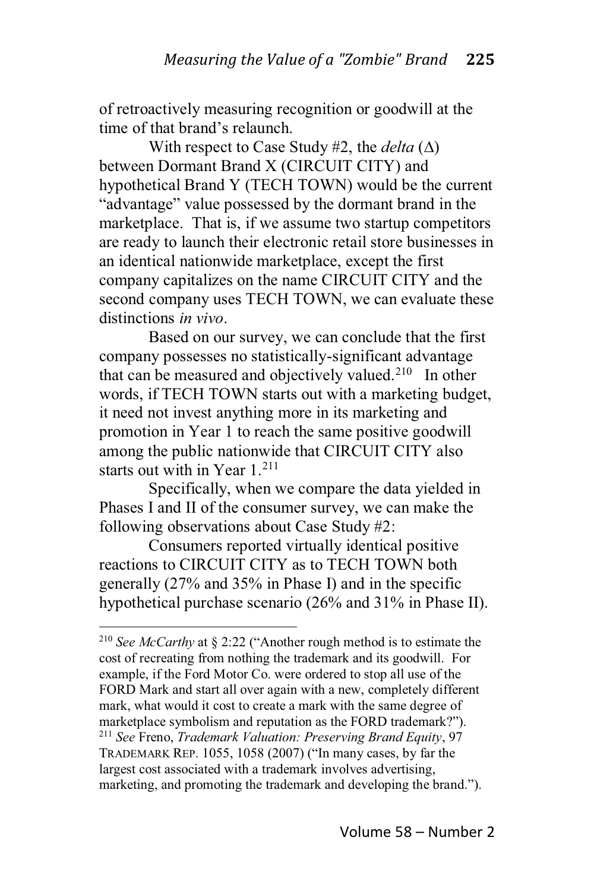of retroactively measuring recognition or goodwill at the time of that brand's relaunch.

With respect to Case Study #2, the *delta* (Δ) between Dormant Brand X (CIRCUIT CITY) and hypothetical Brand Y (TECH TOWN) would be the current "advantage" value possessed by the dormant brand in the marketplace. That is, if we assume two startup competitors are ready to launch their electronic retail store businesses in an identical nationwide marketplace, except the first company capitalizes on the name CIRCUIT CITY and the second company uses TECH TOWN, we can evaluate these distinctions *in vivo*.

Based on our survey, we can conclude that the first company possesses no statistically-significant advantage that can be measured and objectively valued.[210] In other words, if TECH TOWN starts out with a marketing budget, it need not invest anything more in its marketing and promotion in Year 1 to reach the same positive goodwill among the public nationwide that CIRCUIT CITY also starts out with in Year 1.[211]

Specifically, when we compare the data yielded in Phases I and II of the consumer survey, we can make the following observations about Case Study #2:

Consumers reported virtually identical positive reactions to CIRCUIT CITY as to TECH TOWN both generally (27% and 35% in Phase I) and in the specific hypothetical purchase scenario (26% and 31% in Phase II).

---

[210] *See McCarthy* at § 2:22 ("Another rough method is to estimate the cost of recreating from nothing the trademark and its goodwill. For example, if the Ford Motor Co. were ordered to stop all use of the FORD Mark and start all over again with a new, completely different mark, what would it cost to create a mark with the same degree of marketplace symbolism and reputation as the FORD trademark?").

[211] *See* Freno, *Trademark Valuation: Preserving Brand Equity*, 97 TRADEMARK REP. 1055, 1058 (2007) ("In many cases, by far the largest cost associated with a trademark involves advertising, marketing, and promoting the trademark and developing the brand.").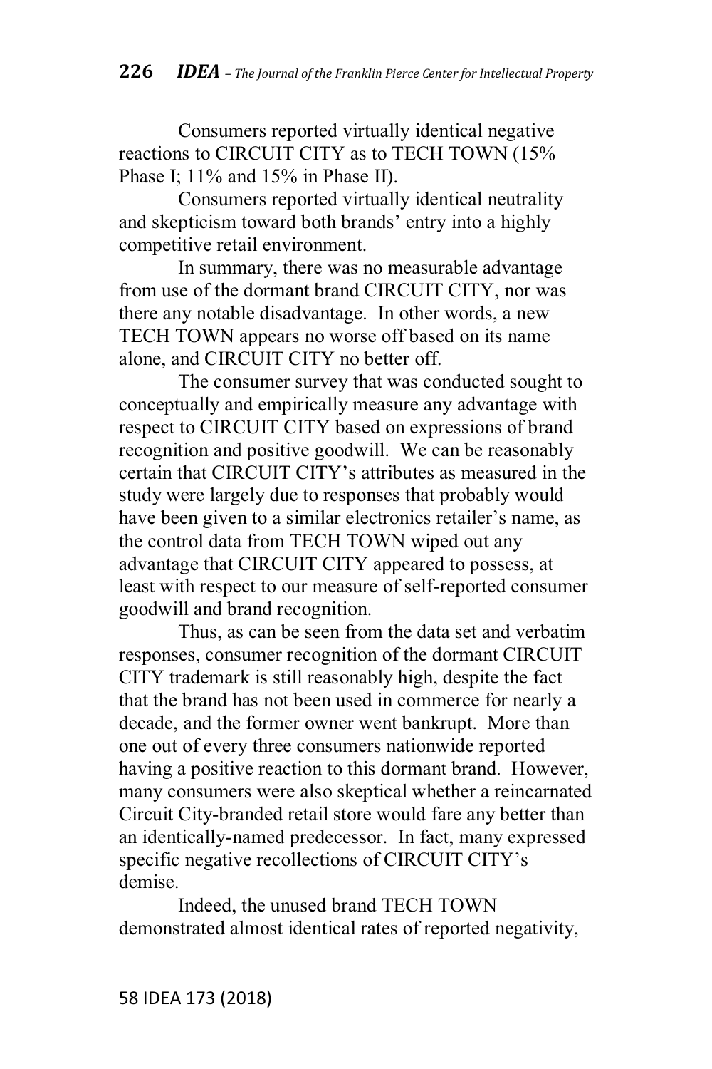Consumers reported virtually identical negative reactions to CIRCUIT CITY as to TECH TOWN (15% Phase I; 11% and 15% in Phase II).

Consumers reported virtually identical neutrality and skepticism toward both brands' entry into a highly competitive retail environment.

In summary, there was no measurable advantage from use of the dormant brand CIRCUIT CITY, nor was there any notable disadvantage. In other words, a new TECH TOWN appears no worse off based on its name alone, and CIRCUIT CITY no better off.

The consumer survey that was conducted sought to conceptually and empirically measure any advantage with respect to CIRCUIT CITY based on expressions of brand recognition and positive goodwill. We can be reasonably certain that CIRCUIT CITY's attributes as measured in the study were largely due to responses that probably would have been given to a similar electronics retailer's name, as the control data from TECH TOWN wiped out any advantage that CIRCUIT CITY appeared to possess, at least with respect to our measure of self-reported consumer goodwill and brand recognition.

Thus, as can be seen from the data set and verbatim responses, consumer recognition of the dormant CIRCUIT CITY trademark is still reasonably high, despite the fact that the brand has not been used in commerce for nearly a decade, and the former owner went bankrupt. More than one out of every three consumers nationwide reported having a positive reaction to this dormant brand. However, many consumers were also skeptical whether a reincarnated Circuit City-branded retail store would fare any better than an identically-named predecessor. In fact, many expressed specific negative recollections of CIRCUIT CITY's demise.

Indeed, the unused brand TECH TOWN demonstrated almost identical rates of reported negativity,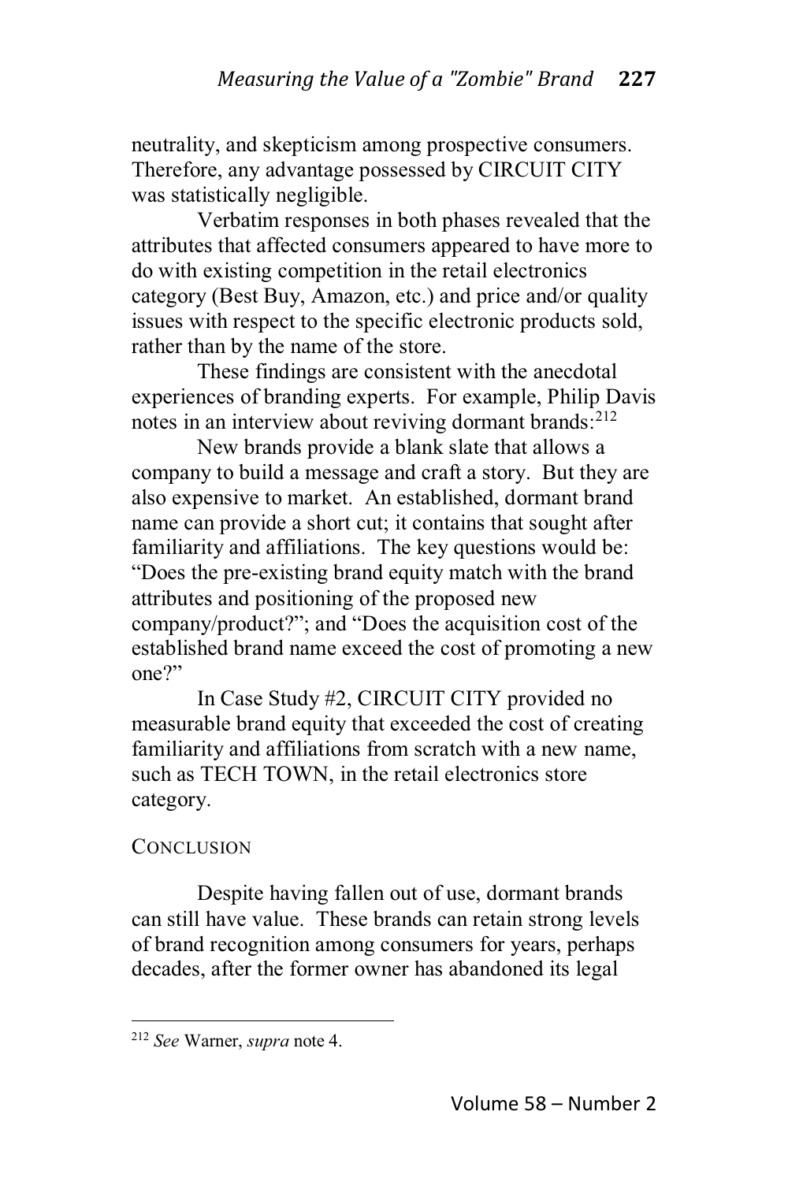neutrality, and skepticism among prospective consumers. Therefore, any advantage possessed by CIRCUIT CITY was statistically negligible.

Verbatim responses in both phases revealed that the attributes that affected consumers appeared to have more to do with existing competition in the retail electronics category (Best Buy, Amazon, etc.) and price and/or quality issues with respect to the specific electronic products sold, rather than by the name of the store.

These findings are consistent with the anecdotal experiences of branding experts. For example, Philip Davis notes in an interview about reviving dormant brands:[212]

> New brands provide a blank slate that allows a company to build a message and craft a story. But they are also expensive to market. An established, dormant brand name can provide a short cut; it contains that sought after familiarity and affiliations. The key questions would be: "Does the pre-existing brand equity match with the brand attributes and positioning of the proposed new company/product?"; and "Does the acquisition cost of the established brand name exceed the cost of promoting a new one?"

In Case Study #2, CIRCUIT CITY provided no measurable brand equity that exceeded the cost of creating familiarity and affiliations from scratch with a new name, such as TECH TOWN, in the retail electronics store category.

## CONCLUSION

Despite having fallen out of use, dormant brands can still have value. These brands can retain strong levels of brand recognition among consumers for years, perhaps decades, after the former owner has abandoned its legal

---

[212] *See* Warner, *supra* note 4.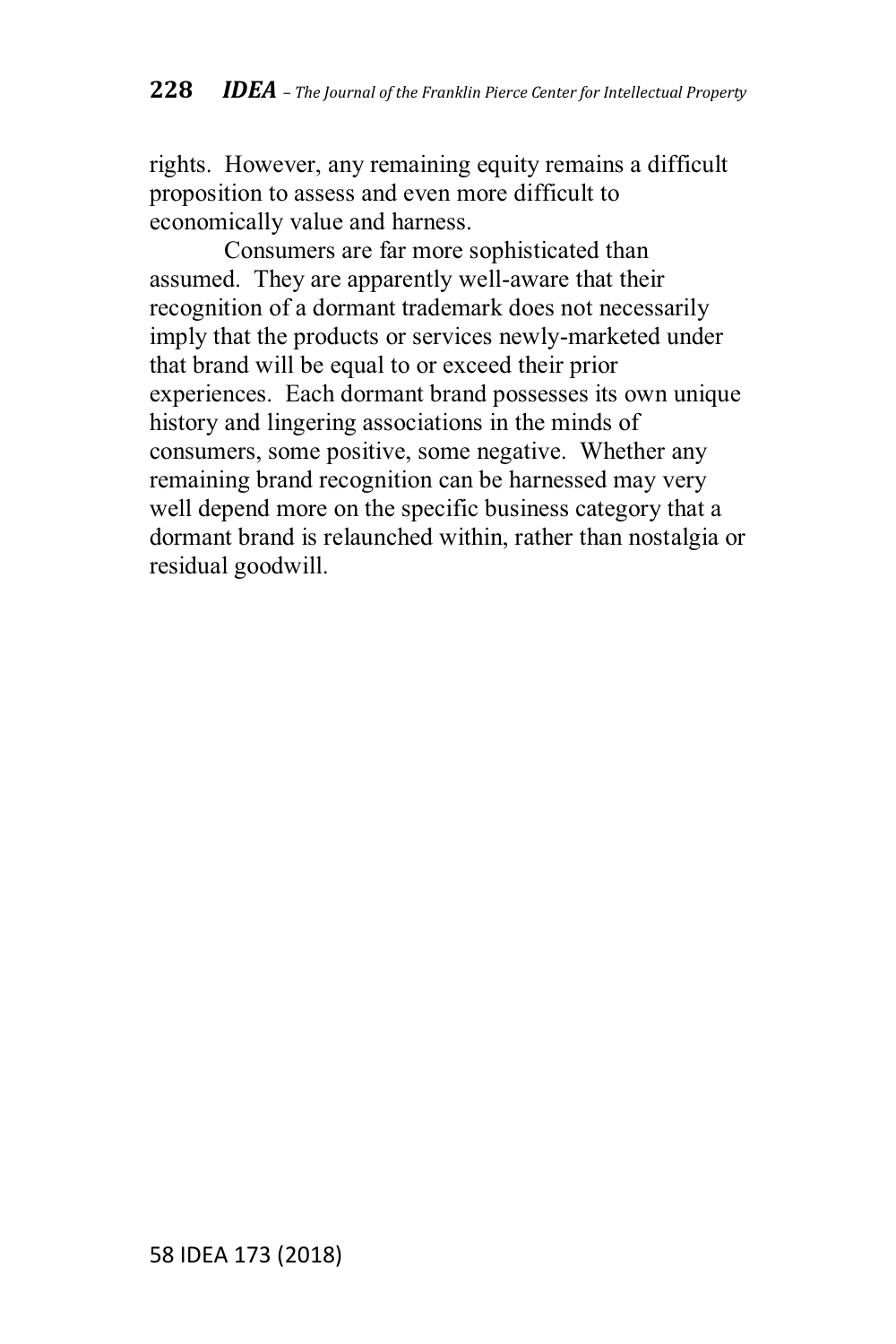rights. However, any remaining equity remains a difficult proposition to assess and even more difficult to economically value and harness.

Consumers are far more sophisticated than assumed. They are apparently well-aware that their recognition of a dormant trademark does not necessarily imply that the products or services newly-marketed under that brand will be equal to or exceed their prior experiences. Each dormant brand possesses its own unique history and lingering associations in the minds of consumers, some positive, some negative. Whether any remaining brand recognition can be harnessed may very well depend more on the specific business category that a dormant brand is relaunched within, rather than nostalgia or residual goodwill.